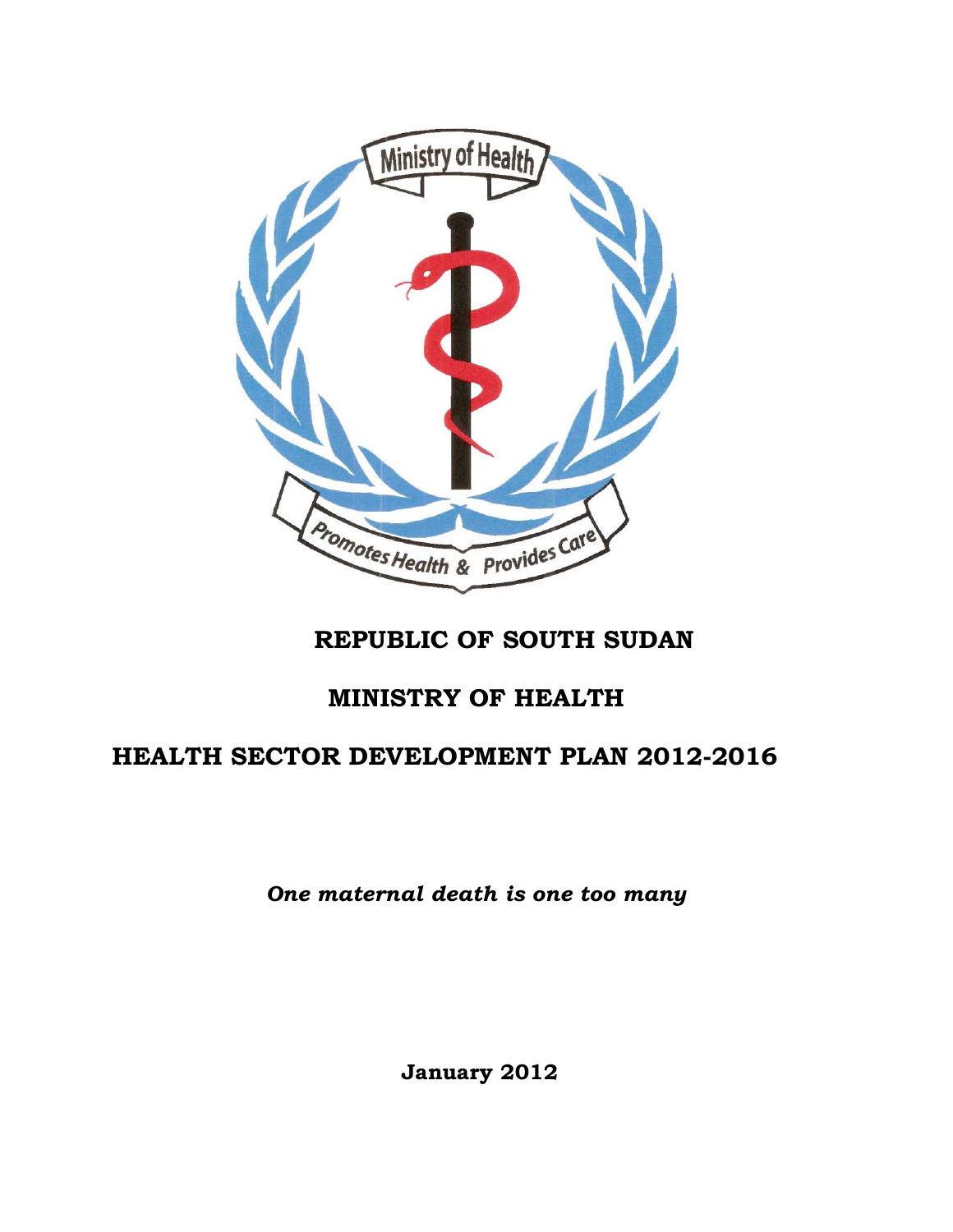# REPUBLIC OF SOUTH SUDAN

# MINISTRY OF HEALTH

# HEALTH SECTOR DEVELOPMENT PLAN 2012-2016

***One maternal death is one too many***

**January 2012**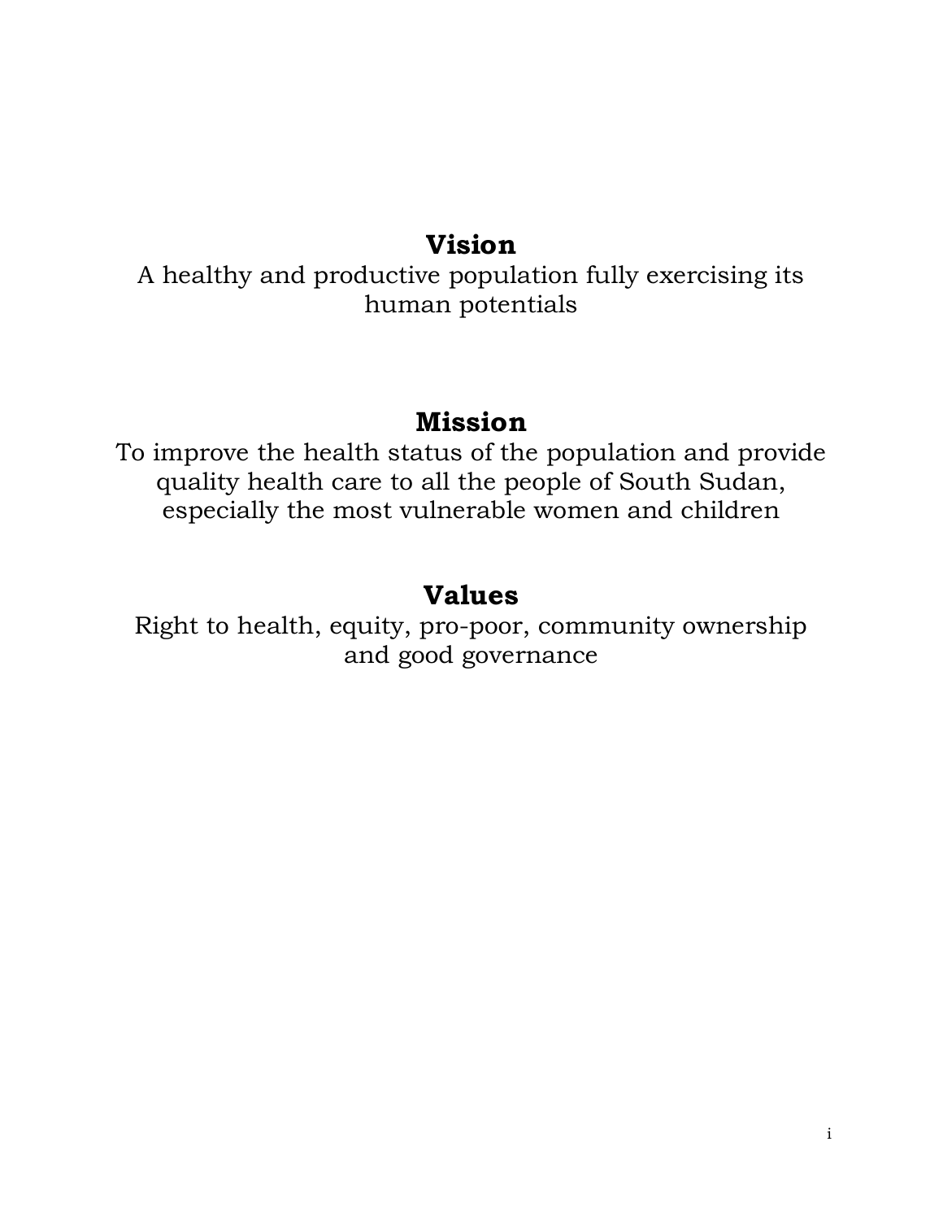## Vision

A healthy and productive population fully exercising its human potentials

## Mission

To improve the health status of the population and provide quality health care to all the people of South Sudan, especially the most vulnerable women and children

## Values

Right to health, equity, pro-poor, community ownership and good governance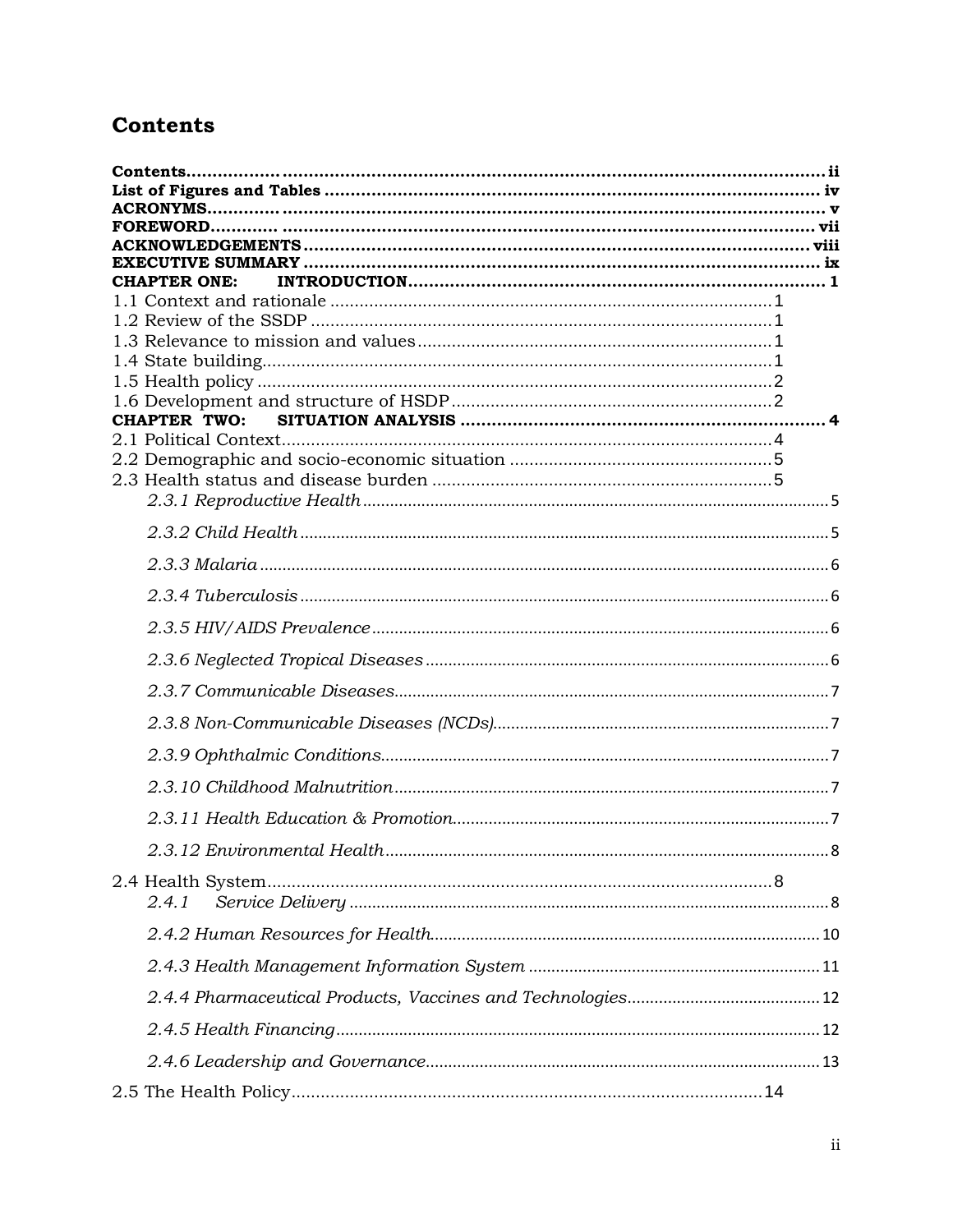# Contents

**Contents** ........................................................................................................................ ii
**List of Figures and Tables** ................................................................................................ iv
**ACRONYMS** ....................................................................................................................... v
**FOREWORD** ..................................................................................................................... vii
**ACKNOWLEDGEMENTS** ................................................................................................. viii
**EXECUTIVE SUMMARY** ..................................................................................................... ix
**CHAPTER ONE: INTRODUCTION** ........................................................................................ 1
1.1 Context and rationale ..................................................................................................... 1
1.2 Review of the SSDP ......................................................................................................... 1
1.3 Relevance to mission and values ................................................................................... 1
1.4 State building .................................................................................................................. 1
1.5 Health policy ................................................................................................................... 2
1.6 Development and structure of HSDP ............................................................................ 2
**CHAPTER TWO: SITUATION ANALYSIS** ............................................................................... 4
2.1 Political Context .............................................................................................................. 4
2.2 Demographic and socio-economic situation ................................................................ 5
2.3 Health status and disease burden ................................................................................ 5
*2.3.1 Reproductive Health* ...................................................................................................... 5
*2.3.2 Child Health* ................................................................................................................... 5
*2.3.3 Malaria* ........................................................................................................................... 6
*2.3.4 Tuberculosis* ................................................................................................................... 6
*2.3.5 HIV/AIDS Prevalence* ..................................................................................................... 6
*2.3.6 Neglected Tropical Diseases* .......................................................................................... 6
*2.3.7 Communicable Diseases* ................................................................................................ 7
*2.3.8 Non-Communicable Diseases (NCDs)* ........................................................................... 7
*2.3.9 Ophthalmic Conditions* .................................................................................................. 7
*2.3.10 Childhood Malnutrition* ................................................................................................ 7
*2.3.11 Health Education & Promotion* ................................................................................... 7
*2.3.12 Environmental Health* .................................................................................................. 8
2.4 Health System .................................................................................................................. 8
*2.4.1 Service Delivery* ............................................................................................................. 8
*2.4.2 Human Resources for Health* ....................................................................................... 10
*2.4.3 Health Management Information System* .................................................................... 11
*2.4.4 Pharmaceutical Products, Vaccines and Technologies* ................................................ 12
*2.4.5 Health Financing* ........................................................................................................... 12
*2.4.6 Leadership and Governance* ......................................................................................... 13
2.5 The Health Policy ............................................................................................................ 14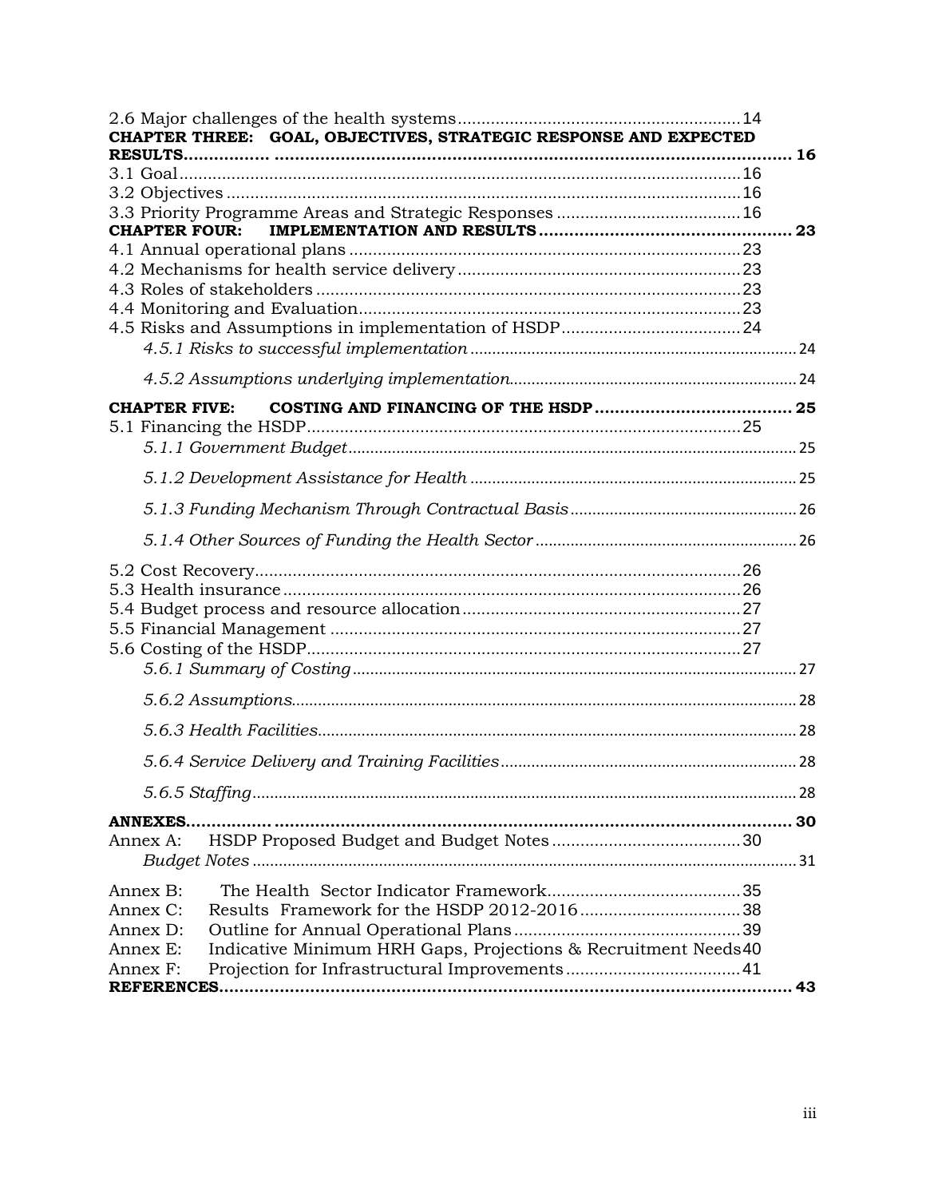2.6 Major challenges of the health systems ........................................................ 14

**CHAPTER THREE: GOAL, OBJECTIVES, STRATEGIC RESPONSE AND EXPECTED RESULTS................ ..................................................................................................... 16**

3.1 Goal ........................................................................................................ 16

3.2 Objectives .............................................................................................. 16

3.3 Priority Programme Areas and Strategic Responses ....................................... 16

**CHAPTER FOUR: IMPLEMENTATION AND RESULTS ................................................ 23**

4.1 Annual operational plans ............................................................................ 23

4.2 Mechanisms for health service delivery ........................................................ 23

4.3 Roles of stakeholders .................................................................................. 23

4.4 Monitoring and Evaluation ........................................................................... 23

4.5 Risks and Assumptions in implementation of HSDP ....................................... 24

*4.5.1 Risks to successful implementation* ..................................................................... 24

*4.5.2 Assumptions underlying implementation* .............................................................. 24

**CHAPTER FIVE: COSTING AND FINANCING OF THE HSDP ...................................... 25**

5.1 Financing the HSDP ..................................................................................... 25

*5.1.1 Government Budget* .......................................................................................... 25

*5.1.2 Development Assistance for Health* ..................................................................... 25

*5.1.3 Funding Mechanism Through Contractual Basis* ................................................... 26

*5.1.4 Other Sources of Funding the Health Sector* ......................................................... 26

5.2 Cost Recovery ............................................................................................. 26

5.3 Health insurance ......................................................................................... 26

5.4 Budget process and resource allocation ........................................................ 27

5.5 Financial Management ................................................................................ 27

5.6 Costing of the HSDP .................................................................................... 27

*5.6.1 Summary of Costing* .......................................................................................... 27

*5.6.2 Assumptions* ..................................................................................................... 28

*5.6.3 Health Facilities* ................................................................................................ 28

*5.6.4 Service Delivery and Training Facilities* ............................................................... 28

*5.6.5 Staffing* ............................................................................................................ 28

**ANNEXES................ ..................................................................................................... 30**

Annex A: HSDP Proposed Budget and Budget Notes ........................................ 30

*Budget Notes* .......................................................................................................... 31

Annex B: The Health Sector Indicator Framework ......................................... 35

Annex C: Results Framework for the HSDP 2012-2016 .................................. 38

Annex D: Outline for Annual Operational Plans ................................................ 39

Annex E: Indicative Minimum HRH Gaps, Projections & Recruitment Needs 40

Annex F: Projection for Infrastructural Improvements ..................................... 41

**REFERENCES................................................................................................................ 43**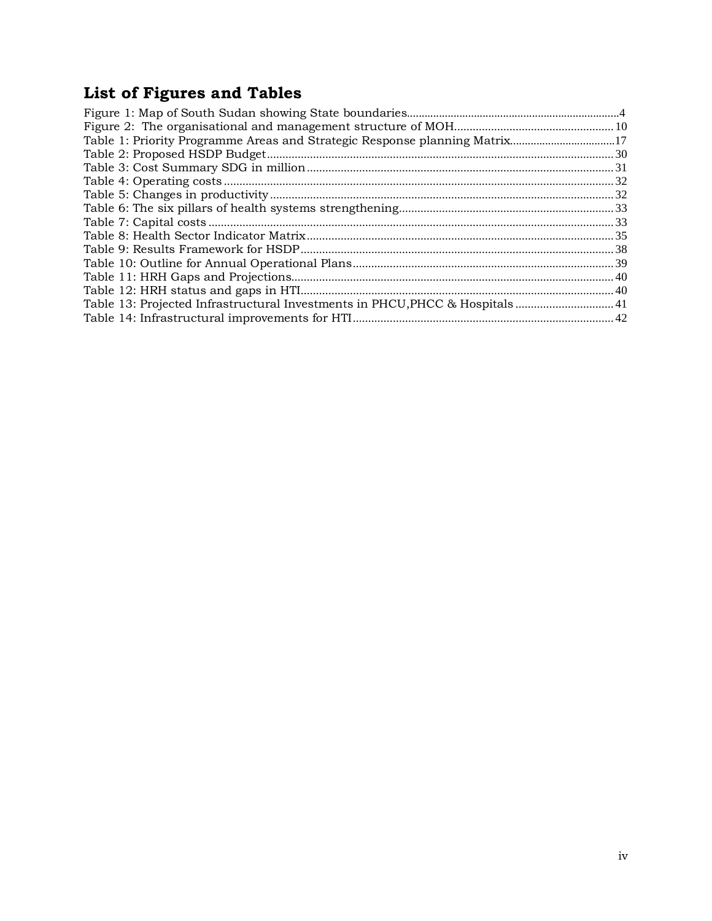## List of Figures and Tables

Figure 1: Map of South Sudan showing State boundaries.......................................................................4
Figure 2: The organisational and management structure of MOH.....................................................10
Table 1: Priority Programme Areas and Strategic Response planning Matrix....................................17
Table 2: Proposed HSDP Budget.................................................................................................................30
Table 3: Cost Summary SDG in million......................................................................................................31
Table 4: Operating costs...............................................................................................................................32
Table 5: Changes in productivity................................................................................................................32
Table 6: The six pillars of health systems strengthening......................................................................33
Table 7: Capital costs....................................................................................................................................33
Table 8: Health Sector Indicator Matrix.....................................................................................................35
Table 9: Results Framework for HSDP.......................................................................................................38
Table 10: Outline for Annual Operational Plans......................................................................................39
Table 11: HRH Gaps and Projections.........................................................................................................40
Table 12: HRH status and gaps in HTI......................................................................................................40
Table 13: Projected Infrastructural Investments in PHCU,PHCC & Hospitals.................................41
Table 14: Infrastructural improvements for HTI.....................................................................................42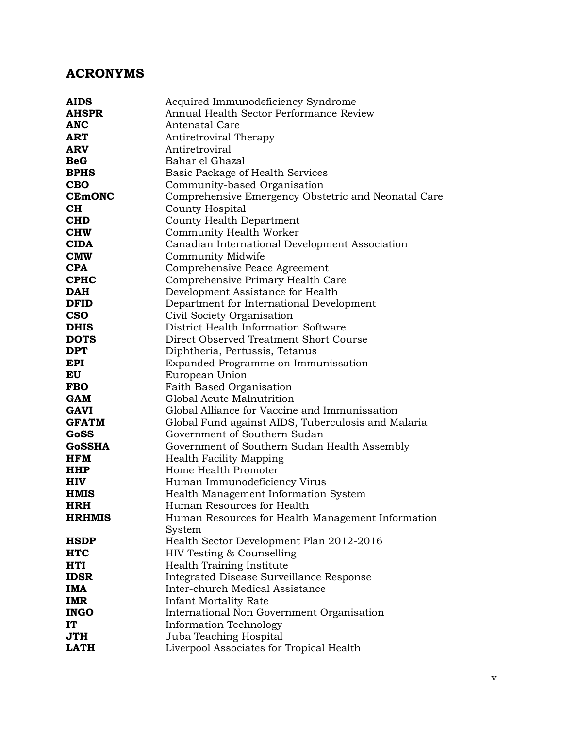## ACRONYMS

| | |
|---|---|
| **AIDS** | Acquired Immunodeficiency Syndrome |
| **AHSPR** | Annual Health Sector Performance Review |
| **ANC** | Antenatal Care |
| **ART** | Antiretroviral Therapy |
| **ARV** | Antiretroviral |
| **BeG** | Bahar el Ghazal |
| **BPHS** | Basic Package of Health Services |
| **CBO** | Community-based Organisation |
| **CEmONC** | Comprehensive Emergency Obstetric and Neonatal Care |
| **CH** | County Hospital |
| **CHD** | County Health Department |
| **CHW** | Community Health Worker |
| **CIDA** | Canadian International Development Association |
| **CMW** | Community Midwife |
| **CPA** | Comprehensive Peace Agreement |
| **CPHC** | Comprehensive Primary Health Care |
| **DAH** | Development Assistance for Health |
| **DFID** | Department for International Development |
| **CSO** | Civil Society Organisation |
| **DHIS** | District Health Information Software |
| **DOTS** | Direct Observed Treatment Short Course |
| **DPT** | Diphtheria, Pertussis, Tetanus |
| **EPI** | Expanded Programme on Immunissation |
| **EU** | European Union |
| **FBO** | Faith Based Organisation |
| **GAM** | Global Acute Malnutrition |
| **GAVI** | Global Alliance for Vaccine and Immunissation |
| **GFATM** | Global Fund against AIDS, Tuberculosis and Malaria |
| **GoSS** | Government of Southern Sudan |
| **GoSSHA** | Government of Southern Sudan Health Assembly |
| **HFM** | Health Facility Mapping |
| **HHP** | Home Health Promoter |
| **HIV** | Human Immunodeficiency Virus |
| **HMIS** | Health Management Information System |
| **HRH** | Human Resources for Health |
| **HRHMIS** | Human Resources for Health Management Information System |
| **HSDP** | Health Sector Development Plan 2012-2016 |
| **HTC** | HIV Testing & Counselling |
| **HTI** | Health Training Institute |
| **IDSR** | Integrated Disease Surveillance Response |
| **IMA** | Inter-church Medical Assistance |
| **IMR** | Infant Mortality Rate |
| **INGO** | International Non Government Organisation |
| **IT** | Information Technology |
| **JTH** | Juba Teaching Hospital |
| **LATH** | Liverpool Associates for Tropical Health |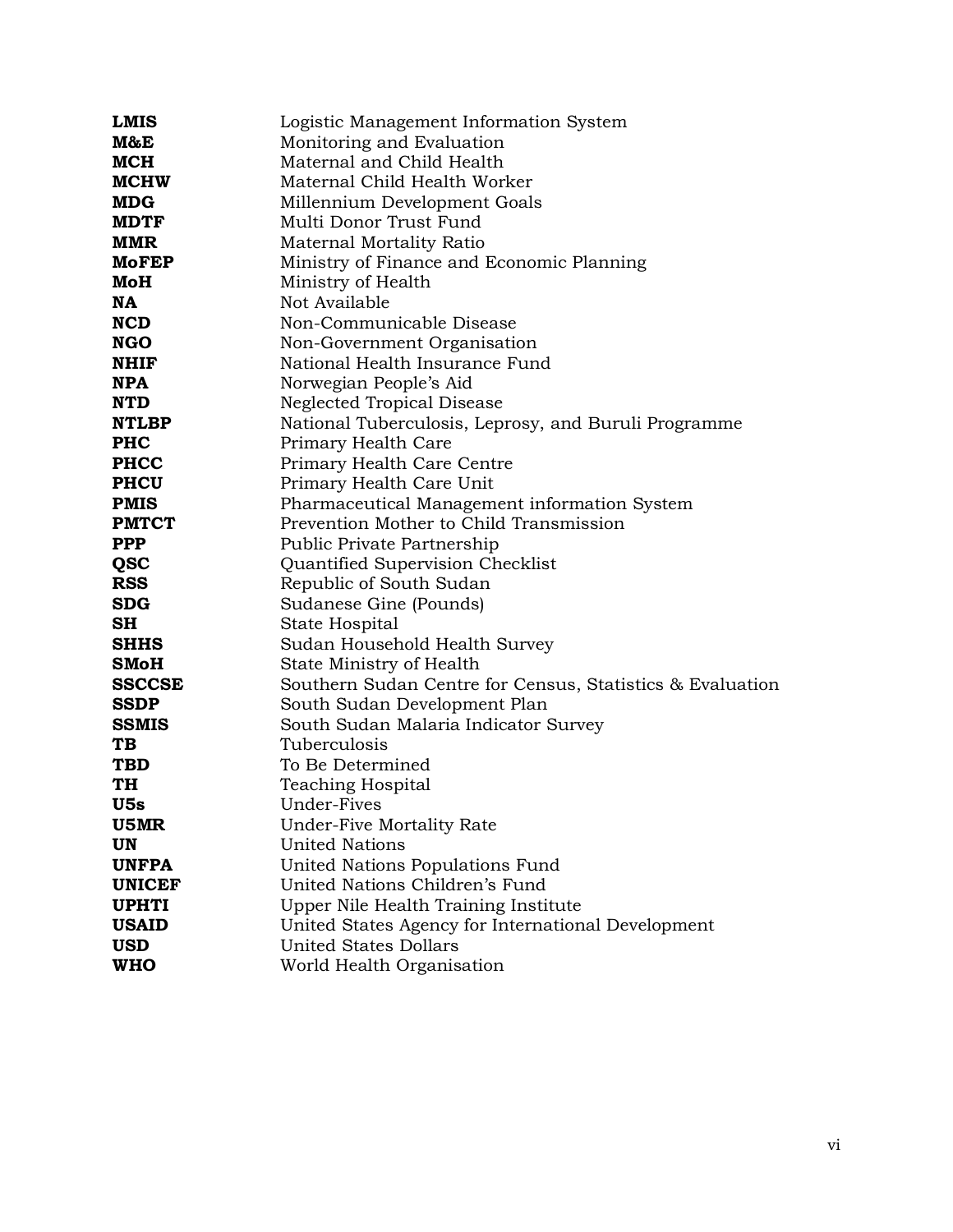| | |
|---|---|
| **LMIS** | Logistic Management Information System |
| **M&E** | Monitoring and Evaluation |
| **MCH** | Maternal and Child Health |
| **MCHW** | Maternal Child Health Worker |
| **MDG** | Millennium Development Goals |
| **MDTF** | Multi Donor Trust Fund |
| **MMR** | Maternal Mortality Ratio |
| **MoFEP** | Ministry of Finance and Economic Planning |
| **MoH** | Ministry of Health |
| **NA** | Not Available |
| **NCD** | Non-Communicable Disease |
| **NGO** | Non-Government Organisation |
| **NHIF** | National Health Insurance Fund |
| **NPA** | Norwegian People's Aid |
| **NTD** | Neglected Tropical Disease |
| **NTLBP** | National Tuberculosis, Leprosy, and Buruli Programme |
| **PHC** | Primary Health Care |
| **PHCC** | Primary Health Care Centre |
| **PHCU** | Primary Health Care Unit |
| **PMIS** | Pharmaceutical Management information System |
| **PMTCT** | Prevention Mother to Child Transmission |
| **PPP** | Public Private Partnership |
| **QSC** | Quantified Supervision Checklist |
| **RSS** | Republic of South Sudan |
| **SDG** | Sudanese Gine (Pounds) |
| **SH** | State Hospital |
| **SHHS** | Sudan Household Health Survey |
| **SMoH** | State Ministry of Health |
| **SSCCSE** | Southern Sudan Centre for Census, Statistics & Evaluation |
| **SSDP** | South Sudan Development Plan |
| **SSMIS** | South Sudan Malaria Indicator Survey |
| **TB** | Tuberculosis |
| **TBD** | To Be Determined |
| **TH** | Teaching Hospital |
| **U5s** | Under-Fives |
| **U5MR** | Under-Five Mortality Rate |
| **UN** | United Nations |
| **UNFPA** | United Nations Populations Fund |
| **UNICEF** | United Nations Children's Fund |
| **UPHTI** | Upper Nile Health Training Institute |
| **USAID** | United States Agency for International Development |
| **USD** | United States Dollars |
| **WHO** | World Health Organisation |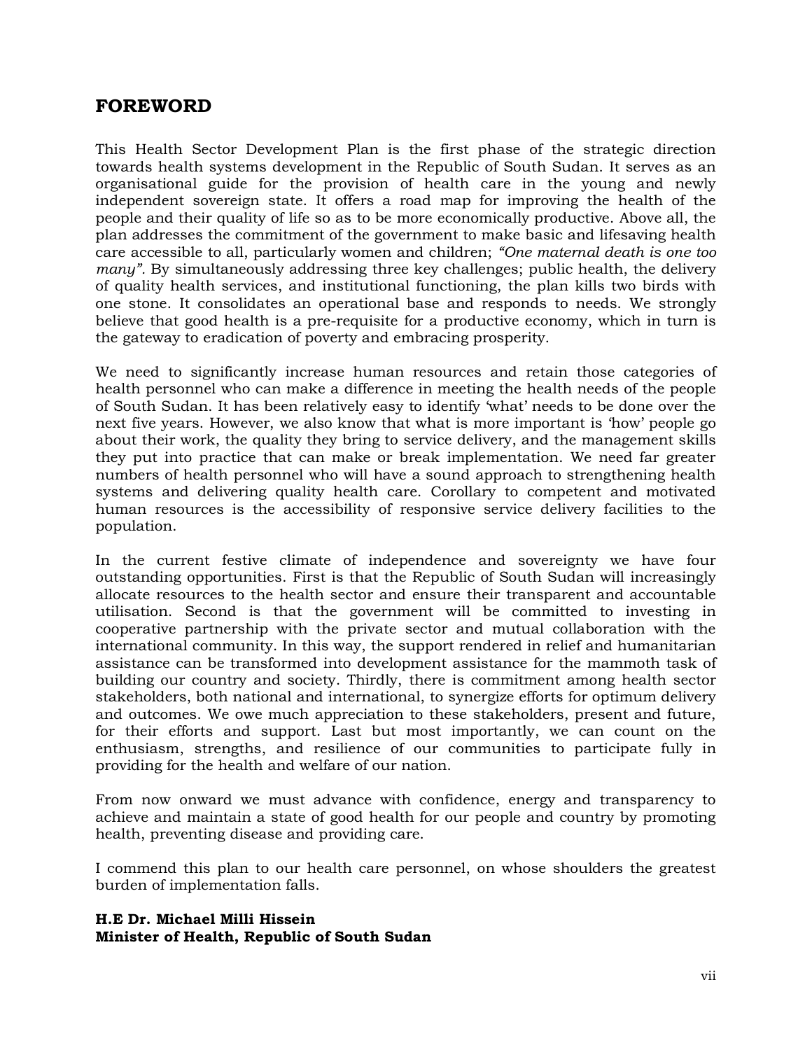## FOREWORD

This Health Sector Development Plan is the first phase of the strategic direction towards health systems development in the Republic of South Sudan. It serves as an organisational guide for the provision of health care in the young and newly independent sovereign state. It offers a road map for improving the health of the people and their quality of life so as to be more economically productive. Above all, the plan addresses the commitment of the government to make basic and lifesaving health care accessible to all, particularly women and children; *"One maternal death is one too many"*. By simultaneously addressing three key challenges; public health, the delivery of quality health services, and institutional functioning, the plan kills two birds with one stone. It consolidates an operational base and responds to needs. We strongly believe that good health is a pre-requisite for a productive economy, which in turn is the gateway to eradication of poverty and embracing prosperity.

We need to significantly increase human resources and retain those categories of health personnel who can make a difference in meeting the health needs of the people of South Sudan. It has been relatively easy to identify 'what' needs to be done over the next five years. However, we also know that what is more important is 'how' people go about their work, the quality they bring to service delivery, and the management skills they put into practice that can make or break implementation. We need far greater numbers of health personnel who will have a sound approach to strengthening health systems and delivering quality health care. Corollary to competent and motivated human resources is the accessibility of responsive service delivery facilities to the population.

In the current festive climate of independence and sovereignty we have four outstanding opportunities. First is that the Republic of South Sudan will increasingly allocate resources to the health sector and ensure their transparent and accountable utilisation. Second is that the government will be committed to investing in cooperative partnership with the private sector and mutual collaboration with the international community. In this way, the support rendered in relief and humanitarian assistance can be transformed into development assistance for the mammoth task of building our country and society. Thirdly, there is commitment among health sector stakeholders, both national and international, to synergize efforts for optimum delivery and outcomes. We owe much appreciation to these stakeholders, present and future, for their efforts and support. Last but most importantly, we can count on the enthusiasm, strengths, and resilience of our communities to participate fully in providing for the health and welfare of our nation.

From now onward we must advance with confidence, energy and transparency to achieve and maintain a state of good health for our people and country by promoting health, preventing disease and providing care.

I commend this plan to our health care personnel, on whose shoulders the greatest burden of implementation falls.

**H.E Dr. Michael Milli Hissein**
**Minister of Health, Republic of South Sudan**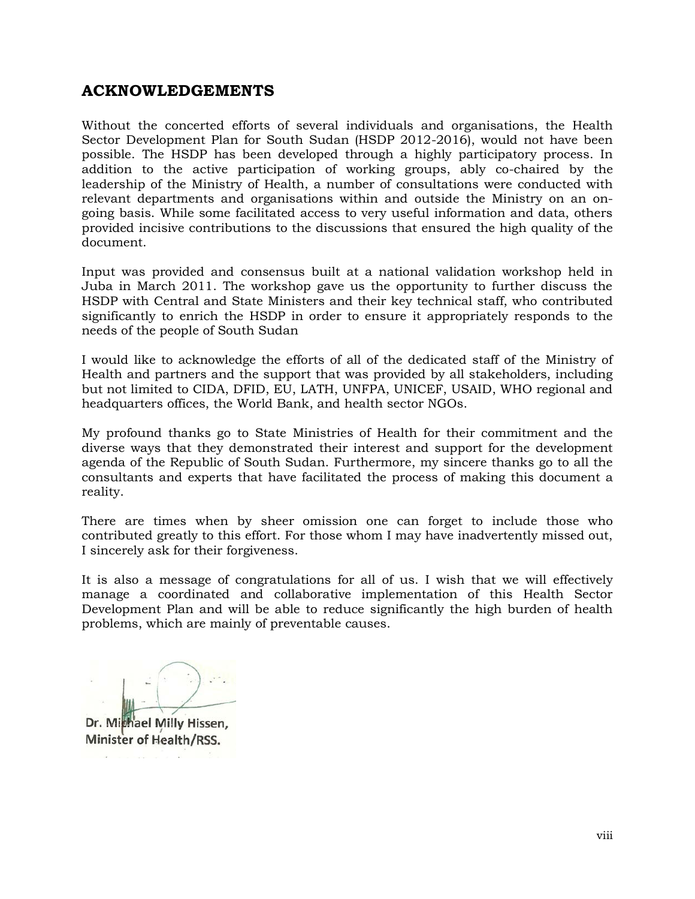## ACKNOWLEDGEMENTS

Without the concerted efforts of several individuals and organisations, the Health Sector Development Plan for South Sudan (HSDP 2012-2016), would not have been possible. The HSDP has been developed through a highly participatory process. In addition to the active participation of working groups, ably co-chaired by the leadership of the Ministry of Health, a number of consultations were conducted with relevant departments and organisations within and outside the Ministry on an on-going basis. While some facilitated access to very useful information and data, others provided incisive contributions to the discussions that ensured the high quality of the document.

Input was provided and consensus built at a national validation workshop held in Juba in March 2011. The workshop gave us the opportunity to further discuss the HSDP with Central and State Ministers and their key technical staff, who contributed significantly to enrich the HSDP in order to ensure it appropriately responds to the needs of the people of South Sudan

I would like to acknowledge the efforts of all of the dedicated staff of the Ministry of Health and partners and the support that was provided by all stakeholders, including but not limited to CIDA, DFID, EU, LATH, UNFPA, UNICEF, USAID, WHO regional and headquarters offices, the World Bank, and health sector NGOs.

My profound thanks go to State Ministries of Health for their commitment and the diverse ways that they demonstrated their interest and support for the development agenda of the Republic of South Sudan. Furthermore, my sincere thanks go to all the consultants and experts that have facilitated the process of making this document a reality.

There are times when by sheer omission one can forget to include those who contributed greatly to this effort. For those whom I may have inadvertently missed out, I sincerely ask for their forgiveness.

It is also a message of congratulations for all of us. I wish that we will effectively manage a coordinated and collaborative implementation of this Health Sector Development Plan and will be able to reduce significantly the high burden of health problems, which are mainly of preventable causes.

Dr. Michael Milly Hissen,
Minister of Health/RSS.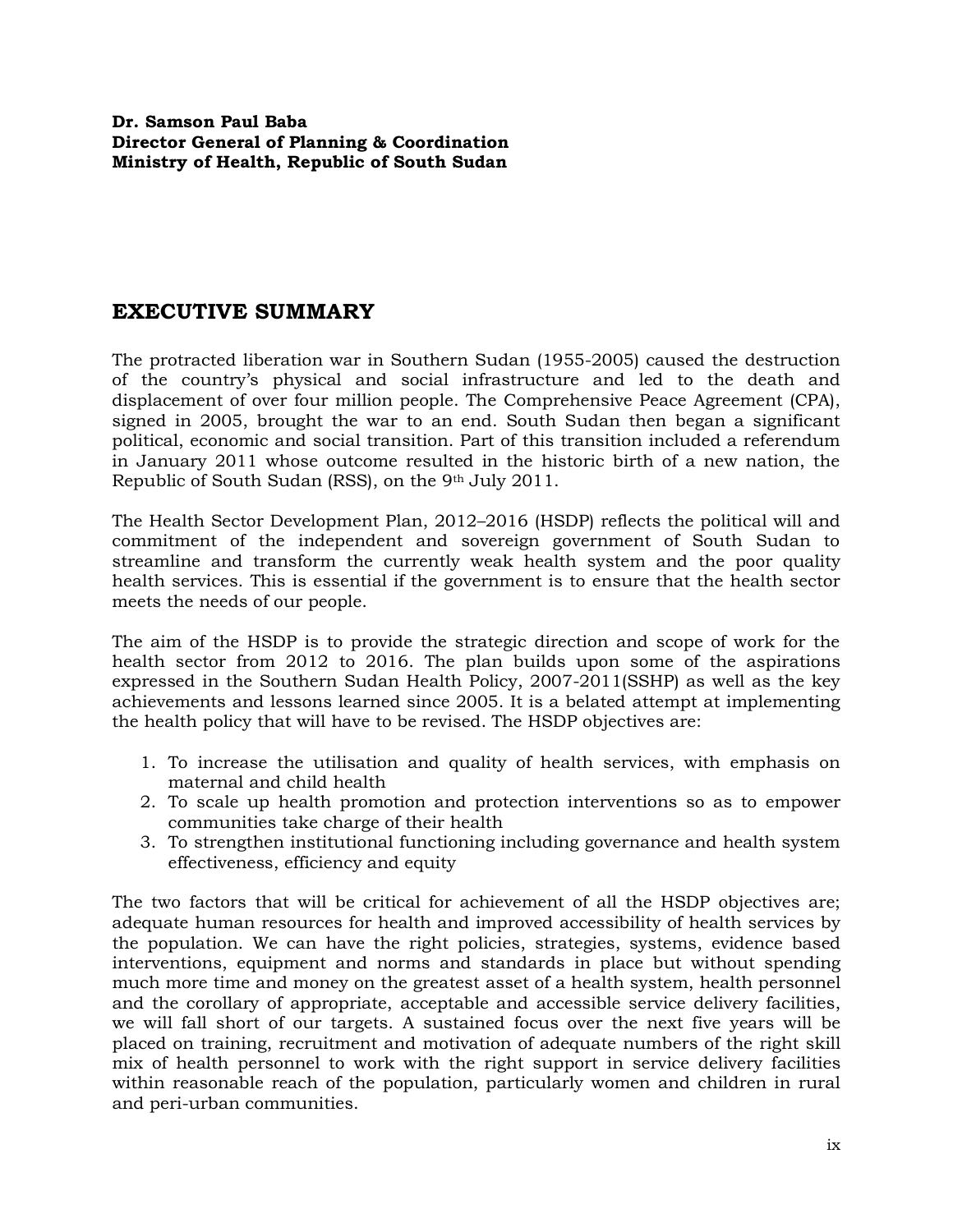**Dr. Samson Paul Baba**
**Director General of Planning & Coordination**
**Ministry of Health, Republic of South Sudan**

## EXECUTIVE SUMMARY

The protracted liberation war in Southern Sudan (1955-2005) caused the destruction of the country's physical and social infrastructure and led to the death and displacement of over four million people. The Comprehensive Peace Agreement (CPA), signed in 2005, brought the war to an end. South Sudan then began a significant political, economic and social transition. Part of this transition included a referendum in January 2011 whose outcome resulted in the historic birth of a new nation, the Republic of South Sudan (RSS), on the 9th July 2011.

The Health Sector Development Plan, 2012–2016 (HSDP) reflects the political will and commitment of the independent and sovereign government of South Sudan to streamline and transform the currently weak health system and the poor quality health services. This is essential if the government is to ensure that the health sector meets the needs of our people.

The aim of the HSDP is to provide the strategic direction and scope of work for the health sector from 2012 to 2016. The plan builds upon some of the aspirations expressed in the Southern Sudan Health Policy, 2007-2011(SSHP) as well as the key achievements and lessons learned since 2005. It is a belated attempt at implementing the health policy that will have to be revised. The HSDP objectives are:

1. To increase the utilisation and quality of health services, with emphasis on maternal and child health
2. To scale up health promotion and protection interventions so as to empower communities take charge of their health
3. To strengthen institutional functioning including governance and health system effectiveness, efficiency and equity

The two factors that will be critical for achievement of all the HSDP objectives are; adequate human resources for health and improved accessibility of health services by the population. We can have the right policies, strategies, systems, evidence based interventions, equipment and norms and standards in place but without spending much more time and money on the greatest asset of a health system, health personnel and the corollary of appropriate, acceptable and accessible service delivery facilities, we will fall short of our targets. A sustained focus over the next five years will be placed on training, recruitment and motivation of adequate numbers of the right skill mix of health personnel to work with the right support in service delivery facilities within reasonable reach of the population, particularly women and children in rural and peri-urban communities.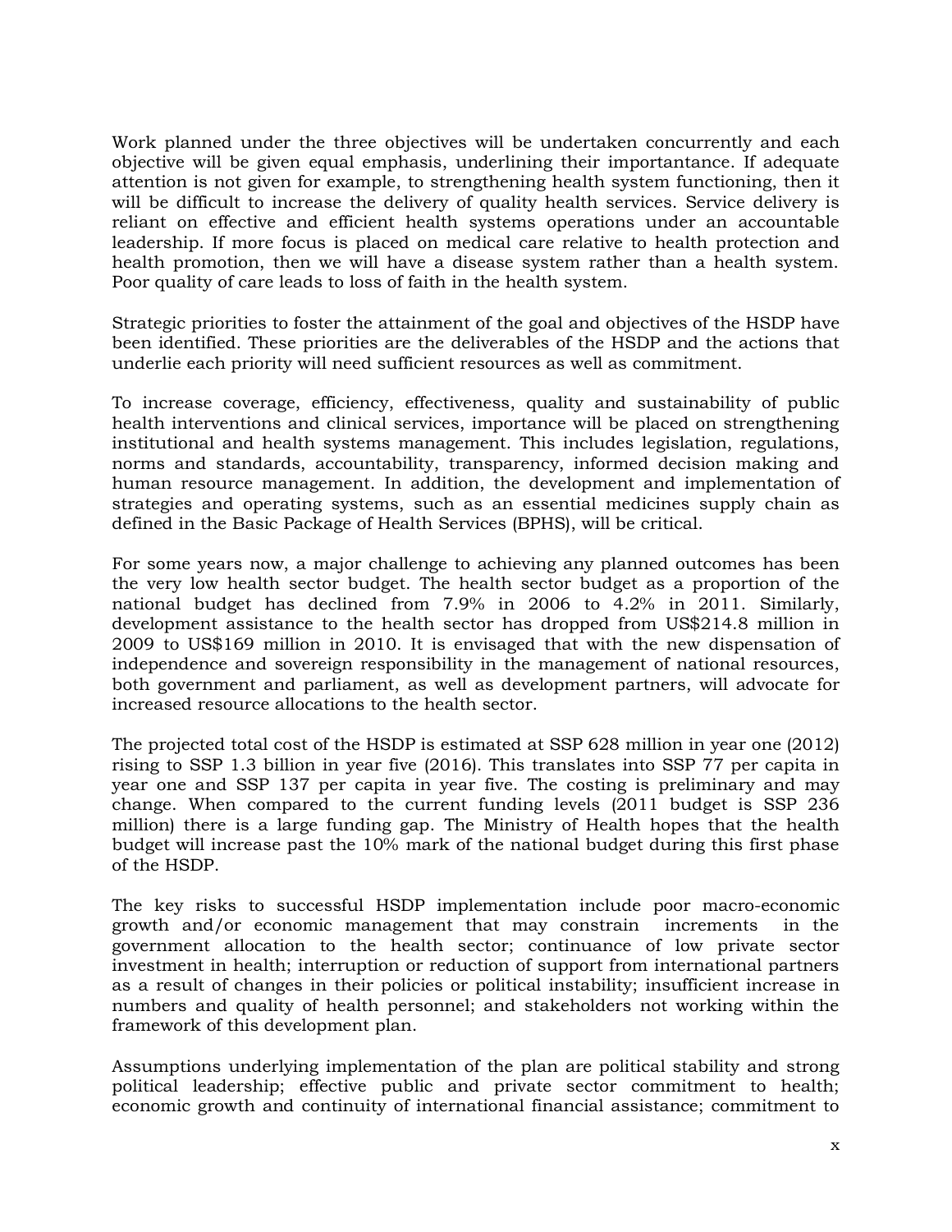Work planned under the three objectives will be undertaken concurrently and each objective will be given equal emphasis, underlining their importantance. If adequate attention is not given for example, to strengthening health system functioning, then it will be difficult to increase the delivery of quality health services. Service delivery is reliant on effective and efficient health systems operations under an accountable leadership. If more focus is placed on medical care relative to health protection and health promotion, then we will have a disease system rather than a health system. Poor quality of care leads to loss of faith in the health system.

Strategic priorities to foster the attainment of the goal and objectives of the HSDP have been identified. These priorities are the deliverables of the HSDP and the actions that underlie each priority will need sufficient resources as well as commitment.

To increase coverage, efficiency, effectiveness, quality and sustainability of public health interventions and clinical services, importance will be placed on strengthening institutional and health systems management. This includes legislation, regulations, norms and standards, accountability, transparency, informed decision making and human resource management. In addition, the development and implementation of strategies and operating systems, such as an essential medicines supply chain as defined in the Basic Package of Health Services (BPHS), will be critical.

For some years now, a major challenge to achieving any planned outcomes has been the very low health sector budget. The health sector budget as a proportion of the national budget has declined from 7.9% in 2006 to 4.2% in 2011. Similarly, development assistance to the health sector has dropped from US$214.8 million in 2009 to US$169 million in 2010. It is envisaged that with the new dispensation of independence and sovereign responsibility in the management of national resources, both government and parliament, as well as development partners, will advocate for increased resource allocations to the health sector.

The projected total cost of the HSDP is estimated at SSP 628 million in year one (2012) rising to SSP 1.3 billion in year five (2016). This translates into SSP 77 per capita in year one and SSP 137 per capita in year five. The costing is preliminary and may change. When compared to the current funding levels (2011 budget is SSP 236 million) there is a large funding gap. The Ministry of Health hopes that the health budget will increase past the 10% mark of the national budget during this first phase of the HSDP.

The key risks to successful HSDP implementation include poor macro-economic growth and/or economic management that may constrain increments in the government allocation to the health sector; continuance of low private sector investment in health; interruption or reduction of support from international partners as a result of changes in their policies or political instability; insufficient increase in numbers and quality of health personnel; and stakeholders not working within the framework of this development plan.

Assumptions underlying implementation of the plan are political stability and strong political leadership; effective public and private sector commitment to health; economic growth and continuity of international financial assistance; commitment to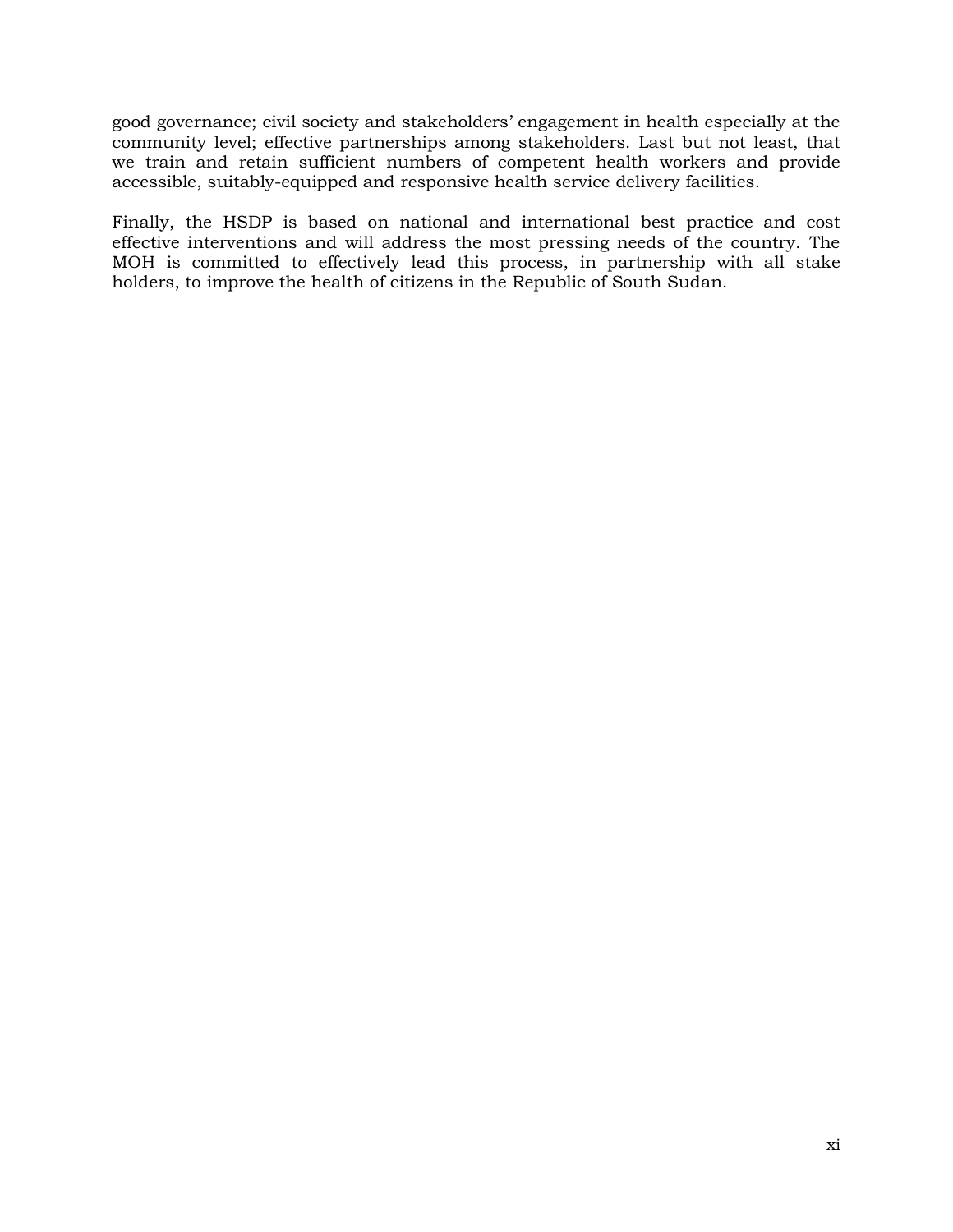good governance; civil society and stakeholders' engagement in health especially at the community level; effective partnerships among stakeholders. Last but not least, that we train and retain sufficient numbers of competent health workers and provide accessible, suitably-equipped and responsive health service delivery facilities.

Finally, the HSDP is based on national and international best practice and cost effective interventions and will address the most pressing needs of the country. The MOH is committed to effectively lead this process, in partnership with all stake holders, to improve the health of citizens in the Republic of South Sudan.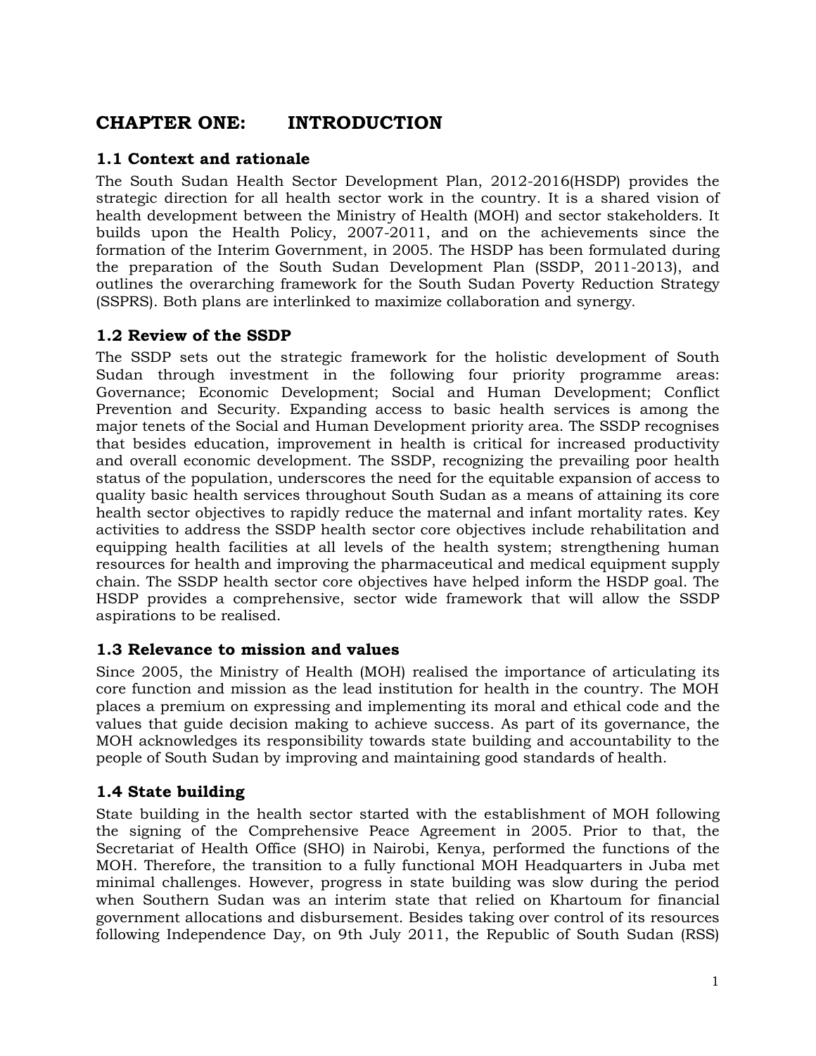# CHAPTER ONE: INTRODUCTION

## 1.1 Context and rationale

The South Sudan Health Sector Development Plan, 2012-2016(HSDP) provides the strategic direction for all health sector work in the country. It is a shared vision of health development between the Ministry of Health (MOH) and sector stakeholders. It builds upon the Health Policy, 2007-2011, and on the achievements since the formation of the Interim Government, in 2005. The HSDP has been formulated during the preparation of the South Sudan Development Plan (SSDP, 2011-2013), and outlines the overarching framework for the South Sudan Poverty Reduction Strategy (SSPRS). Both plans are interlinked to maximize collaboration and synergy.

## 1.2 Review of the SSDP

The SSDP sets out the strategic framework for the holistic development of South Sudan through investment in the following four priority programme areas: Governance; Economic Development; Social and Human Development; Conflict Prevention and Security. Expanding access to basic health services is among the major tenets of the Social and Human Development priority area. The SSDP recognises that besides education, improvement in health is critical for increased productivity and overall economic development. The SSDP, recognizing the prevailing poor health status of the population, underscores the need for the equitable expansion of access to quality basic health services throughout South Sudan as a means of attaining its core health sector objectives to rapidly reduce the maternal and infant mortality rates. Key activities to address the SSDP health sector core objectives include rehabilitation and equipping health facilities at all levels of the health system; strengthening human resources for health and improving the pharmaceutical and medical equipment supply chain. The SSDP health sector core objectives have helped inform the HSDP goal. The HSDP provides a comprehensive, sector wide framework that will allow the SSDP aspirations to be realised.

## 1.3 Relevance to mission and values

Since 2005, the Ministry of Health (MOH) realised the importance of articulating its core function and mission as the lead institution for health in the country. The MOH places a premium on expressing and implementing its moral and ethical code and the values that guide decision making to achieve success. As part of its governance, the MOH acknowledges its responsibility towards state building and accountability to the people of South Sudan by improving and maintaining good standards of health.

## 1.4 State building

State building in the health sector started with the establishment of MOH following the signing of the Comprehensive Peace Agreement in 2005. Prior to that, the Secretariat of Health Office (SHO) in Nairobi, Kenya, performed the functions of the MOH. Therefore, the transition to a fully functional MOH Headquarters in Juba met minimal challenges. However, progress in state building was slow during the period when Southern Sudan was an interim state that relied on Khartoum for financial government allocations and disbursement. Besides taking over control of its resources following Independence Day, on 9th July 2011, the Republic of South Sudan (RSS)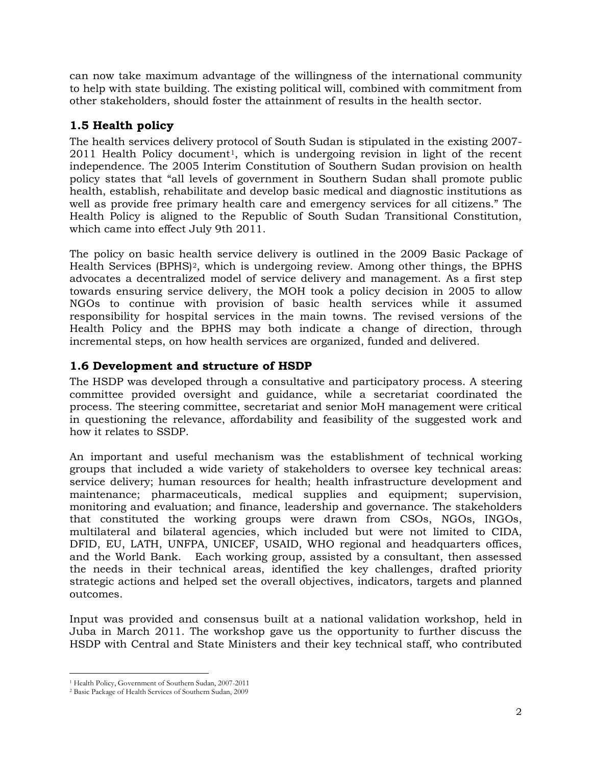can now take maximum advantage of the willingness of the international community to help with state building. The existing political will, combined with commitment from other stakeholders, should foster the attainment of results in the health sector.

## 1.5 Health policy

The health services delivery protocol of South Sudan is stipulated in the existing 2007-2011 Health Policy document[1], which is undergoing revision in light of the recent independence. The 2005 Interim Constitution of Southern Sudan provision on health policy states that "all levels of government in Southern Sudan shall promote public health, establish, rehabilitate and develop basic medical and diagnostic institutions as well as provide free primary health care and emergency services for all citizens." The Health Policy is aligned to the Republic of South Sudan Transitional Constitution, which came into effect July 9th 2011.

The policy on basic health service delivery is outlined in the 2009 Basic Package of Health Services (BPHS)[2], which is undergoing review. Among other things, the BPHS advocates a decentralized model of service delivery and management. As a first step towards ensuring service delivery, the MOH took a policy decision in 2005 to allow NGOs to continue with provision of basic health services while it assumed responsibility for hospital services in the main towns. The revised versions of the Health Policy and the BPHS may both indicate a change of direction, through incremental steps, on how health services are organized, funded and delivered.

## 1.6 Development and structure of HSDP

The HSDP was developed through a consultative and participatory process. A steering committee provided oversight and guidance, while a secretariat coordinated the process. The steering committee, secretariat and senior MoH management were critical in questioning the relevance, affordability and feasibility of the suggested work and how it relates to SSDP.

An important and useful mechanism was the establishment of technical working groups that included a wide variety of stakeholders to oversee key technical areas: service delivery; human resources for health; health infrastructure development and maintenance; pharmaceuticals, medical supplies and equipment; supervision, monitoring and evaluation; and finance, leadership and governance. The stakeholders that constituted the working groups were drawn from CSOs, NGOs, INGOs, multilateral and bilateral agencies, which included but were not limited to CIDA, DFID, EU, LATH, UNFPA, UNICEF, USAID, WHO regional and headquarters offices, and the World Bank. Each working group, assisted by a consultant, then assessed the needs in their technical areas, identified the key challenges, drafted priority strategic actions and helped set the overall objectives, indicators, targets and planned outcomes.

Input was provided and consensus built at a national validation workshop, held in Juba in March 2011. The workshop gave us the opportunity to further discuss the HSDP with Central and State Ministers and their key technical staff, who contributed

[1] Health Policy, Government of Southern Sudan, 2007-2011

[2] Basic Package of Health Services of Southern Sudan, 2009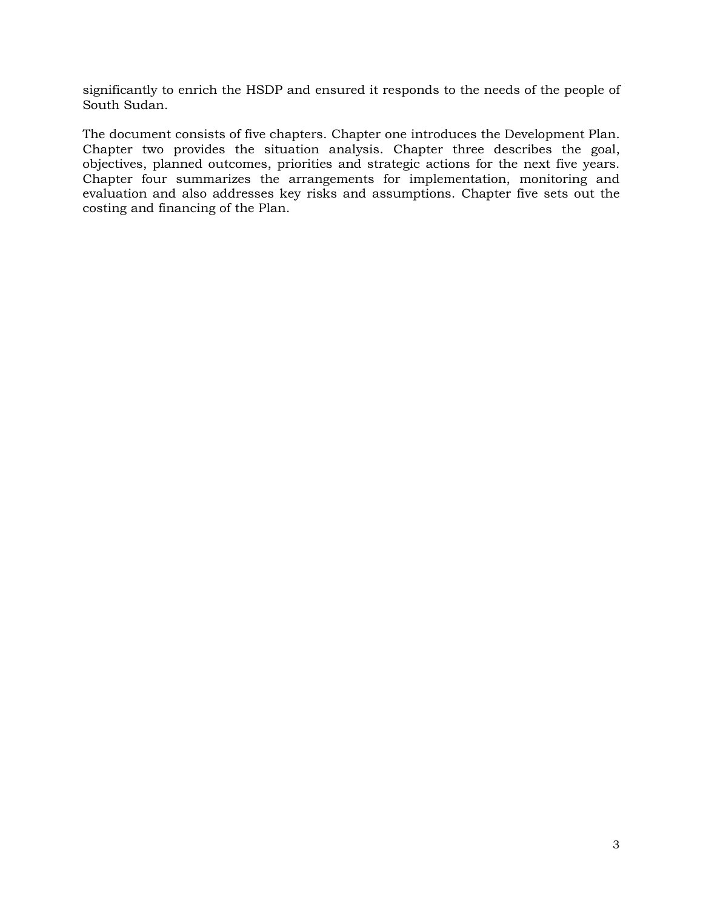significantly to enrich the HSDP and ensured it responds to the needs of the people of South Sudan.

The document consists of five chapters. Chapter one introduces the Development Plan. Chapter two provides the situation analysis. Chapter three describes the goal, objectives, planned outcomes, priorities and strategic actions for the next five years. Chapter four summarizes the arrangements for implementation, monitoring and evaluation and also addresses key risks and assumptions. Chapter five sets out the costing and financing of the Plan.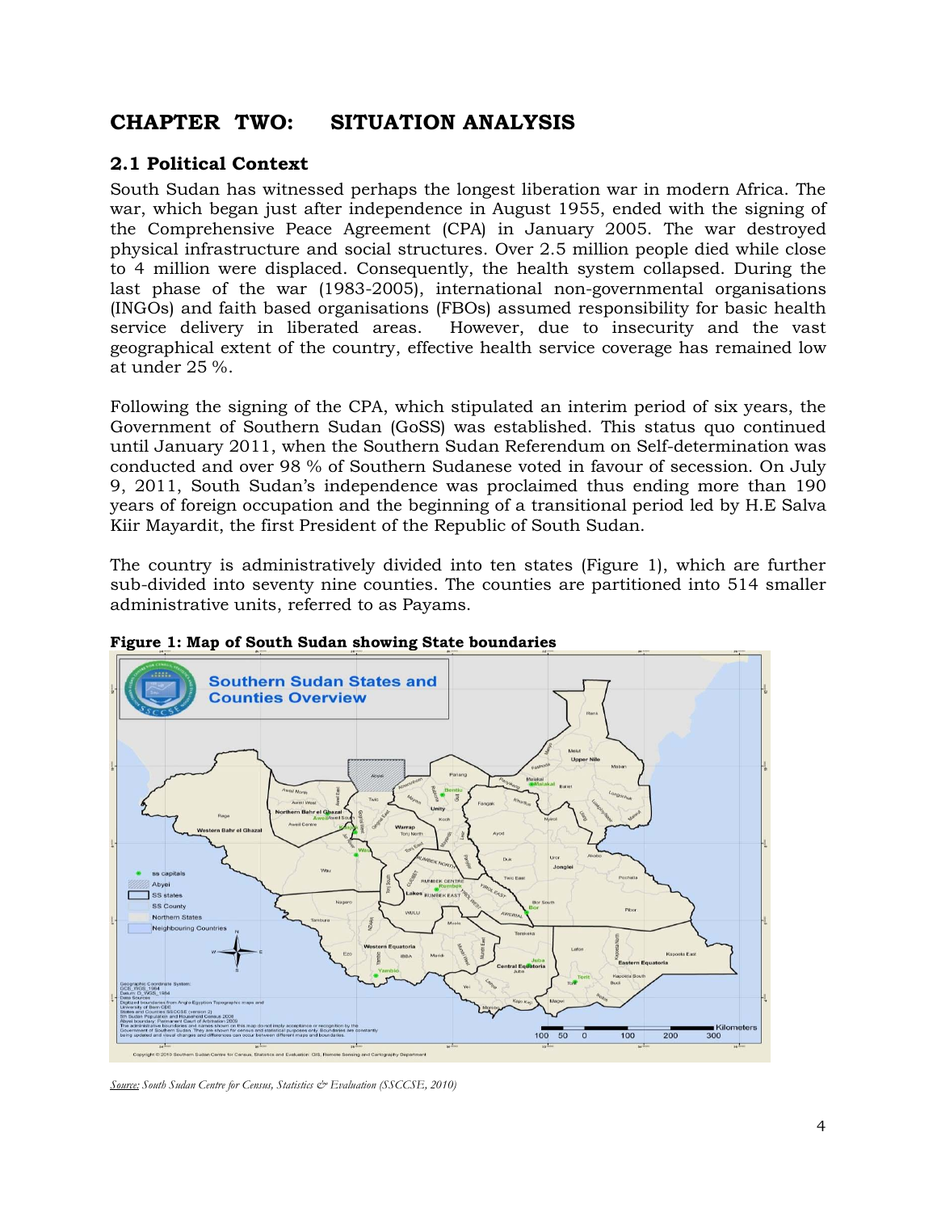# CHAPTER TWO: SITUATION ANALYSIS

## 2.1 Political Context

South Sudan has witnessed perhaps the longest liberation war in modern Africa. The war, which began just after independence in August 1955, ended with the signing of the Comprehensive Peace Agreement (CPA) in January 2005. The war destroyed physical infrastructure and social structures. Over 2.5 million people died while close to 4 million were displaced. Consequently, the health system collapsed. During the last phase of the war (1983-2005), international non-governmental organisations (INGOs) and faith based organisations (FBOs) assumed responsibility for basic health service delivery in liberated areas. However, due to insecurity and the vast geographical extent of the country, effective health service coverage has remained low at under 25 %.

Following the signing of the CPA, which stipulated an interim period of six years, the Government of Southern Sudan (GoSS) was established. This status quo continued until January 2011, when the Southern Sudan Referendum on Self-determination was conducted and over 98 % of Southern Sudanese voted in favour of secession. On July 9, 2011, South Sudan's independence was proclaimed thus ending more than 190 years of foreign occupation and the beginning of a transitional period led by H.E Salva Kiir Mayardit, the first President of the Republic of South Sudan.

The country is administratively divided into ten states (Figure 1), which are further sub-divided into seventy nine counties. The counties are partitioned into 514 smaller administrative units, referred to as Payams.

**Figure 1: Map of South Sudan showing State boundaries**

*Source: South Sudan Centre for Census, Statistics & Evaluation (SSCCSE, 2010)*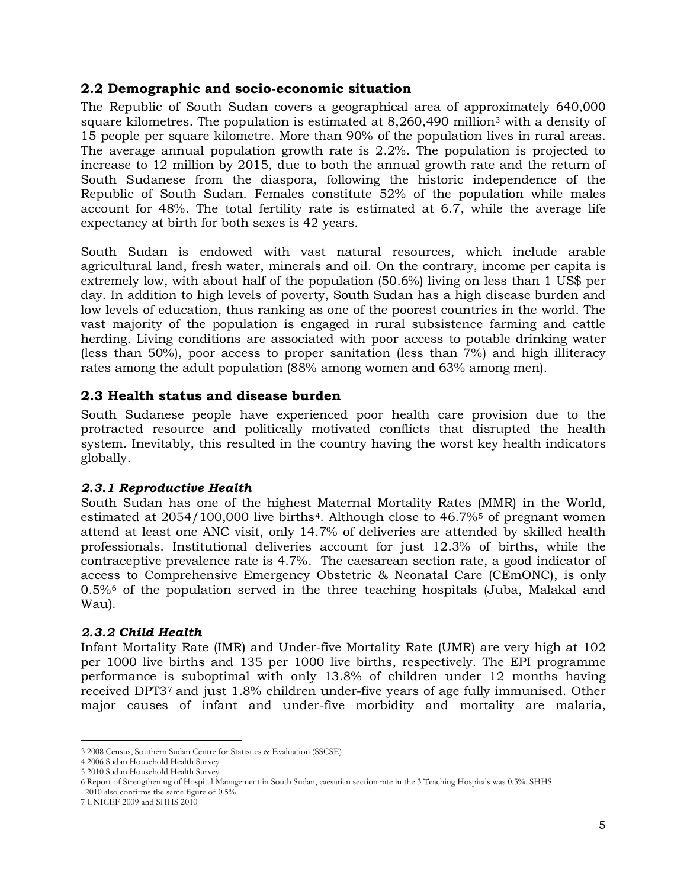## 2.2 Demographic and socio-economic situation

The Republic of South Sudan covers a geographical area of approximately 640,000 square kilometres. The population is estimated at 8,260,490 million[3] with a density of 15 people per square kilometre. More than 90% of the population lives in rural areas. The average annual population growth rate is 2.2%. The population is projected to increase to 12 million by 2015, due to both the annual growth rate and the return of South Sudanese from the diaspora, following the historic independence of the Republic of South Sudan. Females constitute 52% of the population while males account for 48%. The total fertility rate is estimated at 6.7, while the average life expectancy at birth for both sexes is 42 years.

South Sudan is endowed with vast natural resources, which include arable agricultural land, fresh water, minerals and oil. On the contrary, income per capita is extremely low, with about half of the population (50.6%) living on less than 1 US$ per day. In addition to high levels of poverty, South Sudan has a high disease burden and low levels of education, thus ranking as one of the poorest countries in the world. The vast majority of the population is engaged in rural subsistence farming and cattle herding. Living conditions are associated with poor access to potable drinking water (less than 50%), poor access to proper sanitation (less than 7%) and high illiteracy rates among the adult population (88% among women and 63% among men).

## 2.3 Health status and disease burden

South Sudanese people have experienced poor health care provision due to the protracted resource and politically motivated conflicts that disrupted the health system. Inevitably, this resulted in the country having the worst key health indicators globally.

### *2.3.1 Reproductive Health*

South Sudan has one of the highest Maternal Mortality Rates (MMR) in the World, estimated at 2054/100,000 live births[4]. Although close to 46.7%[5] of pregnant women attend at least one ANC visit, only 14.7% of deliveries are attended by skilled health professionals. Institutional deliveries account for just 12.3% of births, while the contraceptive prevalence rate is 4.7%. The caesarean section rate, a good indicator of access to Comprehensive Emergency Obstetric & Neonatal Care (CEmONC), is only 0.5%[6] of the population served in the three teaching hospitals (Juba, Malakal and Wau).

### *2.3.2 Child Health*

Infant Mortality Rate (IMR) and Under-five Mortality Rate (UMR) are very high at 102 per 1000 live births and 135 per 1000 live births, respectively. The EPI programme performance is suboptimal with only 13.8% of children under 12 months having received DPT3[7] and just 1.8% children under-five years of age fully immunised. Other major causes of infant and under-five morbidity and mortality are malaria,

---

3 2008 Census, Southern Sudan Centre for Statistics & Evaluation (SSCSE)

4 2006 Sudan Household Health Survey

5 2010 Sudan Household Health Survey

6 Report of Strengthening of Hospital Management in South Sudan, caesarian section rate in the 3 Teaching Hospitals was 0.5%. SHHS 2010 also confirms the same figure of 0.5%.

7 UNICEF 2009 and SHHS 2010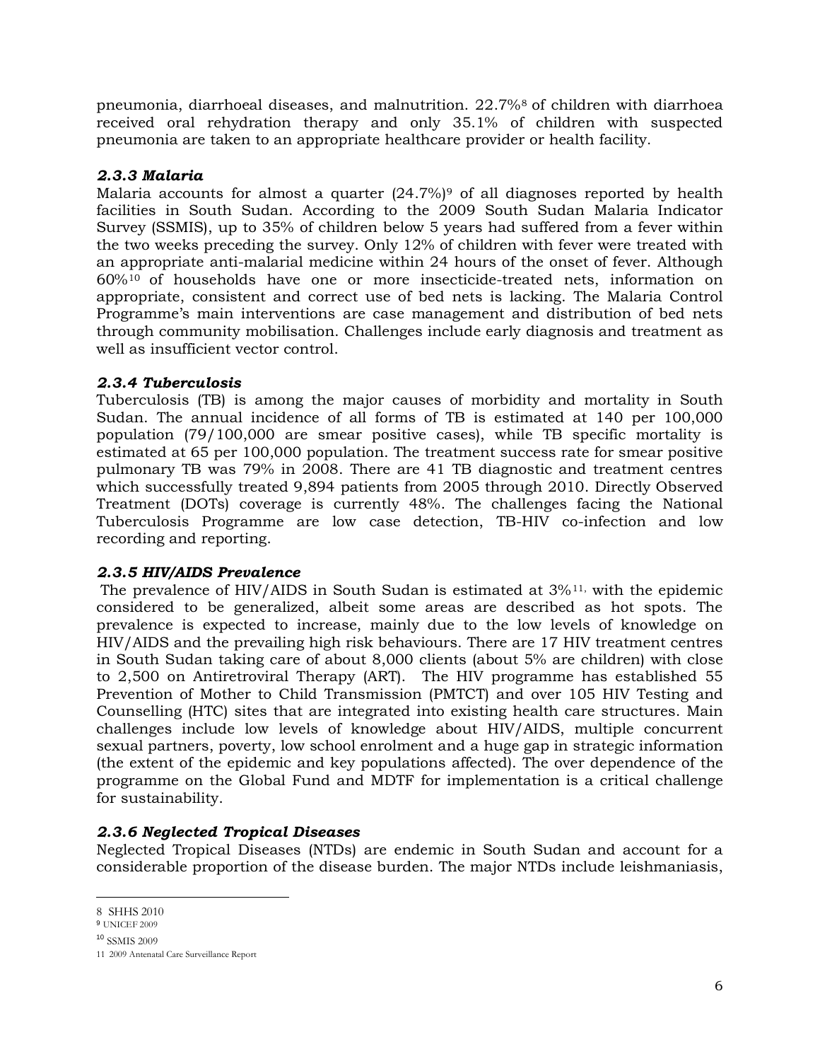pneumonia, diarrhoeal diseases, and malnutrition. 22.7%[8] of children with diarrhoea received oral rehydration therapy and only 35.1% of children with suspected pneumonia are taken to an appropriate healthcare provider or health facility.

### *2.3.3 Malaria*

Malaria accounts for almost a quarter (24.7%)[9] of all diagnoses reported by health facilities in South Sudan. According to the 2009 South Sudan Malaria Indicator Survey (SSMIS), up to 35% of children below 5 years had suffered from a fever within the two weeks preceding the survey. Only 12% of children with fever were treated with an appropriate anti-malarial medicine within 24 hours of the onset of fever. Although 60%[10] of households have one or more insecticide-treated nets, information on appropriate, consistent and correct use of bed nets is lacking. The Malaria Control Programme's main interventions are case management and distribution of bed nets through community mobilisation. Challenges include early diagnosis and treatment as well as insufficient vector control.

### *2.3.4 Tuberculosis*

Tuberculosis (TB) is among the major causes of morbidity and mortality in South Sudan. The annual incidence of all forms of TB is estimated at 140 per 100,000 population (79/100,000 are smear positive cases), while TB specific mortality is estimated at 65 per 100,000 population. The treatment success rate for smear positive pulmonary TB was 79% in 2008. There are 41 TB diagnostic and treatment centres which successfully treated 9,894 patients from 2005 through 2010. Directly Observed Treatment (DOTs) coverage is currently 48%. The challenges facing the National Tuberculosis Programme are low case detection, TB-HIV co-infection and low recording and reporting.

### *2.3.5 HIV/AIDS Prevalence*

The prevalence of HIV/AIDS in South Sudan is estimated at 3%[11], with the epidemic considered to be generalized, albeit some areas are described as hot spots. The prevalence is expected to increase, mainly due to the low levels of knowledge on HIV/AIDS and the prevailing high risk behaviours. There are 17 HIV treatment centres in South Sudan taking care of about 8,000 clients (about 5% are children) with close to 2,500 on Antiretroviral Therapy (ART). The HIV programme has established 55 Prevention of Mother to Child Transmission (PMTCT) and over 105 HIV Testing and Counselling (HTC) sites that are integrated into existing health care structures. Main challenges include low levels of knowledge about HIV/AIDS, multiple concurrent sexual partners, poverty, low school enrolment and a huge gap in strategic information (the extent of the epidemic and key populations affected). The over dependence of the programme on the Global Fund and MDTF for implementation is a critical challenge for sustainability.

### *2.3.6 Neglected Tropical Diseases*

Neglected Tropical Diseases (NTDs) are endemic in South Sudan and account for a considerable proportion of the disease burden. The major NTDs include leishmaniasis,

---

8 SHHS 2010

9 UNICEF 2009

10 SSMIS 2009

11 2009 Antenatal Care Surveillance Report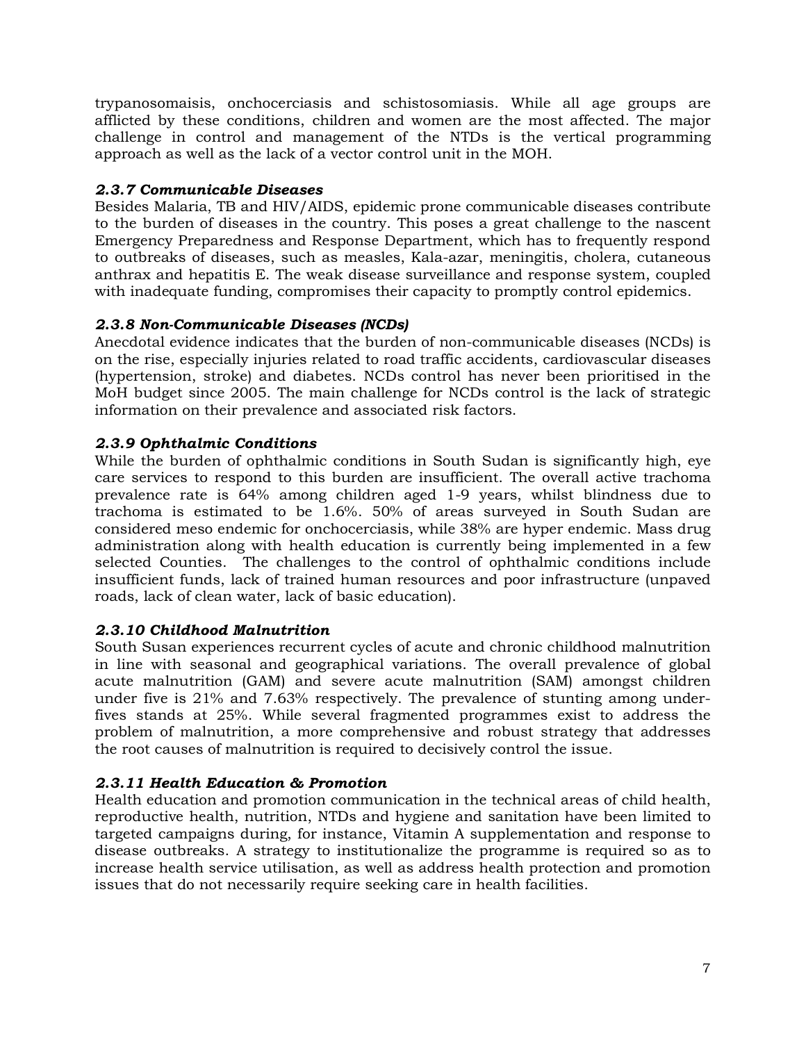trypanosomaisis, onchocerciasis and schistosomiasis. While all age groups are afflicted by these conditions, children and women are the most affected. The major challenge in control and management of the NTDs is the vertical programming approach as well as the lack of a vector control unit in the MOH.

### *2.3.7 Communicable Diseases*

Besides Malaria, TB and HIV/AIDS, epidemic prone communicable diseases contribute to the burden of diseases in the country. This poses a great challenge to the nascent Emergency Preparedness and Response Department, which has to frequently respond to outbreaks of diseases, such as measles, Kala-azar, meningitis, cholera, cutaneous anthrax and hepatitis E. The weak disease surveillance and response system, coupled with inadequate funding, compromises their capacity to promptly control epidemics.

### *2.3.8 Non-Communicable Diseases (NCDs)*

Anecdotal evidence indicates that the burden of non-communicable diseases (NCDs) is on the rise, especially injuries related to road traffic accidents, cardiovascular diseases (hypertension, stroke) and diabetes. NCDs control has never been prioritised in the MoH budget since 2005. The main challenge for NCDs control is the lack of strategic information on their prevalence and associated risk factors.

### *2.3.9 Ophthalmic Conditions*

While the burden of ophthalmic conditions in South Sudan is significantly high, eye care services to respond to this burden are insufficient. The overall active trachoma prevalence rate is 64% among children aged 1-9 years, whilst blindness due to trachoma is estimated to be 1.6%. 50% of areas surveyed in South Sudan are considered meso endemic for onchocerciasis, while 38% are hyper endemic. Mass drug administration along with health education is currently being implemented in a few selected Counties. The challenges to the control of ophthalmic conditions include insufficient funds, lack of trained human resources and poor infrastructure (unpaved roads, lack of clean water, lack of basic education).

### *2.3.10 Childhood Malnutrition*

South Susan experiences recurrent cycles of acute and chronic childhood malnutrition in line with seasonal and geographical variations. The overall prevalence of global acute malnutrition (GAM) and severe acute malnutrition (SAM) amongst children under five is 21% and 7.63% respectively. The prevalence of stunting among under-fives stands at 25%. While several fragmented programmes exist to address the problem of malnutrition, a more comprehensive and robust strategy that addresses the root causes of malnutrition is required to decisively control the issue.

### *2.3.11 Health Education & Promotion*

Health education and promotion communication in the technical areas of child health, reproductive health, nutrition, NTDs and hygiene and sanitation have been limited to targeted campaigns during, for instance, Vitamin A supplementation and response to disease outbreaks. A strategy to institutionalize the programme is required so as to increase health service utilisation, as well as address health protection and promotion issues that do not necessarily require seeking care in health facilities.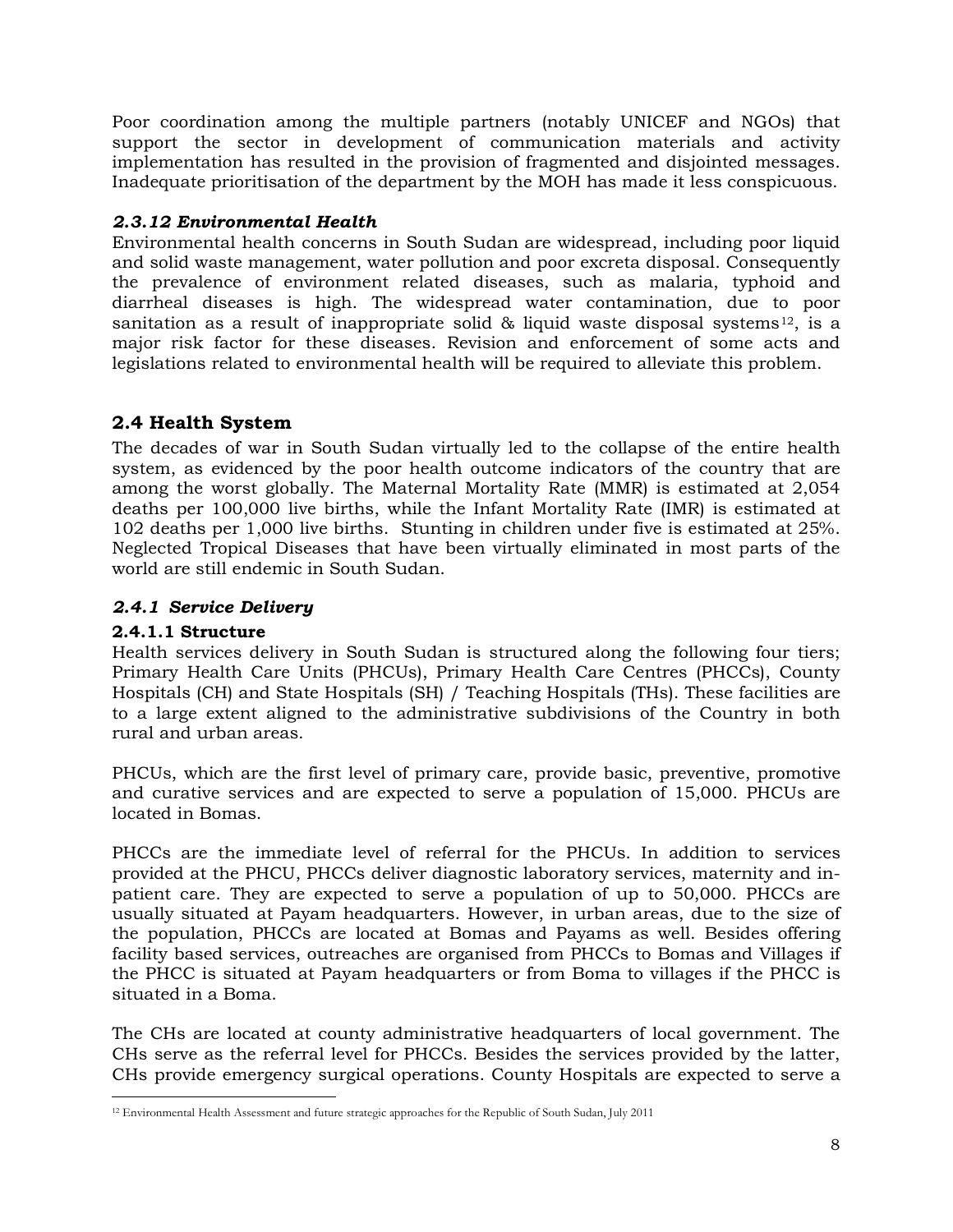Poor coordination among the multiple partners (notably UNICEF and NGOs) that support the sector in development of communication materials and activity implementation has resulted in the provision of fragmented and disjointed messages. Inadequate prioritisation of the department by the MOH has made it less conspicuous.

#### *2.3.12 Environmental Health*

Environmental health concerns in South Sudan are widespread, including poor liquid and solid waste management, water pollution and poor excreta disposal. Consequently the prevalence of environment related diseases, such as malaria, typhoid and diarrheal diseases is high. The widespread water contamination, due to poor sanitation as a result of inappropriate solid & liquid waste disposal systems[12], is a major risk factor for these diseases. Revision and enforcement of some acts and legislations related to environmental health will be required to alleviate this problem.

## 2.4 Health System

The decades of war in South Sudan virtually led to the collapse of the entire health system, as evidenced by the poor health outcome indicators of the country that are among the worst globally. The Maternal Mortality Rate (MMR) is estimated at 2,054 deaths per 100,000 live births, while the Infant Mortality Rate (IMR) is estimated at 102 deaths per 1,000 live births. Stunting in children under five is estimated at 25%. Neglected Tropical Diseases that have been virtually eliminated in most parts of the world are still endemic in South Sudan.

### *2.4.1 Service Delivery*

#### 2.4.1.1 Structure

Health services delivery in South Sudan is structured along the following four tiers; Primary Health Care Units (PHCUs), Primary Health Care Centres (PHCCs), County Hospitals (CH) and State Hospitals (SH) / Teaching Hospitals (THs). These facilities are to a large extent aligned to the administrative subdivisions of the Country in both rural and urban areas.

PHCUs, which are the first level of primary care, provide basic, preventive, promotive and curative services and are expected to serve a population of 15,000. PHCUs are located in Bomas.

PHCCs are the immediate level of referral for the PHCUs. In addition to services provided at the PHCU, PHCCs deliver diagnostic laboratory services, maternity and in-patient care. They are expected to serve a population of up to 50,000. PHCCs are usually situated at Payam headquarters. However, in urban areas, due to the size of the population, PHCCs are located at Bomas and Payams as well. Besides offering facility based services, outreaches are organised from PHCCs to Bomas and Villages if the PHCC is situated at Payam headquarters or from Boma to villages if the PHCC is situated in a Boma.

The CHs are located at county administrative headquarters of local government. The CHs serve as the referral level for PHCCs. Besides the services provided by the latter, CHs provide emergency surgical operations. County Hospitals are expected to serve a

[12] Environmental Health Assessment and future strategic approaches for the Republic of South Sudan, July 2011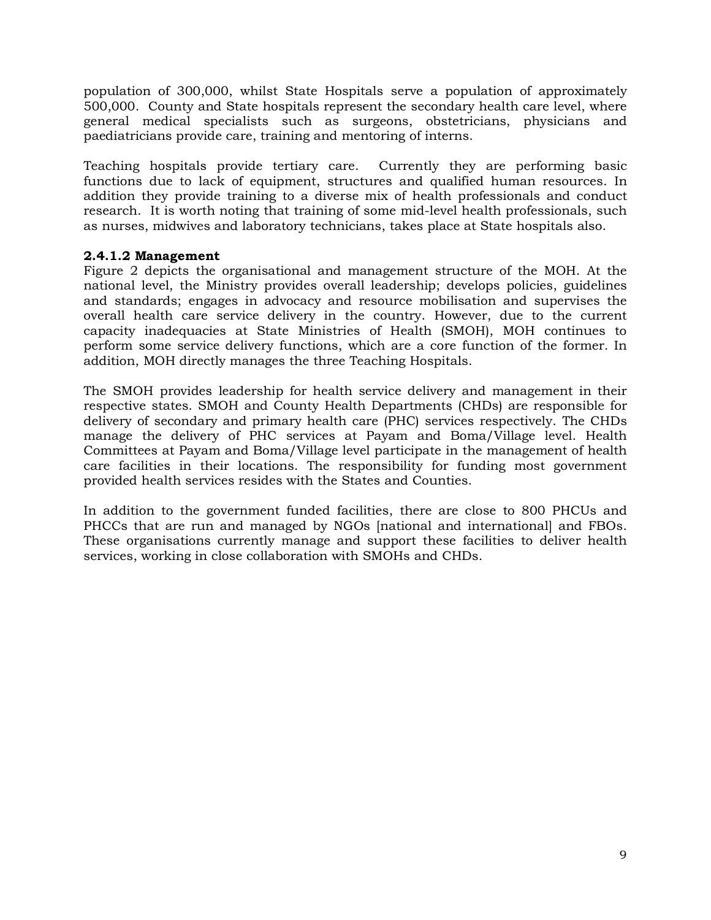population of 300,000, whilst State Hospitals serve a population of approximately 500,000. County and State hospitals represent the secondary health care level, where general medical specialists such as surgeons, obstetricians, physicians and paediatricians provide care, training and mentoring of interns.

Teaching hospitals provide tertiary care. Currently they are performing basic functions due to lack of equipment, structures and qualified human resources. In addition they provide training to a diverse mix of health professionals and conduct research. It is worth noting that training of some mid-level health professionals, such as nurses, midwives and laboratory technicians, takes place at State hospitals also.

#### 2.4.1.2 Management

Figure 2 depicts the organisational and management structure of the MOH. At the national level, the Ministry provides overall leadership; develops policies, guidelines and standards; engages in advocacy and resource mobilisation and supervises the overall health care service delivery in the country. However, due to the current capacity inadequacies at State Ministries of Health (SMOH), MOH continues to perform some service delivery functions, which are a core function of the former. In addition, MOH directly manages the three Teaching Hospitals.

The SMOH provides leadership for health service delivery and management in their respective states. SMOH and County Health Departments (CHDs) are responsible for delivery of secondary and primary health care (PHC) services respectively. The CHDs manage the delivery of PHC services at Payam and Boma/Village level. Health Committees at Payam and Boma/Village level participate in the management of health care facilities in their locations. The responsibility for funding most government provided health services resides with the States and Counties.

In addition to the government funded facilities, there are close to 800 PHCUs and PHCCs that are run and managed by NGOs [national and international] and FBOs. These organisations currently manage and support these facilities to deliver health services, working in close collaboration with SMOHs and CHDs.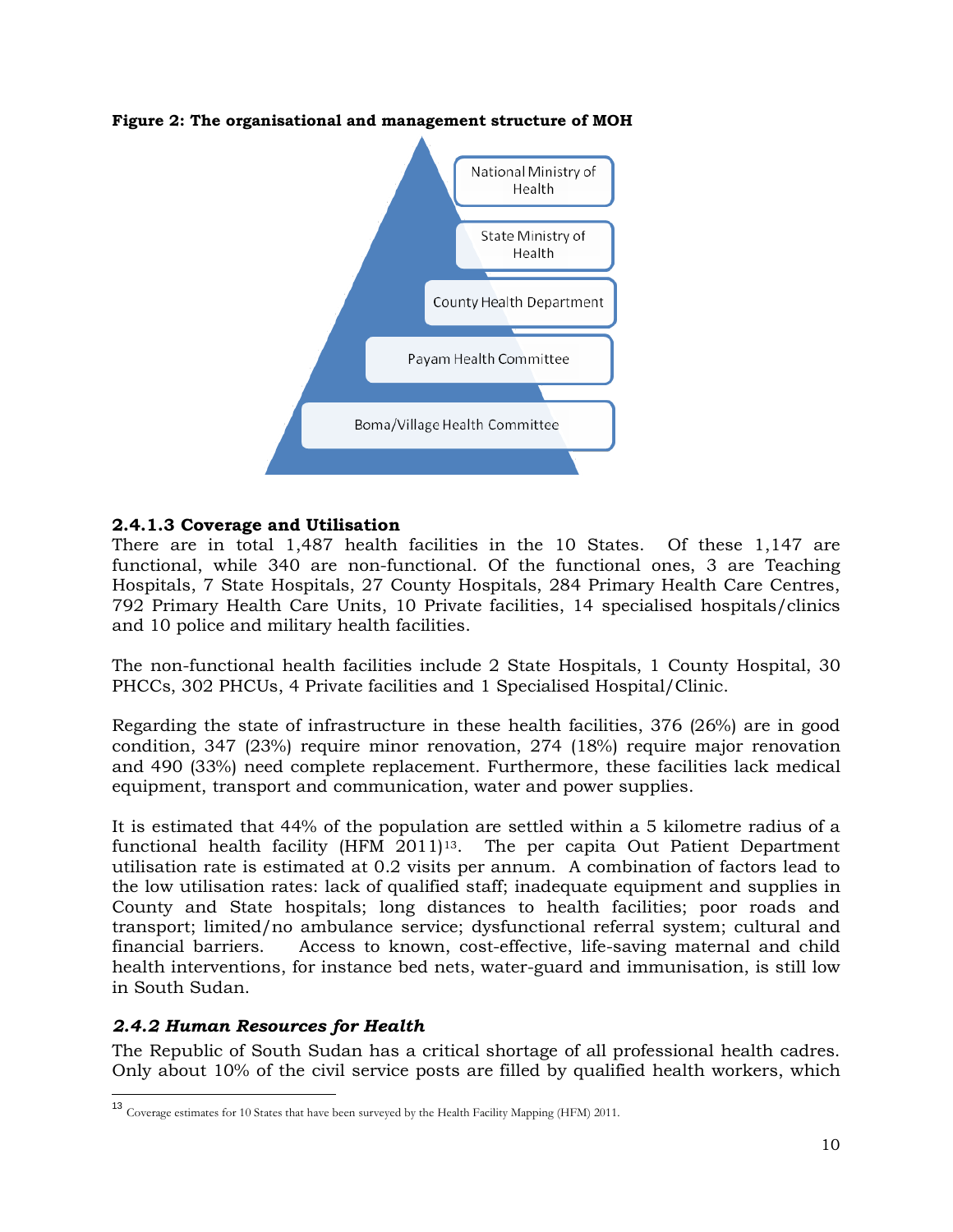**Figure 2: The organisational and management structure of MOH**

- National Ministry of Health
- State Ministry of Health
- County Health Department
- Payam Health Committee
- Boma/Village Health Committee

#### 2.4.1.3 Coverage and Utilisation

There are in total 1,487 health facilities in the 10 States. Of these 1,147 are functional, while 340 are non-functional. Of the functional ones, 3 are Teaching Hospitals, 7 State Hospitals, 27 County Hospitals, 284 Primary Health Care Centres, 792 Primary Health Care Units, 10 Private facilities, 14 specialised hospitals/clinics and 10 police and military health facilities.

The non-functional health facilities include 2 State Hospitals, 1 County Hospital, 30 PHCCs, 302 PHCUs, 4 Private facilities and 1 Specialised Hospital/Clinic.

Regarding the state of infrastructure in these health facilities, 376 (26%) are in good condition, 347 (23%) require minor renovation, 274 (18%) require major renovation and 490 (33%) need complete replacement. Furthermore, these facilities lack medical equipment, transport and communication, water and power supplies.

It is estimated that 44% of the population are settled within a 5 kilometre radius of a functional health facility (HFM 2011)[13]. The per capita Out Patient Department utilisation rate is estimated at 0.2 visits per annum. A combination of factors lead to the low utilisation rates: lack of qualified staff; inadequate equipment and supplies in County and State hospitals; long distances to health facilities; poor roads and transport; limited/no ambulance service; dysfunctional referral system; cultural and financial barriers. Access to known, cost-effective, life-saving maternal and child health interventions, for instance bed nets, water-guard and immunisation, is still low in South Sudan.

### *2.4.2 Human Resources for Health*

The Republic of South Sudan has a critical shortage of all professional health cadres. Only about 10% of the civil service posts are filled by qualified health workers, which

[13] Coverage estimates for 10 States that have been surveyed by the Health Facility Mapping (HFM) 2011.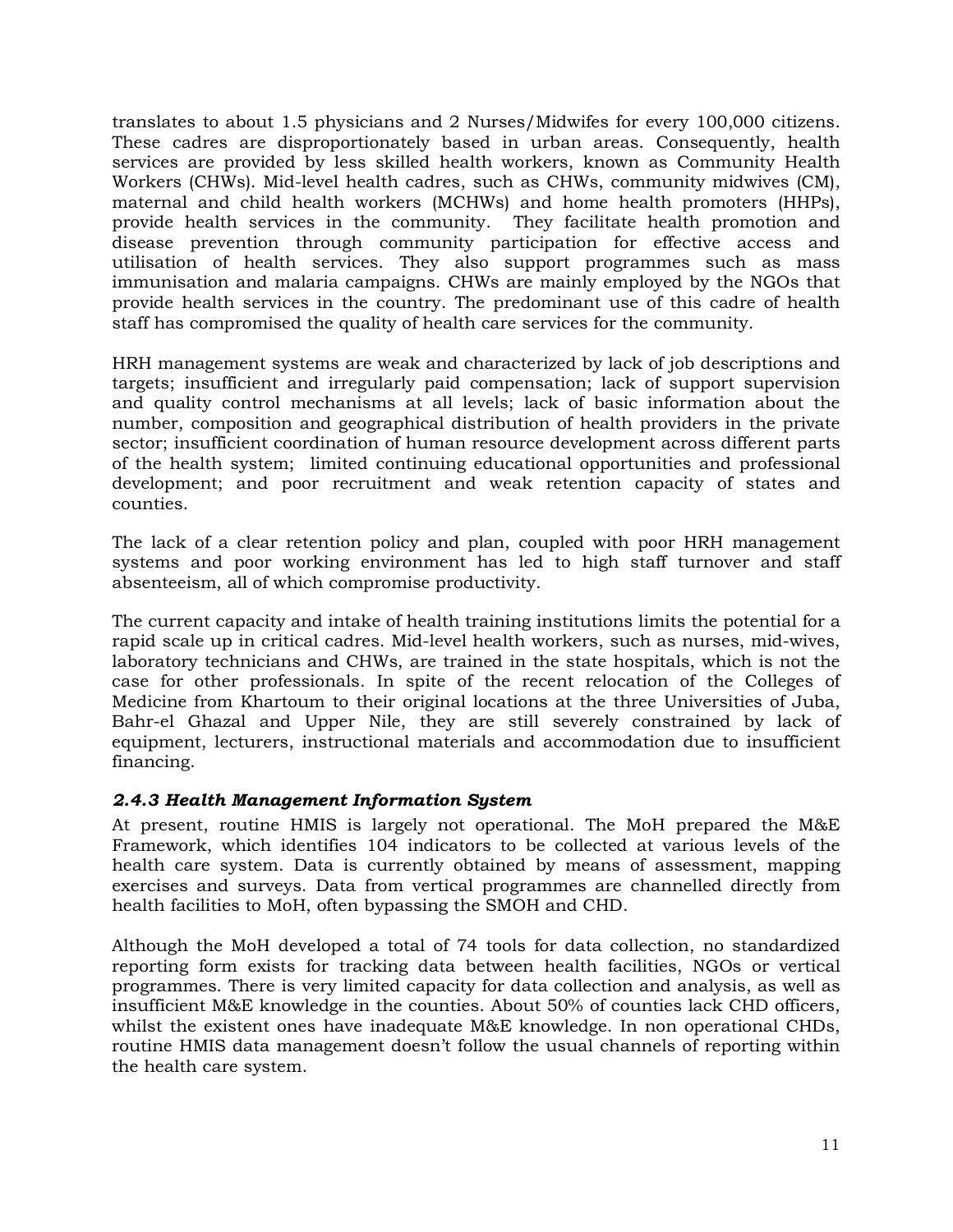translates to about 1.5 physicians and 2 Nurses/Midwifes for every 100,000 citizens. These cadres are disproportionately based in urban areas. Consequently, health services are provided by less skilled health workers, known as Community Health Workers (CHWs). Mid-level health cadres, such as CHWs, community midwives (CM), maternal and child health workers (MCHWs) and home health promoters (HHPs), provide health services in the community. They facilitate health promotion and disease prevention through community participation for effective access and utilisation of health services. They also support programmes such as mass immunisation and malaria campaigns. CHWs are mainly employed by the NGOs that provide health services in the country. The predominant use of this cadre of health staff has compromised the quality of health care services for the community.

HRH management systems are weak and characterized by lack of job descriptions and targets; insufficient and irregularly paid compensation; lack of support supervision and quality control mechanisms at all levels; lack of basic information about the number, composition and geographical distribution of health providers in the private sector; insufficient coordination of human resource development across different parts of the health system; limited continuing educational opportunities and professional development; and poor recruitment and weak retention capacity of states and counties.

The lack of a clear retention policy and plan, coupled with poor HRH management systems and poor working environment has led to high staff turnover and staff absenteeism, all of which compromise productivity.

The current capacity and intake of health training institutions limits the potential for a rapid scale up in critical cadres. Mid-level health workers, such as nurses, mid-wives, laboratory technicians and CHWs, are trained in the state hospitals, which is not the case for other professionals. In spite of the recent relocation of the Colleges of Medicine from Khartoum to their original locations at the three Universities of Juba, Bahr-el Ghazal and Upper Nile, they are still severely constrained by lack of equipment, lecturers, instructional materials and accommodation due to insufficient financing.

### *2.4.3 Health Management Information System*

At present, routine HMIS is largely not operational. The MoH prepared the M&E Framework, which identifies 104 indicators to be collected at various levels of the health care system. Data is currently obtained by means of assessment, mapping exercises and surveys. Data from vertical programmes are channelled directly from health facilities to MoH, often bypassing the SMOH and CHD.

Although the MoH developed a total of 74 tools for data collection, no standardized reporting form exists for tracking data between health facilities, NGOs or vertical programmes. There is very limited capacity for data collection and analysis, as well as insufficient M&E knowledge in the counties. About 50% of counties lack CHD officers, whilst the existent ones have inadequate M&E knowledge. In non operational CHDs, routine HMIS data management doesn't follow the usual channels of reporting within the health care system.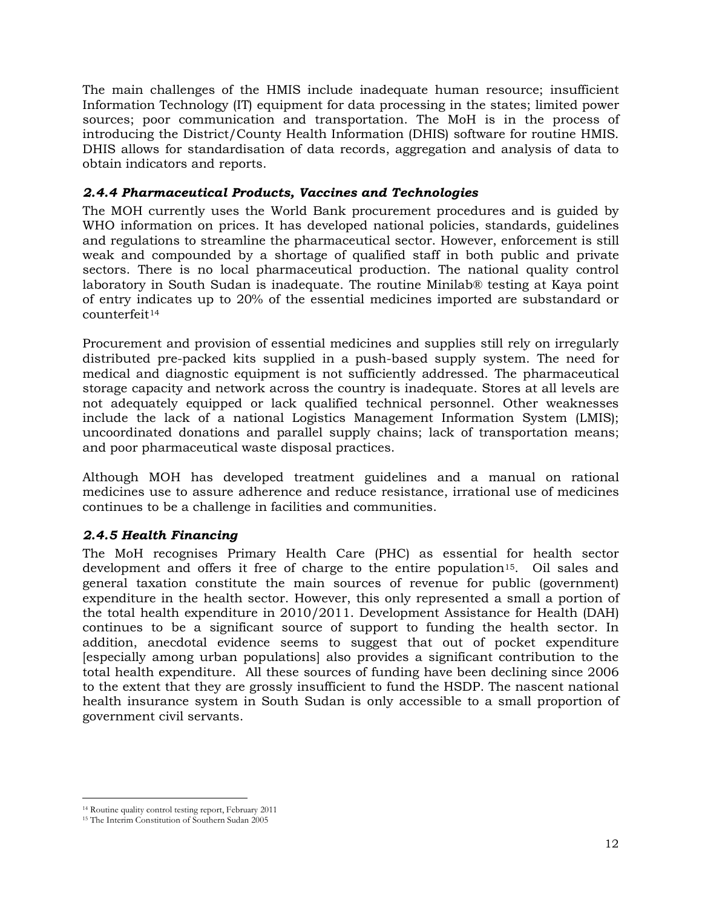The main challenges of the HMIS include inadequate human resource; insufficient Information Technology (IT) equipment for data processing in the states; limited power sources; poor communication and transportation. The MoH is in the process of introducing the District/County Health Information (DHIS) software for routine HMIS. DHIS allows for standardisation of data records, aggregation and analysis of data to obtain indicators and reports.

### *2.4.4 Pharmaceutical Products, Vaccines and Technologies*

The MOH currently uses the World Bank procurement procedures and is guided by WHO information on prices. It has developed national policies, standards, guidelines and regulations to streamline the pharmaceutical sector. However, enforcement is still weak and compounded by a shortage of qualified staff in both public and private sectors. There is no local pharmaceutical production. The national quality control laboratory in South Sudan is inadequate. The routine Minilab® testing at Kaya point of entry indicates up to 20% of the essential medicines imported are substandard or counterfeit[14]

Procurement and provision of essential medicines and supplies still rely on irregularly distributed pre-packed kits supplied in a push-based supply system. The need for medical and diagnostic equipment is not sufficiently addressed. The pharmaceutical storage capacity and network across the country is inadequate. Stores at all levels are not adequately equipped or lack qualified technical personnel. Other weaknesses include the lack of a national Logistics Management Information System (LMIS); uncoordinated donations and parallel supply chains; lack of transportation means; and poor pharmaceutical waste disposal practices.

Although MOH has developed treatment guidelines and a manual on rational medicines use to assure adherence and reduce resistance, irrational use of medicines continues to be a challenge in facilities and communities.

### *2.4.5 Health Financing*

The MoH recognises Primary Health Care (PHC) as essential for health sector development and offers it free of charge to the entire population[15]. Oil sales and general taxation constitute the main sources of revenue for public (government) expenditure in the health sector. However, this only represented a small a portion of the total health expenditure in 2010/2011. Development Assistance for Health (DAH) continues to be a significant source of support to funding the health sector. In addition, anecdotal evidence seems to suggest that out of pocket expenditure [especially among urban populations] also provides a significant contribution to the total health expenditure. All these sources of funding have been declining since 2006 to the extent that they are grossly insufficient to fund the HSDP. The nascent national health insurance system in South Sudan is only accessible to a small proportion of government civil servants.

---

[14] Routine quality control testing report, February 2011

[15] The Interim Constitution of Southern Sudan 2005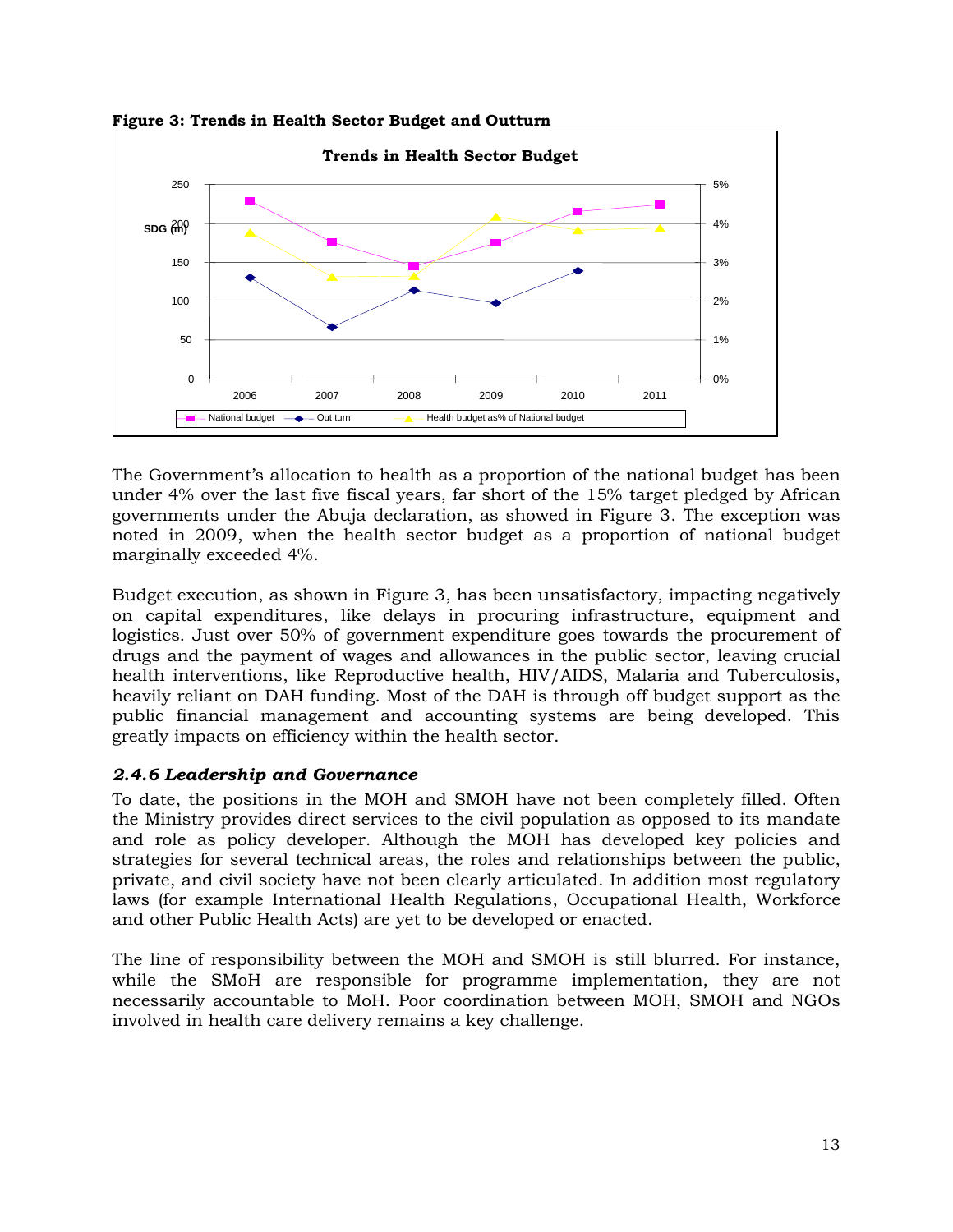**Figure 3: Trends in Health Sector Budget and Outturn**

The Government's allocation to health as a proportion of the national budget has been under 4% over the last five fiscal years, far short of the 15% target pledged by African governments under the Abuja declaration, as showed in Figure 3. The exception was noted in 2009, when the health sector budget as a proportion of national budget marginally exceeded 4%.

Budget execution, as shown in Figure 3, has been unsatisfactory, impacting negatively on capital expenditures, like delays in procuring infrastructure, equipment and logistics. Just over 50% of government expenditure goes towards the procurement of drugs and the payment of wages and allowances in the public sector, leaving crucial health interventions, like Reproductive health, HIV/AIDS, Malaria and Tuberculosis, heavily reliant on DAH funding. Most of the DAH is through off budget support as the public financial management and accounting systems are being developed. This greatly impacts on efficiency within the health sector.

### *2.4.6 Leadership and Governance*

To date, the positions in the MOH and SMOH have not been completely filled. Often the Ministry provides direct services to the civil population as opposed to its mandate and role as policy developer. Although the MOH has developed key policies and strategies for several technical areas, the roles and relationships between the public, private, and civil society have not been clearly articulated. In addition most regulatory laws (for example International Health Regulations, Occupational Health, Workforce and other Public Health Acts) are yet to be developed or enacted.

The line of responsibility between the MOH and SMOH is still blurred. For instance, while the SMoH are responsible for programme implementation, they are not necessarily accountable to MoH. Poor coordination between MOH, SMOH and NGOs involved in health care delivery remains a key challenge.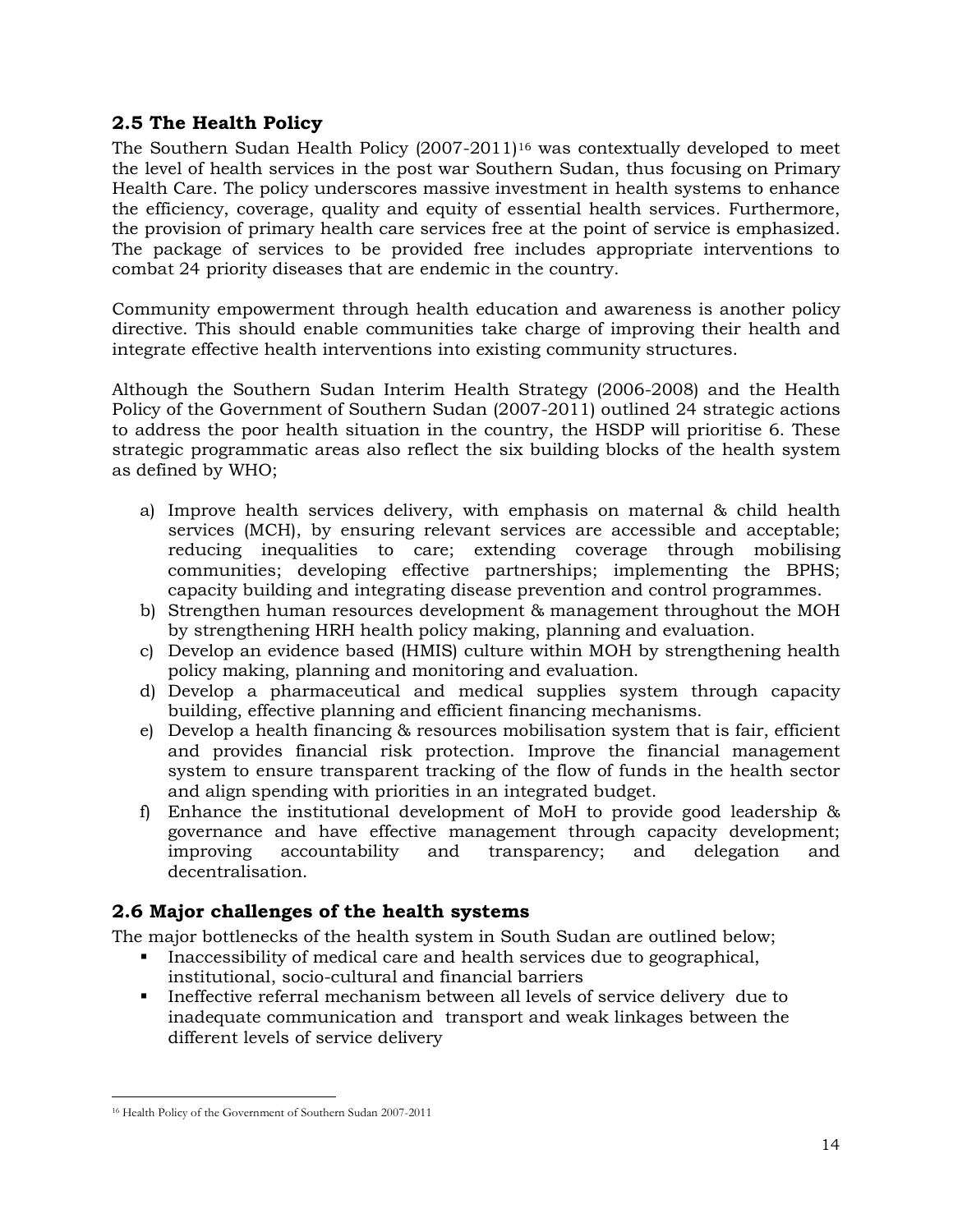## 2.5 The Health Policy

The Southern Sudan Health Policy (2007-2011)[16] was contextually developed to meet the level of health services in the post war Southern Sudan, thus focusing on Primary Health Care. The policy underscores massive investment in health systems to enhance the efficiency, coverage, quality and equity of essential health services. Furthermore, the provision of primary health care services free at the point of service is emphasized. The package of services to be provided free includes appropriate interventions to combat 24 priority diseases that are endemic in the country.

Community empowerment through health education and awareness is another policy directive. This should enable communities take charge of improving their health and integrate effective health interventions into existing community structures.

Although the Southern Sudan Interim Health Strategy (2006-2008) and the Health Policy of the Government of Southern Sudan (2007-2011) outlined 24 strategic actions to address the poor health situation in the country, the HSDP will prioritise 6. These strategic programmatic areas also reflect the six building blocks of the health system as defined by WHO;

a) Improve health services delivery, with emphasis on maternal & child health services (MCH), by ensuring relevant services are accessible and acceptable; reducing inequalities to care; extending coverage through mobilising communities; developing effective partnerships; implementing the BPHS; capacity building and integrating disease prevention and control programmes.
b) Strengthen human resources development & management throughout the MOH by strengthening HRH health policy making, planning and evaluation.
c) Develop an evidence based (HMIS) culture within MOH by strengthening health policy making, planning and monitoring and evaluation.
d) Develop a pharmaceutical and medical supplies system through capacity building, effective planning and efficient financing mechanisms.
e) Develop a health financing & resources mobilisation system that is fair, efficient and provides financial risk protection. Improve the financial management system to ensure transparent tracking of the flow of funds in the health sector and align spending with priorities in an integrated budget.
f) Enhance the institutional development of MoH to provide good leadership & governance and have effective management through capacity development; improving accountability and transparency; and delegation and decentralisation.

## 2.6 Major challenges of the health systems

The major bottlenecks of the health system in South Sudan are outlined below;

- Inaccessibility of medical care and health services due to geographical, institutional, socio-cultural and financial barriers
- Ineffective referral mechanism between all levels of service delivery due to inadequate communication and transport and weak linkages between the different levels of service delivery

[16] Health Policy of the Government of Southern Sudan 2007-2011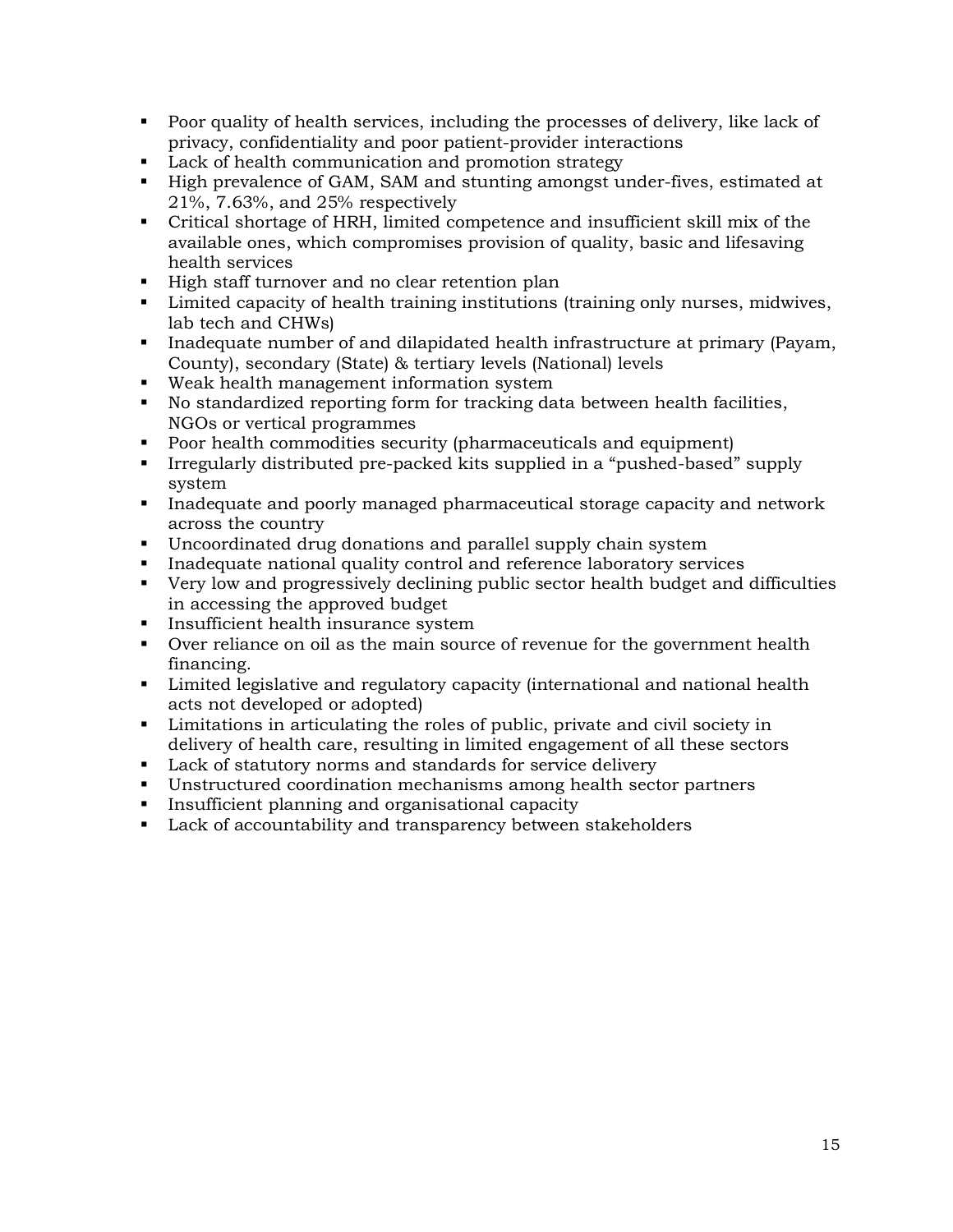- Poor quality of health services, including the processes of delivery, like lack of privacy, confidentiality and poor patient-provider interactions
- Lack of health communication and promotion strategy
- High prevalence of GAM, SAM and stunting amongst under-fives, estimated at 21%, 7.63%, and 25% respectively
- Critical shortage of HRH, limited competence and insufficient skill mix of the available ones, which compromises provision of quality, basic and lifesaving health services
- High staff turnover and no clear retention plan
- Limited capacity of health training institutions (training only nurses, midwives, lab tech and CHWs)
- Inadequate number of and dilapidated health infrastructure at primary (Payam, County), secondary (State) & tertiary levels (National) levels
- Weak health management information system
- No standardized reporting form for tracking data between health facilities, NGOs or vertical programmes
- Poor health commodities security (pharmaceuticals and equipment)
- Irregularly distributed pre-packed kits supplied in a "pushed-based" supply system
- Inadequate and poorly managed pharmaceutical storage capacity and network across the country
- Uncoordinated drug donations and parallel supply chain system
- Inadequate national quality control and reference laboratory services
- Very low and progressively declining public sector health budget and difficulties in accessing the approved budget
- Insufficient health insurance system
- Over reliance on oil as the main source of revenue for the government health financing.
- Limited legislative and regulatory capacity (international and national health acts not developed or adopted)
- Limitations in articulating the roles of public, private and civil society in delivery of health care, resulting in limited engagement of all these sectors
- Lack of statutory norms and standards for service delivery
- Unstructured coordination mechanisms among health sector partners
- Insufficient planning and organisational capacity
- Lack of accountability and transparency between stakeholders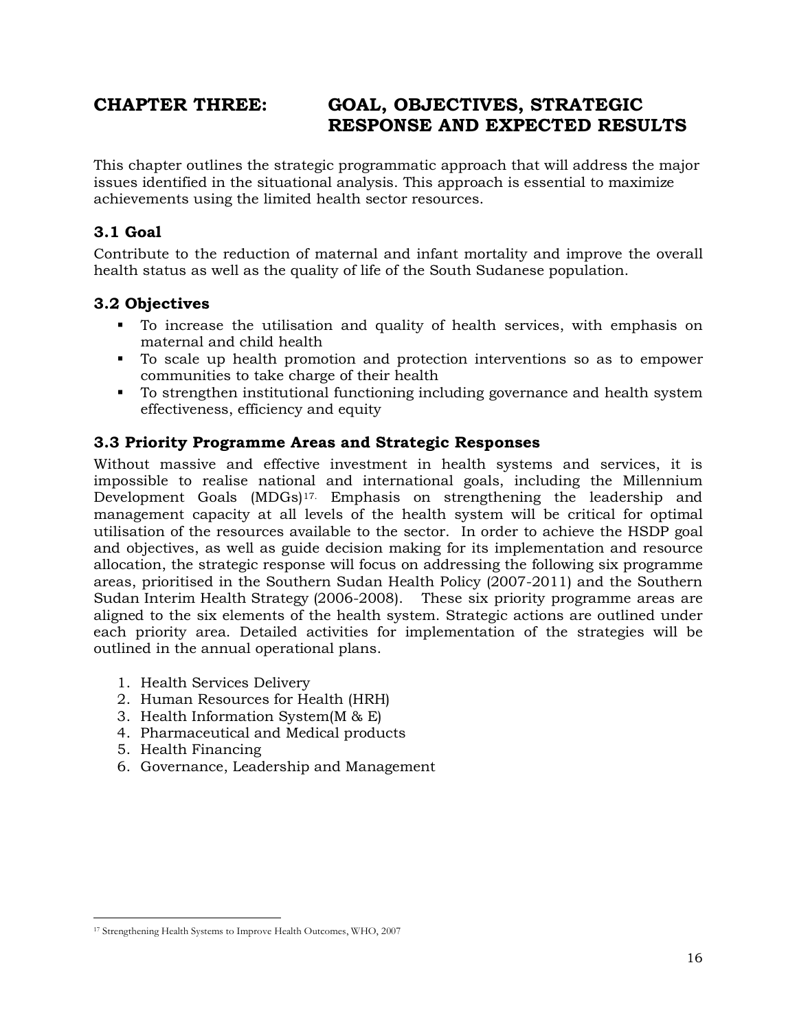# CHAPTER THREE: GOAL, OBJECTIVES, STRATEGIC RESPONSE AND EXPECTED RESULTS

This chapter outlines the strategic programmatic approach that will address the major issues identified in the situational analysis. This approach is essential to maximize achievements using the limited health sector resources.

## 3.1 Goal

Contribute to the reduction of maternal and infant mortality and improve the overall health status as well as the quality of life of the South Sudanese population.

## 3.2 Objectives

- To increase the utilisation and quality of health services, with emphasis on maternal and child health
- To scale up health promotion and protection interventions so as to empower communities to take charge of their health
- To strengthen institutional functioning including governance and health system effectiveness, efficiency and equity

## 3.3 Priority Programme Areas and Strategic Responses

Without massive and effective investment in health systems and services, it is impossible to realise national and international goals, including the Millennium Development Goals (MDGs)[17]. Emphasis on strengthening the leadership and management capacity at all levels of the health system will be critical for optimal utilisation of the resources available to the sector. In order to achieve the HSDP goal and objectives, as well as guide decision making for its implementation and resource allocation, the strategic response will focus on addressing the following six programme areas, prioritised in the Southern Sudan Health Policy (2007-2011) and the Southern Sudan Interim Health Strategy (2006-2008). These six priority programme areas are aligned to the six elements of the health system. Strategic actions are outlined under each priority area. Detailed activities for implementation of the strategies will be outlined in the annual operational plans.

1. Health Services Delivery
2. Human Resources for Health (HRH)
3. Health Information System(M & E)
4. Pharmaceutical and Medical products
5. Health Financing
6. Governance, Leadership and Management

[17] Strengthening Health Systems to Improve Health Outcomes, WHO, 2007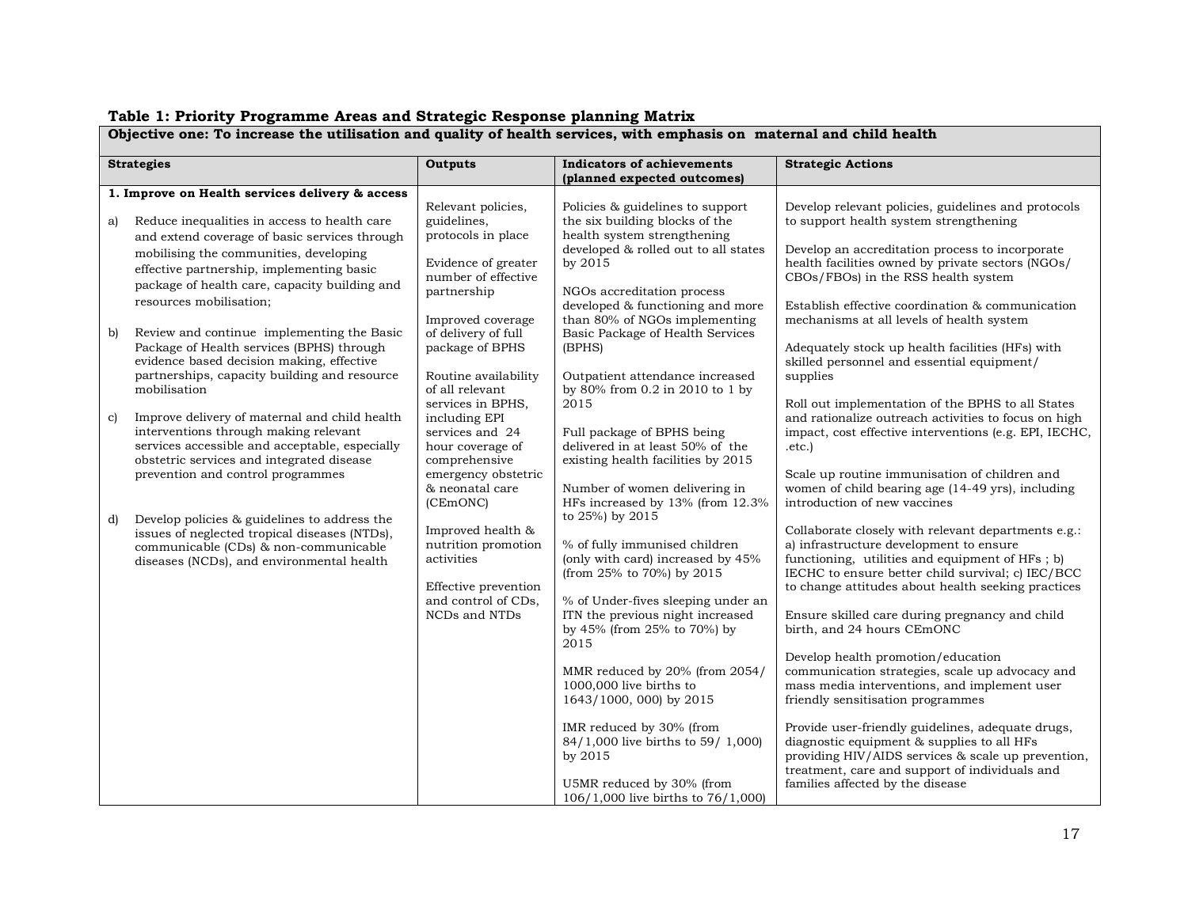**Table 1: Priority Programme Areas and Strategic Response planning Matrix**

| **Objective one: To increase the utilisation and quality of health services, with emphasis on maternal and child health** | | | |
|---|---|---|---|
| **Strategies** | **Outputs** | **Indicators of achievements (planned expected outcomes)** | **Strategic Actions** |
| **1. Improve on Health services delivery & access**<br><br>a) Reduce inequalities in access to health care and extend coverage of basic services through mobilising the communities, developing effective partnership, implementing basic package of health care, capacity building and resources mobilisation;<br><br>b) Review and continue implementing the Basic Package of Health services (BPHS) through evidence based decision making, effective partnerships, capacity building and resource mobilisation<br><br>c) Improve delivery of maternal and child health interventions through making relevant services accessible and acceptable, especially obstetric services and integrated disease prevention and control programmes<br><br>d) Develop policies & guidelines to address the issues of neglected tropical diseases (NTDs), communicable (CDs) & non-communicable diseases (NCDs), and environmental health | Relevant policies, guidelines, protocols in place<br><br>Evidence of greater number of effective partnership<br><br>Improved coverage of delivery of full package of BPHS<br><br>Routine availability of all relevant services in BPHS, including EPI services and 24 hour coverage of comprehensive emergency obstetric & neonatal care (CEmONC)<br><br>Improved health & nutrition promotion activities<br><br>Effective prevention and control of CDs, NCDs and NTDs | Policies & guidelines to support the six building blocks of the health system strengthening developed & rolled out to all states by 2015<br><br>NGOs accreditation process developed & functioning and more than 80% of NGOs implementing Basic Package of Health Services (BPHS)<br><br>Outpatient attendance increased by 80% from 0.2 in 2010 to 1 by 2015<br><br>Full package of BPHS being delivered in at least 50% of the existing health facilities by 2015<br><br>Number of women delivering in HFs increased by 13% (from 12.3% to 25%) by 2015<br><br>% of fully immunised children (only with card) increased by 45% (from 25% to 70%) by 2015<br><br>% of Under-fives sleeping under an ITN the previous night increased by 45% (from 25% to 70%) by 2015<br><br>MMR reduced by 20% (from 2054/ 1000,000 live births to 1643/1000, 000) by 2015<br><br>IMR reduced by 30% (from 84/1,000 live births to 59/ 1,000) by 2015<br><br>U5MR reduced by 30% (from 106/1,000 live births to 76/1,000) | Develop relevant policies, guidelines and protocols to support health system strengthening<br><br>Develop an accreditation process to incorporate health facilities owned by private sectors (NGOs/ CBOs/FBOs) in the RSS health system<br><br>Establish effective coordination & communication mechanisms at all levels of health system<br><br>Adequately stock up health facilities (HFs) with skilled personnel and essential equipment/ supplies<br><br>Roll out implementation of the BPHS to all States and rationalize outreach activities to focus on high impact, cost effective interventions (e.g. EPI, IECHC, .etc.)<br><br>Scale up routine immunisation of children and women of child bearing age (14-49 yrs), including introduction of new vaccines<br><br>Collaborate closely with relevant departments e.g.: a) infrastructure development to ensure functioning, utilities and equipment of HFs ; b) IECHC to ensure better child survival; c) IEC/BCC to change attitudes about health seeking practices<br><br>Ensure skilled care during pregnancy and child birth, and 24 hours CEmONC<br><br>Develop health promotion/education communication strategies, scale up advocacy and mass media interventions, and implement user friendly sensitisation programmes<br><br>Provide user-friendly guidelines, adequate drugs, diagnostic equipment & supplies to all HFs providing HIV/AIDS services & scale up prevention, treatment, care and support of individuals and families affected by the disease |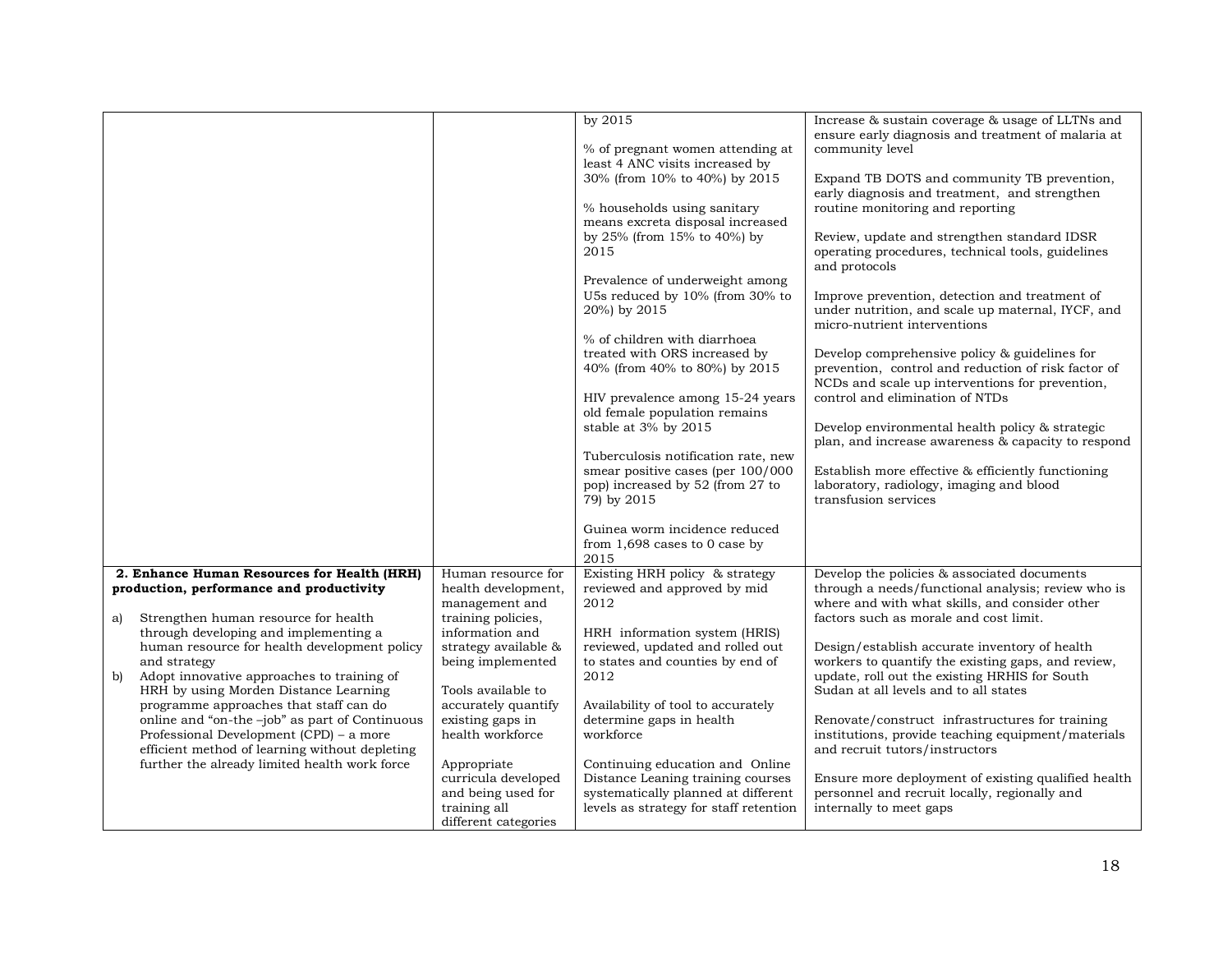| | | | |
|---|---|---|---|
| | | by 2015<br><br>% of pregnant women attending at least 4 ANC visits increased by 30% (from 10% to 40%) by 2015<br><br>% households using sanitary means excreta disposal increased by 25% (from 15% to 40%) by 2015<br><br>Prevalence of underweight among U5s reduced by 10% (from 30% to 20%) by 2015<br><br>% of children with diarrhoea treated with ORS increased by 40% (from 40% to 80%) by 2015<br><br>HIV prevalence among 15-24 years old female population remains stable at 3% by 2015<br><br>Tuberculosis notification rate, new smear positive cases (per 100/000 pop) increased by 52 (from 27 to 79) by 2015<br><br>Guinea worm incidence reduced from 1,698 cases to 0 case by 2015 | Increase & sustain coverage & usage of LLTNs and ensure early diagnosis and treatment of malaria at community level<br><br>Expand TB DOTS and community TB prevention, early diagnosis and treatment, and strengthen routine monitoring and reporting<br><br>Review, update and strengthen standard IDSR operating procedures, technical tools, guidelines and protocols<br><br>Improve prevention, detection and treatment of under nutrition, and scale up maternal, IYCF, and micro-nutrient interventions<br><br>Develop comprehensive policy & guidelines for prevention, control and reduction of risk factor of NCDs and scale up interventions for prevention, control and elimination of NTDs<br><br>Develop environmental health policy & strategic plan, and increase awareness & capacity to respond<br><br>Establish more effective & efficiently functioning laboratory, radiology, imaging and blood transfusion services |
| **2. Enhance Human Resources for Health (HRH) production, performance and productivity**<br><br>a) Strengthen human resource for health through developing and implementing a human resource for health development policy and strategy<br>b) Adopt innovative approaches to training of HRH by using Morden Distance Learning programme approaches that staff can do online and "on-the –job" as part of Continuous Professional Development (CPD) – a more efficient method of learning without depleting further the already limited health work force | Human resource for health development, management and training policies, information and strategy available & being implemented<br><br>Tools available to accurately quantify existing gaps in health workforce<br><br>Appropriate curricula developed and being used for training all different categories | Existing HRH policy & strategy reviewed and approved by mid 2012<br><br>HRH information system (HRIS) reviewed, updated and rolled out to states and counties by end of 2012<br><br>Availability of tool to accurately determine gaps in health workforce<br><br>Continuing education and Online Distance Leaning training courses systematically planned at different levels as strategy for staff retention | Develop the policies & associated documents through a needs/functional analysis; review who is where and with what skills, and consider other factors such as morale and cost limit.<br><br>Design/establish accurate inventory of health workers to quantify the existing gaps, and review, update, roll out the existing HRHIS for South Sudan at all levels and to all states<br><br>Renovate/construct infrastructures for training institutions, provide teaching equipment/materials and recruit tutors/instructors<br><br>Ensure more deployment of existing qualified health personnel and recruit locally, regionally and internally to meet gaps |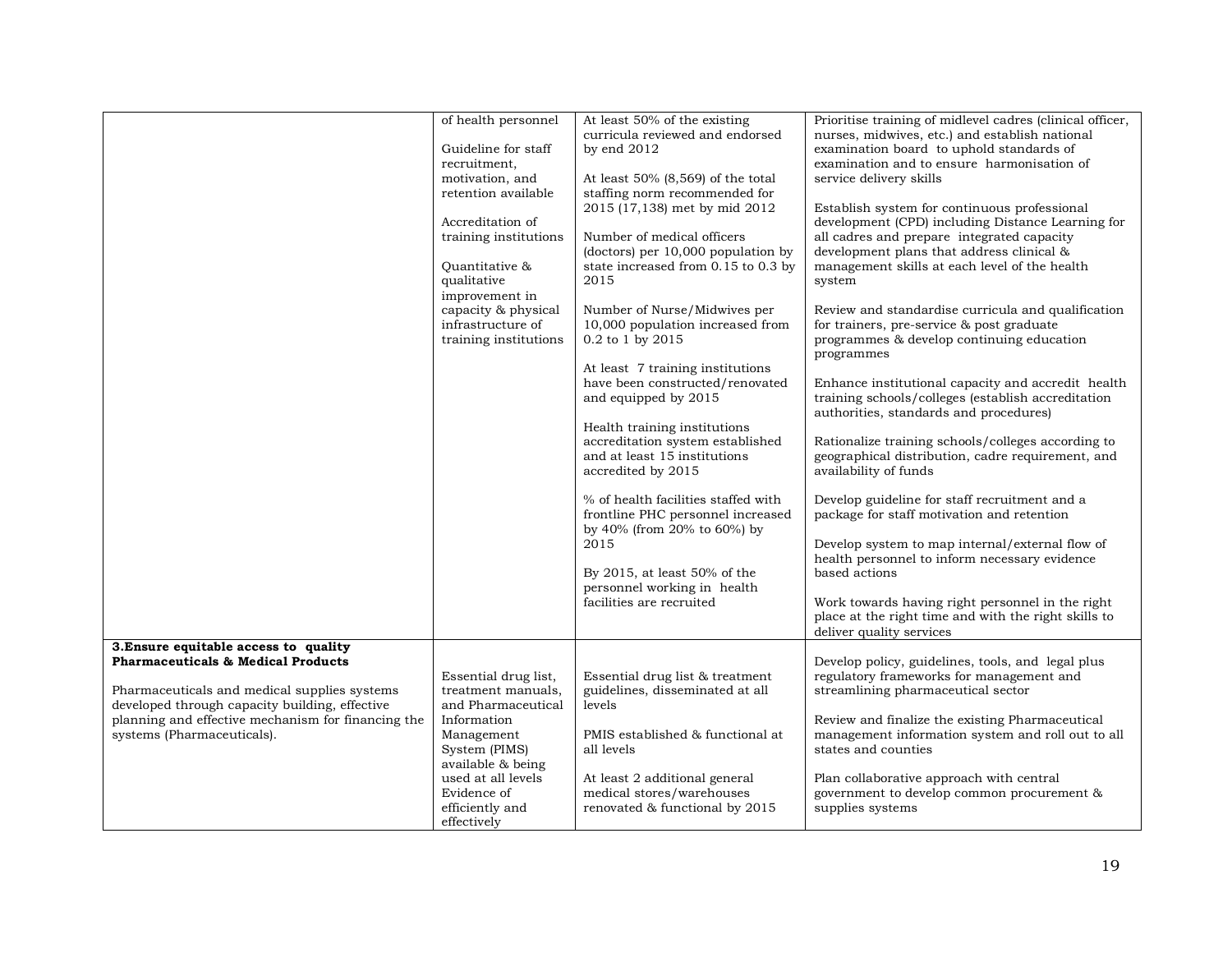| | | | |
|---|---|---|---|
| | of health personnel<br><br>Guideline for staff recruitment, motivation, and retention available<br><br>Accreditation of training institutions<br><br>Quantitative & qualitative improvement in capacity & physical infrastructure of training institutions | At least 50% of the existing curricula reviewed and endorsed by end 2012<br><br>At least 50% (8,569) of the total staffing norm recommended for 2015 (17,138) met by mid 2012<br><br>Number of medical officers (doctors) per 10,000 population by state increased from 0.15 to 0.3 by 2015<br><br>Number of Nurse/Midwives per 10,000 population increased from 0.2 to 1 by 2015<br><br>At least 7 training institutions have been constructed/renovated and equipped by 2015<br><br>Health training institutions accreditation system established and at least 15 institutions accredited by 2015<br><br>% of health facilities staffed with frontline PHC personnel increased by 40% (from 20% to 60%) by 2015<br><br>By 2015, at least 50% of the personnel working in health facilities are recruited | Prioritise training of midlevel cadres (clinical officer, nurses, midwives, etc.) and establish national examination board to uphold standards of examination and to ensure harmonisation of service delivery skills<br><br>Establish system for continuous professional development (CPD) including Distance Learning for all cadres and prepare integrated capacity development plans that address clinical & management skills at each level of the health system<br><br>Review and standardise curricula and qualification for trainers, pre-service & post graduate programmes & develop continuing education programmes<br><br>Enhance institutional capacity and accredit health training schools/colleges (establish accreditation authorities, standards and procedures)<br><br>Rationalize training schools/colleges according to geographical distribution, cadre requirement, and availability of funds<br><br>Develop guideline for staff recruitment and a package for staff motivation and retention<br><br>Develop system to map internal/external flow of health personnel to inform necessary evidence based actions<br><br>Work towards having right personnel in the right place at the right time and with the right skills to deliver quality services |
| **3.Ensure equitable access to quality Pharmaceuticals & Medical Products**<br><br>Pharmaceuticals and medical supplies systems developed through capacity building, effective planning and effective mechanism for financing the systems (Pharmaceuticals). | Essential drug list, treatment manuals, and Pharmaceutical Information Management System (PIMS) available & being used at all levels<br>Evidence of efficiently and effectively | Essential drug list & treatment guidelines, disseminated at all levels<br><br>PMIS established & functional at all levels<br><br>At least 2 additional general medical stores/warehouses renovated & functional by 2015 | Develop policy, guidelines, tools, and legal plus regulatory frameworks for management and streamlining pharmaceutical sector<br><br>Review and finalize the existing Pharmaceutical management information system and roll out to all states and counties<br><br>Plan collaborative approach with central government to develop common procurement & supplies systems |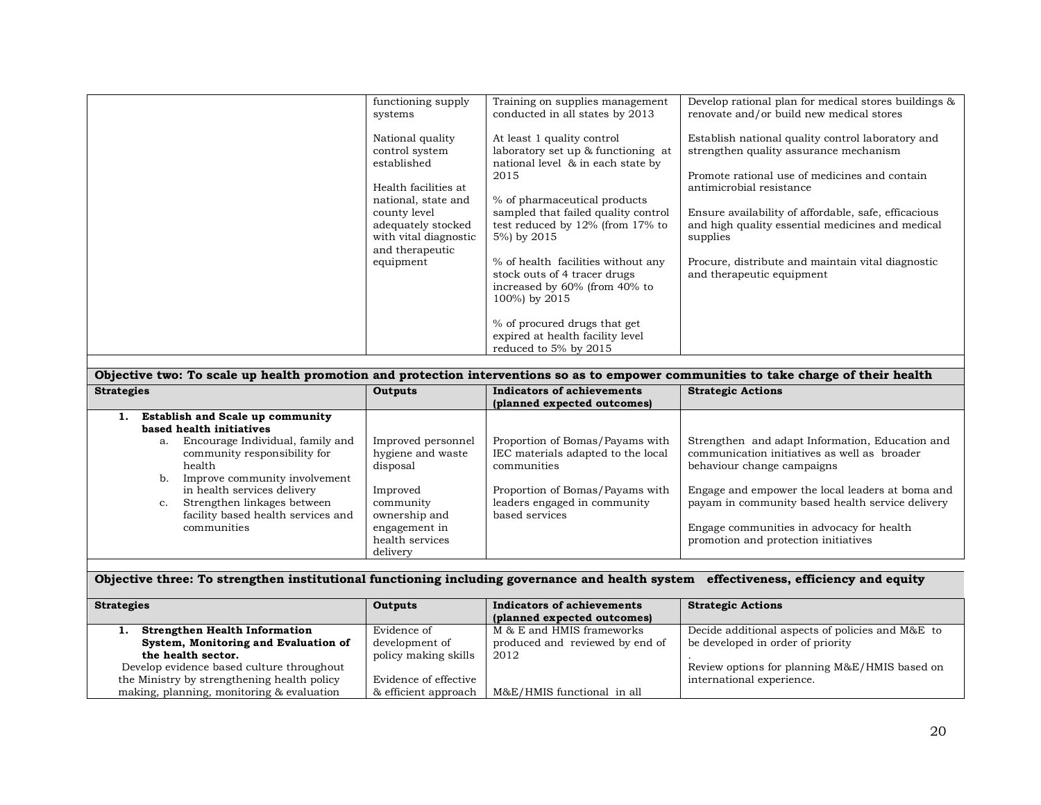| | | | |
|---|---|---|---|
| | functioning supply systems<br><br>National quality control system established<br><br>Health facilities at national, state and county level adequately stocked with vital diagnostic and therapeutic equipment | Training on supplies management conducted in all states by 2013<br><br>At least 1 quality control laboratory set up & functioning at national level & in each state by 2015<br><br>% of pharmaceutical products sampled that failed quality control test reduced by 12% (from 17% to 5%) by 2015<br><br>% of health facilities without any stock outs of 4 tracer drugs increased by 60% (from 40% to 100%) by 2015<br><br>% of procured drugs that get expired at health facility level reduced to 5% by 2015 | Develop rational plan for medical stores buildings & renovate and/or build new medical stores<br><br>Establish national quality control laboratory and strengthen quality assurance mechanism<br><br>Promote rational use of medicines and contain antimicrobial resistance<br><br>Ensure availability of affordable, safe, efficacious and high quality essential medicines and medical supplies<br><br>Procure, distribute and maintain vital diagnostic and therapeutic equipment |

**Objective two: To scale up health promotion and protection interventions so as to empower communities to take charge of their health**

| Strategies | Outputs | Indicators of achievements (planned expected outcomes) | Strategic Actions |
|---|---|---|---|
| **1. Establish and Scale up community based health initiatives**<br>a. Encourage Individual, family and community responsibility for health<br>b. Improve community involvement in health services delivery<br>c. Strengthen linkages between facility based health services and communities | Improved personnel hygiene and waste disposal<br><br>Improved community ownership and engagement in health services delivery | Proportion of Bomas/Payams with IEC materials adapted to the local communities<br><br>Proportion of Bomas/Payams with leaders engaged in community based services | Strengthen and adapt Information, Education and communication initiatives as well as broader behaviour change campaigns<br><br>Engage and empower the local leaders at boma and payam in community based health service delivery<br><br>Engage communities in advocacy for health promotion and protection initiatives |

**Objective three: To strengthen institutional functioning including governance and health system effectiveness, efficiency and equity**

| Strategies | Outputs | Indicators of achievements (planned expected outcomes) | Strategic Actions |
|---|---|---|---|
| **1. Strengthen Health Information System, Monitoring and Evaluation of the health sector.**<br>Develop evidence based culture throughout the Ministry by strengthening health policy making, planning, monitoring & evaluation | Evidence of development of policy making skills<br><br>Evidence of effective & efficient approach | M & E and HMIS frameworks produced and reviewed by end of 2012<br><br>M&E/HMIS functional in all | Decide additional aspects of policies and M&E to be developed in order of priority<br>.<br>Review options for planning M&E/HMIS based on international experience. |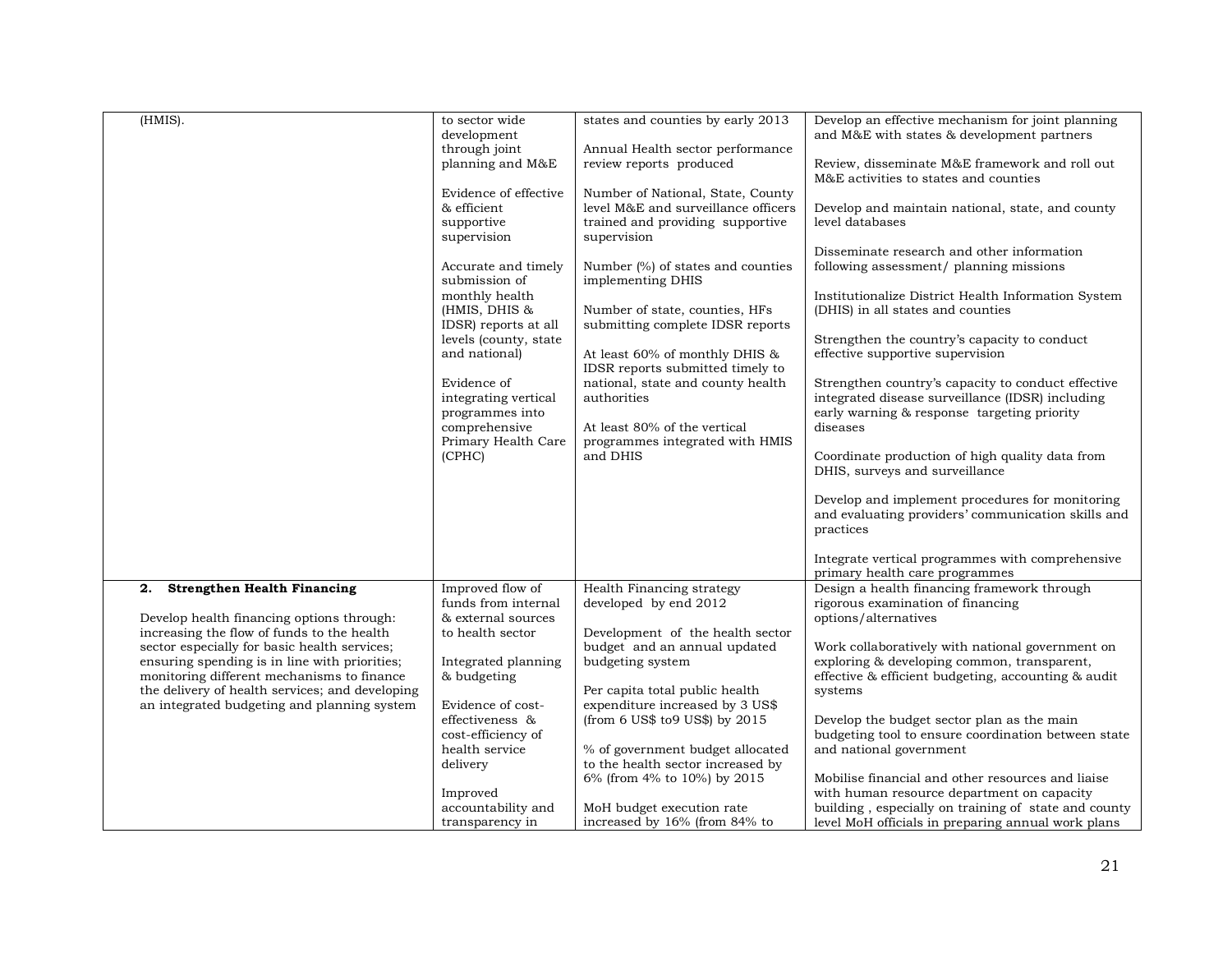| | | | |
|---|---|---|---|
| (HMIS). | to sector wide development through joint planning and M&E<br><br>Evidence of effective & efficient supportive supervision<br><br>Accurate and timely submission of monthly health (HMIS, DHIS & IDSR) reports at all levels (county, state and national)<br><br>Evidence of integrating vertical programmes into comprehensive Primary Health Care (CPHC) | states and counties by early 2013<br><br>Annual Health sector performance review reports produced<br><br>Number of National, State, County level M&E and surveillance officers trained and providing supportive supervision<br><br>Number (%) of states and counties implementing DHIS<br><br>Number of state, counties, HFs submitting complete IDSR reports<br><br>At least 60% of monthly DHIS & IDSR reports submitted timely to national, state and county health authorities<br><br>At least 80% of the vertical programmes integrated with HMIS and DHIS | Develop an effective mechanism for joint planning and M&E with states & development partners<br><br>Review, disseminate M&E framework and roll out M&E activities to states and counties<br><br>Develop and maintain national, state, and county level databases<br><br>Disseminate research and other information following assessment/ planning missions<br><br>Institutionalize District Health Information System (DHIS) in all states and counties<br><br>Strengthen the country's capacity to conduct effective supportive supervision<br><br>Strengthen country's capacity to conduct effective integrated disease surveillance (IDSR) including early warning & response targeting priority diseases<br><br>Coordinate production of high quality data from DHIS, surveys and surveillance<br><br>Develop and implement procedures for monitoring and evaluating providers' communication skills and practices<br><br>Integrate vertical programmes with comprehensive primary health care programmes |
| **2. Strengthen Health Financing**<br><br>Develop health financing options through: increasing the flow of funds to the health sector especially for basic health services; ensuring spending is in line with priorities; monitoring different mechanisms to finance the delivery of health services; and developing an integrated budgeting and planning system | Improved flow of funds from internal & external sources to health sector<br><br>Integrated planning & budgeting<br><br>Evidence of cost-effectiveness & cost-efficiency of health service delivery<br><br>Improved accountability and transparency in | Health Financing strategy developed by end 2012<br><br>Development of the health sector budget and an annual updated budgeting system<br><br>Per capita total public health expenditure increased by 3 US$ (from 6 US$ to9 US$) by 2015<br><br>% of government budget allocated to the health sector increased by 6% (from 4% to 10%) by 2015<br><br>MoH budget execution rate increased by 16% (from 84% to | Design a health financing framework through rigorous examination of financing options/alternatives<br><br>Work collaboratively with national government on exploring & developing common, transparent, effective & efficient budgeting, accounting & audit systems<br><br>Develop the budget sector plan as the main budgeting tool to ensure coordination between state and national government<br><br>Mobilise financial and other resources and liaise with human resource department on capacity building , especially on training of state and county level MoH officials in preparing annual work plans |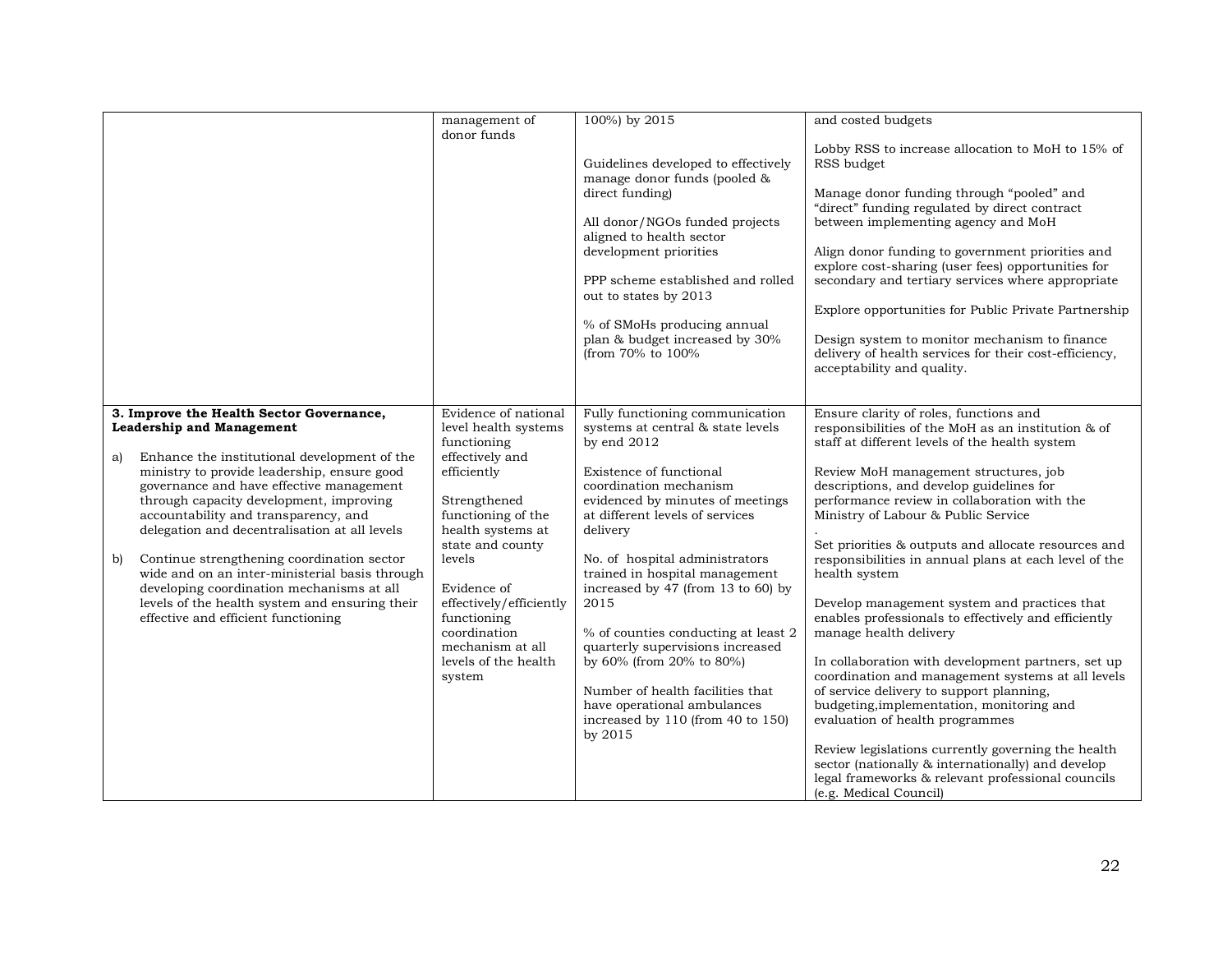| | | | |
|---|---|---|---|
| | management of donor funds | 100%) by 2015<br><br>Guidelines developed to effectively manage donor funds (pooled & direct funding)<br><br>All donor/NGOs funded projects aligned to health sector development priorities<br><br>PPP scheme established and rolled out to states by 2013<br><br>% of SMoHs producing annual plan & budget increased by 30% (from 70% to 100% | and costed budgets<br><br>Lobby RSS to increase allocation to MoH to 15% of RSS budget<br><br>Manage donor funding through "pooled" and "direct" funding regulated by direct contract between implementing agency and MoH<br><br>Align donor funding to government priorities and explore cost-sharing (user fees) opportunities for secondary and tertiary services where appropriate<br><br>Explore opportunities for Public Private Partnership<br><br>Design system to monitor mechanism to finance delivery of health services for their cost-efficiency, acceptability and quality. |
| **3. Improve the Health Sector Governance, Leadership and Management**<br><br>a) Enhance the institutional development of the ministry to provide leadership, ensure good governance and have effective management through capacity development, improving accountability and transparency, and delegation and decentralisation at all levels<br><br>b) Continue strengthening coordination sector wide and on an inter-ministerial basis through developing coordination mechanisms at all levels of the health system and ensuring their effective and efficient functioning | Evidence of national level health systems functioning effectively and efficiently<br><br>Strengthened functioning of the health systems at state and county levels<br><br>Evidence of effectively/efficiently functioning coordination mechanism at all levels of the health system | Fully functioning communication systems at central & state levels by end 2012<br><br>Existence of functional coordination mechanism evidenced by minutes of meetings at different levels of services delivery<br><br>No. of hospital administrators trained in hospital management increased by 47 (from 13 to 60) by 2015<br><br>% of counties conducting at least 2 quarterly supervisions increased by 60% (from 20% to 80%)<br><br>Number of health facilities that have operational ambulances increased by 110 (from 40 to 150) by 2015 | Ensure clarity of roles, functions and responsibilities of the MoH as an institution & of staff at different levels of the health system<br><br>Review MoH management structures, job descriptions, and develop guidelines for performance review in collaboration with the Ministry of Labour & Public Service<br>.<br>Set priorities & outputs and allocate resources and responsibilities in annual plans at each level of the health system<br><br>Develop management system and practices that enables professionals to effectively and efficiently manage health delivery<br><br>In collaboration with development partners, set up coordination and management systems at all levels of service delivery to support planning, budgeting,implementation, monitoring and evaluation of health programmes<br><br>Review legislations currently governing the health sector (nationally & internationally) and develop legal frameworks & relevant professional councils (e.g. Medical Council) |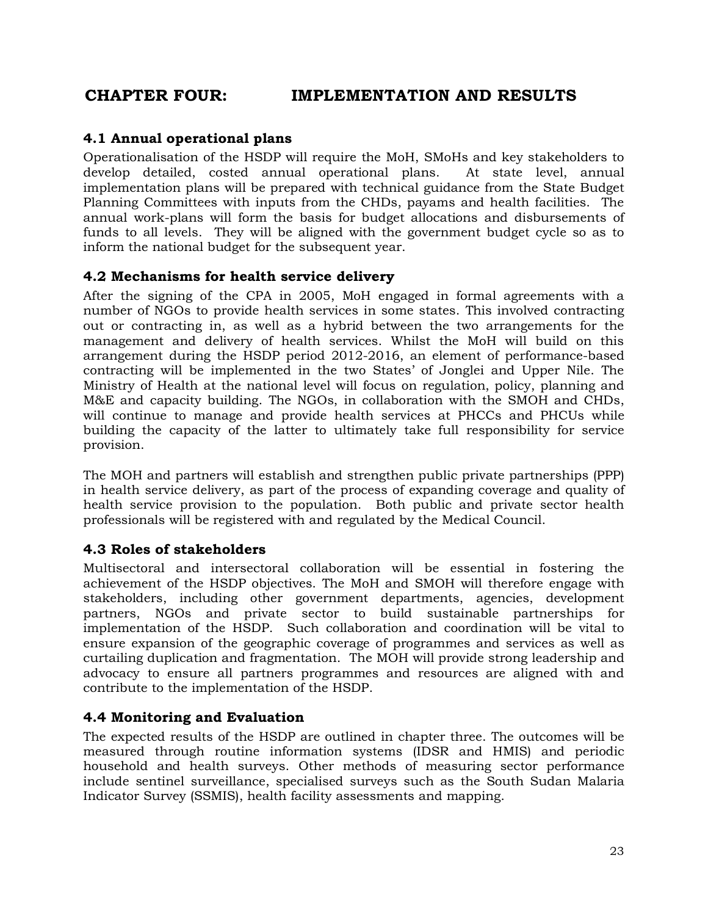# CHAPTER FOUR: IMPLEMENTATION AND RESULTS

## 4.1 Annual operational plans

Operationalisation of the HSDP will require the MoH, SMoHs and key stakeholders to develop detailed, costed annual operational plans. At state level, annual implementation plans will be prepared with technical guidance from the State Budget Planning Committees with inputs from the CHDs, payams and health facilities. The annual work-plans will form the basis for budget allocations and disbursements of funds to all levels. They will be aligned with the government budget cycle so as to inform the national budget for the subsequent year.

## 4.2 Mechanisms for health service delivery

After the signing of the CPA in 2005, MoH engaged in formal agreements with a number of NGOs to provide health services in some states. This involved contracting out or contracting in, as well as a hybrid between the two arrangements for the management and delivery of health services. Whilst the MoH will build on this arrangement during the HSDP period 2012-2016, an element of performance-based contracting will be implemented in the two States' of Jonglei and Upper Nile. The Ministry of Health at the national level will focus on regulation, policy, planning and M&E and capacity building. The NGOs, in collaboration with the SMOH and CHDs, will continue to manage and provide health services at PHCCs and PHCUs while building the capacity of the latter to ultimately take full responsibility for service provision.

The MOH and partners will establish and strengthen public private partnerships (PPP) in health service delivery, as part of the process of expanding coverage and quality of health service provision to the population. Both public and private sector health professionals will be registered with and regulated by the Medical Council.

## 4.3 Roles of stakeholders

Multisectoral and intersectoral collaboration will be essential in fostering the achievement of the HSDP objectives. The MoH and SMOH will therefore engage with stakeholders, including other government departments, agencies, development partners, NGOs and private sector to build sustainable partnerships for implementation of the HSDP. Such collaboration and coordination will be vital to ensure expansion of the geographic coverage of programmes and services as well as curtailing duplication and fragmentation. The MOH will provide strong leadership and advocacy to ensure all partners programmes and resources are aligned with and contribute to the implementation of the HSDP.

## 4.4 Monitoring and Evaluation

The expected results of the HSDP are outlined in chapter three. The outcomes will be measured through routine information systems (IDSR and HMIS) and periodic household and health surveys. Other methods of measuring sector performance include sentinel surveillance, specialised surveys such as the South Sudan Malaria Indicator Survey (SSMIS), health facility assessments and mapping.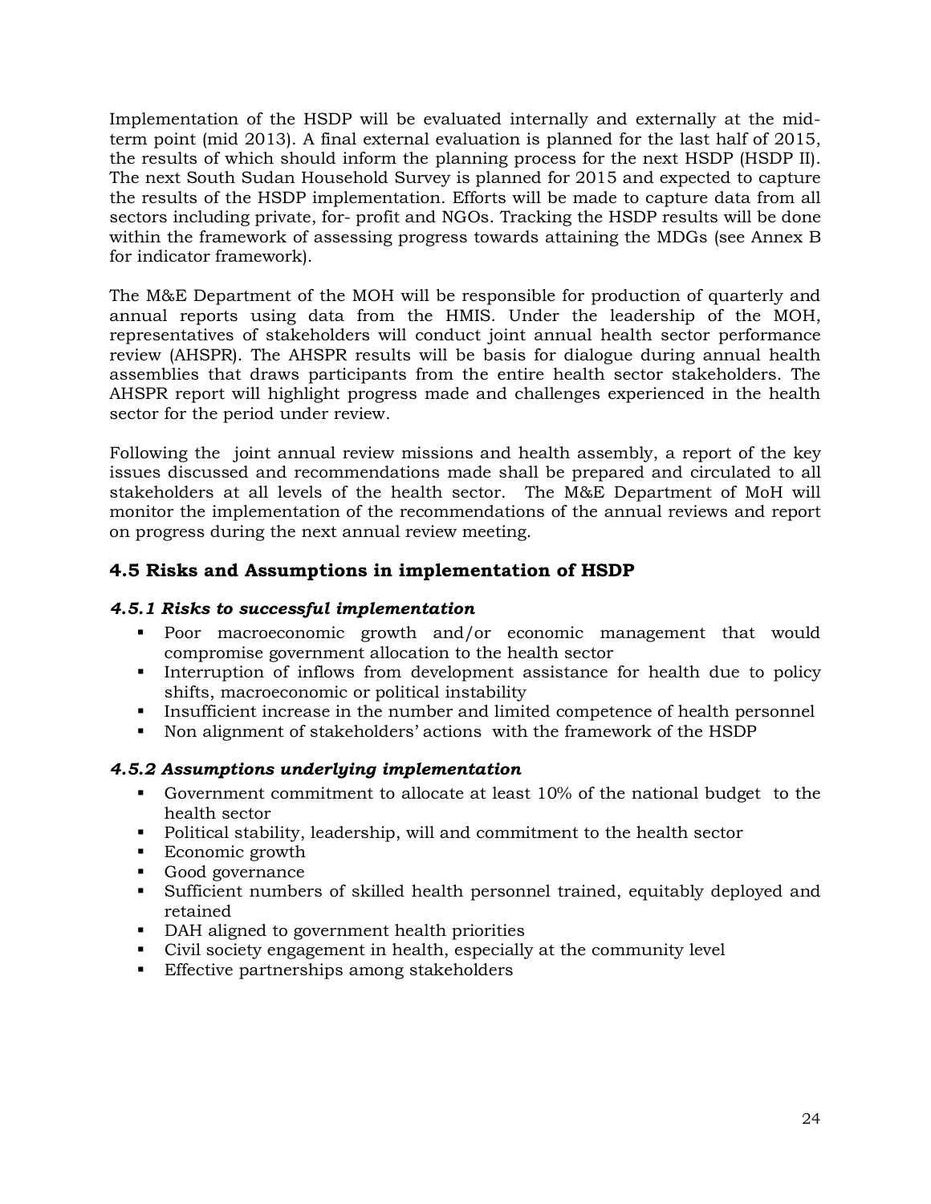Implementation of the HSDP will be evaluated internally and externally at the mid-term point (mid 2013). A final external evaluation is planned for the last half of 2015, the results of which should inform the planning process for the next HSDP (HSDP II). The next South Sudan Household Survey is planned for 2015 and expected to capture the results of the HSDP implementation. Efforts will be made to capture data from all sectors including private, for- profit and NGOs. Tracking the HSDP results will be done within the framework of assessing progress towards attaining the MDGs (see Annex B for indicator framework).

The M&E Department of the MOH will be responsible for production of quarterly and annual reports using data from the HMIS. Under the leadership of the MOH, representatives of stakeholders will conduct joint annual health sector performance review (AHSPR). The AHSPR results will be basis for dialogue during annual health assemblies that draws participants from the entire health sector stakeholders. The AHSPR report will highlight progress made and challenges experienced in the health sector for the period under review.

Following the joint annual review missions and health assembly, a report of the key issues discussed and recommendations made shall be prepared and circulated to all stakeholders at all levels of the health sector. The M&E Department of MoH will monitor the implementation of the recommendations of the annual reviews and report on progress during the next annual review meeting.

## 4.5 Risks and Assumptions in implementation of HSDP

### *4.5.1 Risks to successful implementation*

- Poor macroeconomic growth and/or economic management that would compromise government allocation to the health sector
- Interruption of inflows from development assistance for health due to policy shifts, macroeconomic or political instability
- Insufficient increase in the number and limited competence of health personnel
- Non alignment of stakeholders' actions with the framework of the HSDP

### *4.5.2 Assumptions underlying implementation*

- Government commitment to allocate at least 10% of the national budget to the health sector
- Political stability, leadership, will and commitment to the health sector
- Economic growth
- Good governance
- Sufficient numbers of skilled health personnel trained, equitably deployed and retained
- DAH aligned to government health priorities
- Civil society engagement in health, especially at the community level
- Effective partnerships among stakeholders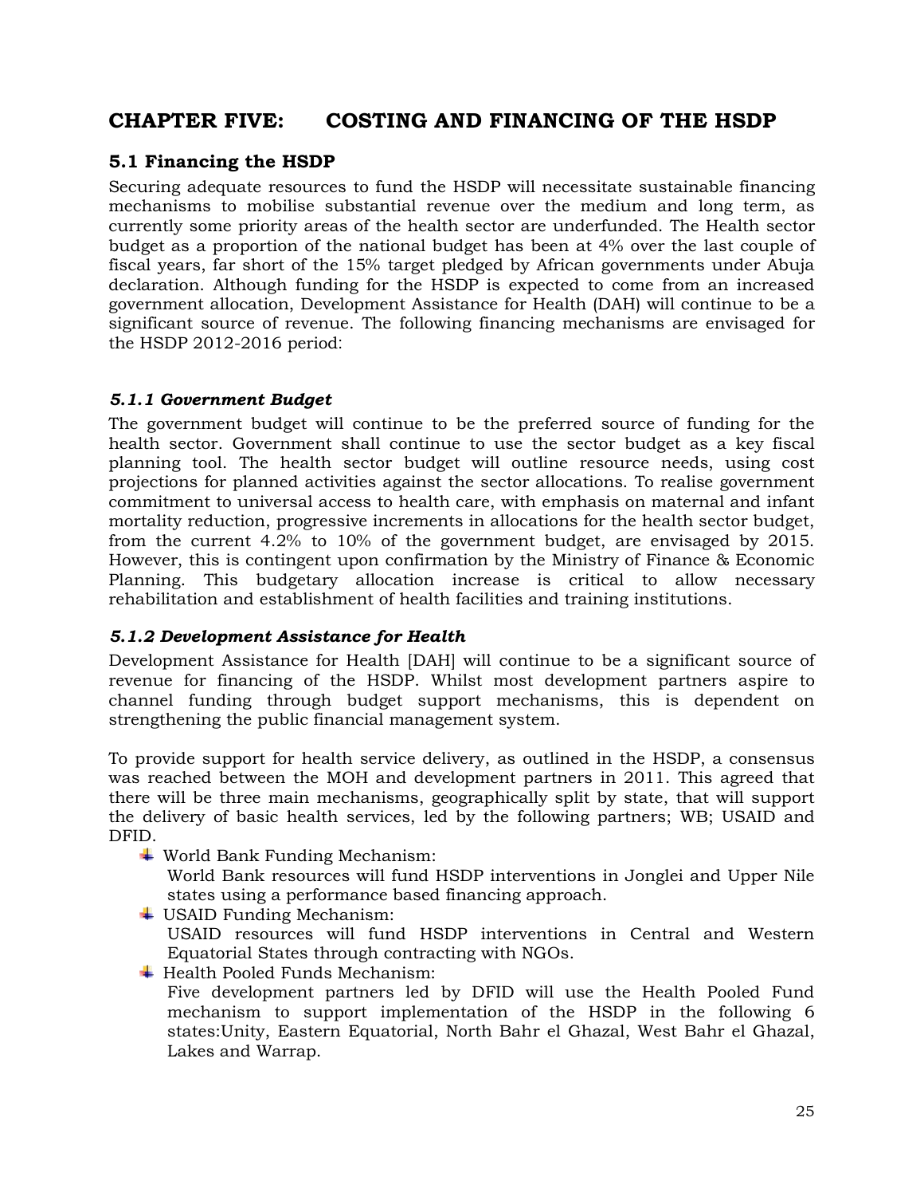# CHAPTER FIVE: COSTING AND FINANCING OF THE HSDP

## 5.1 Financing the HSDP

Securing adequate resources to fund the HSDP will necessitate sustainable financing mechanisms to mobilise substantial revenue over the medium and long term, as currently some priority areas of the health sector are underfunded. The Health sector budget as a proportion of the national budget has been at 4% over the last couple of fiscal years, far short of the 15% target pledged by African governments under Abuja declaration. Although funding for the HSDP is expected to come from an increased government allocation, Development Assistance for Health (DAH) will continue to be a significant source of revenue. The following financing mechanisms are envisaged for the HSDP 2012-2016 period:

### *5.1.1 Government Budget*

The government budget will continue to be the preferred source of funding for the health sector. Government shall continue to use the sector budget as a key fiscal planning tool. The health sector budget will outline resource needs, using cost projections for planned activities against the sector allocations. To realise government commitment to universal access to health care, with emphasis on maternal and infant mortality reduction, progressive increments in allocations for the health sector budget, from the current 4.2% to 10% of the government budget, are envisaged by 2015. However, this is contingent upon confirmation by the Ministry of Finance & Economic Planning. This budgetary allocation increase is critical to allow necessary rehabilitation and establishment of health facilities and training institutions.

### *5.1.2 Development Assistance for Health*

Development Assistance for Health [DAH] will continue to be a significant source of revenue for financing of the HSDP. Whilst most development partners aspire to channel funding through budget support mechanisms, this is dependent on strengthening the public financial management system.

To provide support for health service delivery, as outlined in the HSDP, a consensus was reached between the MOH and development partners in 2011. This agreed that there will be three main mechanisms, geographically split by state, that will support the delivery of basic health services, led by the following partners; WB; USAID and DFID.

- World Bank Funding Mechanism:
  World Bank resources will fund HSDP interventions in Jonglei and Upper Nile states using a performance based financing approach.
- USAID Funding Mechanism:
  USAID resources will fund HSDP interventions in Central and Western Equatorial States through contracting with NGOs.
- Health Pooled Funds Mechanism:
  Five development partners led by DFID will use the Health Pooled Fund mechanism to support implementation of the HSDP in the following 6 states:Unity, Eastern Equatorial, North Bahr el Ghazal, West Bahr el Ghazal, Lakes and Warrap.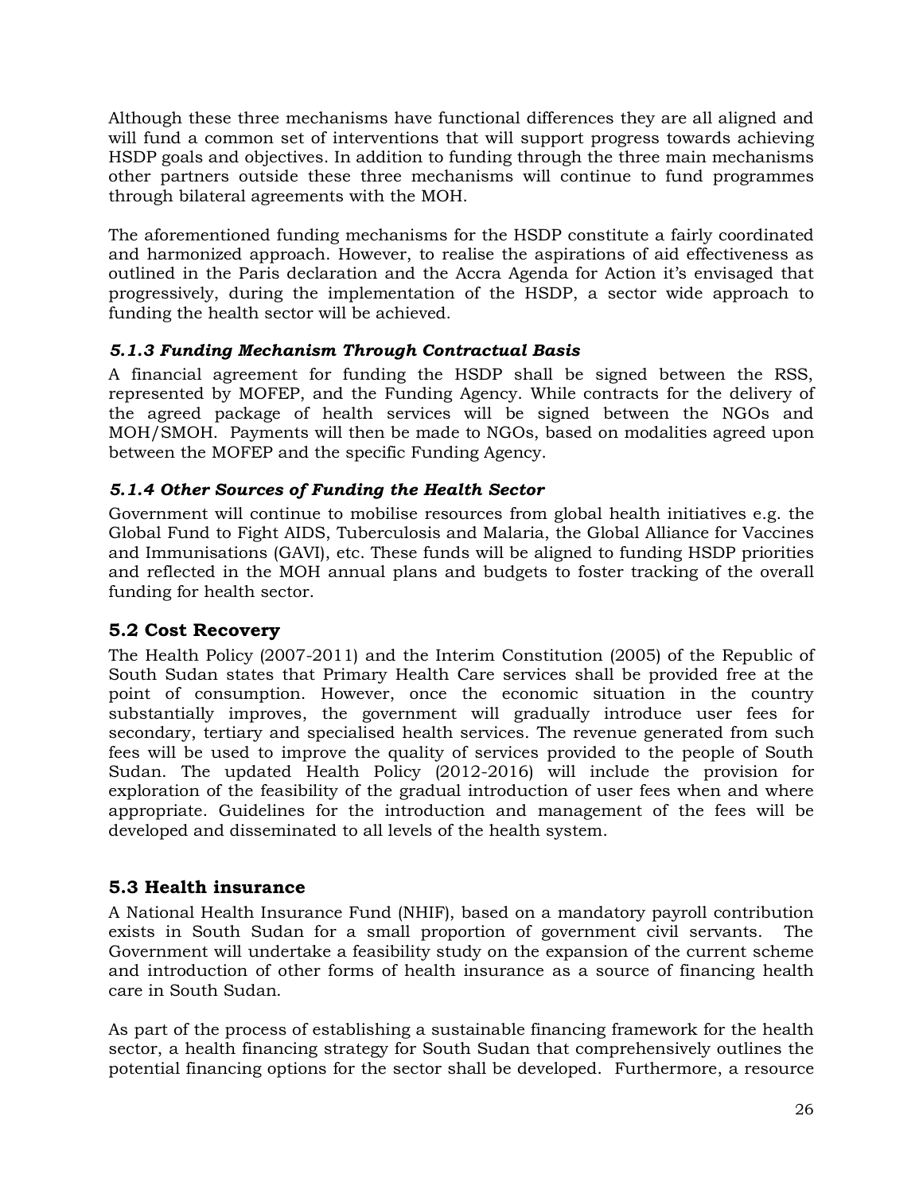Although these three mechanisms have functional differences they are all aligned and will fund a common set of interventions that will support progress towards achieving HSDP goals and objectives. In addition to funding through the three main mechanisms other partners outside these three mechanisms will continue to fund programmes through bilateral agreements with the MOH.

The aforementioned funding mechanisms for the HSDP constitute a fairly coordinated and harmonized approach. However, to realise the aspirations of aid effectiveness as outlined in the Paris declaration and the Accra Agenda for Action it's envisaged that progressively, during the implementation of the HSDP, a sector wide approach to funding the health sector will be achieved.

#### *5.1.3 Funding Mechanism Through Contractual Basis*

A financial agreement for funding the HSDP shall be signed between the RSS, represented by MOFEP, and the Funding Agency. While contracts for the delivery of the agreed package of health services will be signed between the NGOs and MOH/SMOH. Payments will then be made to NGOs, based on modalities agreed upon between the MOFEP and the specific Funding Agency.

#### *5.1.4 Other Sources of Funding the Health Sector*

Government will continue to mobilise resources from global health initiatives e.g. the Global Fund to Fight AIDS, Tuberculosis and Malaria, the Global Alliance for Vaccines and Immunisations (GAVI), etc. These funds will be aligned to funding HSDP priorities and reflected in the MOH annual plans and budgets to foster tracking of the overall funding for health sector.

### 5.2 Cost Recovery

The Health Policy (2007-2011) and the Interim Constitution (2005) of the Republic of South Sudan states that Primary Health Care services shall be provided free at the point of consumption. However, once the economic situation in the country substantially improves, the government will gradually introduce user fees for secondary, tertiary and specialised health services. The revenue generated from such fees will be used to improve the quality of services provided to the people of South Sudan. The updated Health Policy (2012-2016) will include the provision for exploration of the feasibility of the gradual introduction of user fees when and where appropriate. Guidelines for the introduction and management of the fees will be developed and disseminated to all levels of the health system.

### 5.3 Health insurance

A National Health Insurance Fund (NHIF), based on a mandatory payroll contribution exists in South Sudan for a small proportion of government civil servants. The Government will undertake a feasibility study on the expansion of the current scheme and introduction of other forms of health insurance as a source of financing health care in South Sudan.

As part of the process of establishing a sustainable financing framework for the health sector, a health financing strategy for South Sudan that comprehensively outlines the potential financing options for the sector shall be developed. Furthermore, a resource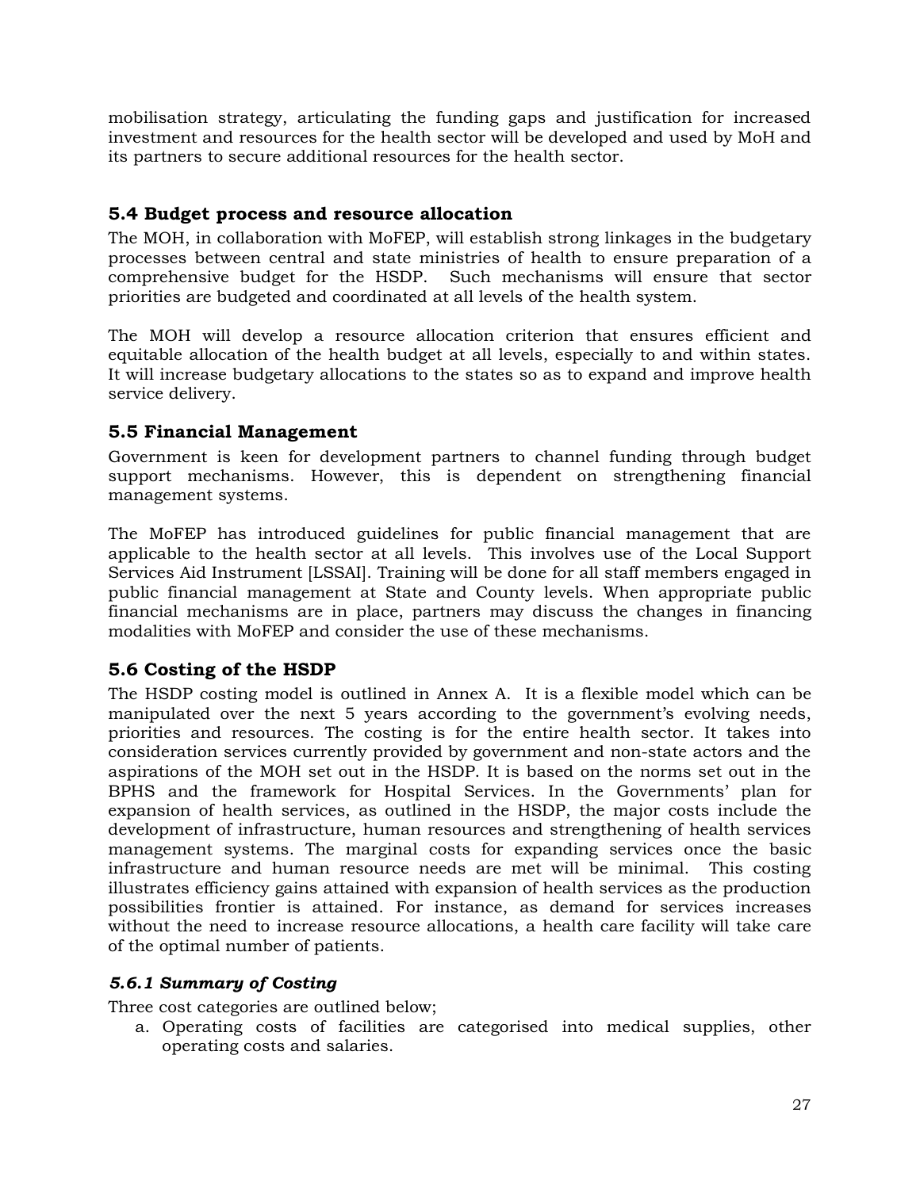mobilisation strategy, articulating the funding gaps and justification for increased investment and resources for the health sector will be developed and used by MoH and its partners to secure additional resources for the health sector.

## 5.4 Budget process and resource allocation

The MOH, in collaboration with MoFEP, will establish strong linkages in the budgetary processes between central and state ministries of health to ensure preparation of a comprehensive budget for the HSDP. Such mechanisms will ensure that sector priorities are budgeted and coordinated at all levels of the health system.

The MOH will develop a resource allocation criterion that ensures efficient and equitable allocation of the health budget at all levels, especially to and within states. It will increase budgetary allocations to the states so as to expand and improve health service delivery.

## 5.5 Financial Management

Government is keen for development partners to channel funding through budget support mechanisms. However, this is dependent on strengthening financial management systems.

The MoFEP has introduced guidelines for public financial management that are applicable to the health sector at all levels. This involves use of the Local Support Services Aid Instrument [LSSAI]. Training will be done for all staff members engaged in public financial management at State and County levels. When appropriate public financial mechanisms are in place, partners may discuss the changes in financing modalities with MoFEP and consider the use of these mechanisms.

## 5.6 Costing of the HSDP

The HSDP costing model is outlined in Annex A. It is a flexible model which can be manipulated over the next 5 years according to the government's evolving needs, priorities and resources. The costing is for the entire health sector. It takes into consideration services currently provided by government and non-state actors and the aspirations of the MOH set out in the HSDP. It is based on the norms set out in the BPHS and the framework for Hospital Services. In the Governments' plan for expansion of health services, as outlined in the HSDP, the major costs include the development of infrastructure, human resources and strengthening of health services management systems. The marginal costs for expanding services once the basic infrastructure and human resource needs are met will be minimal. This costing illustrates efficiency gains attained with expansion of health services as the production possibilities frontier is attained. For instance, as demand for services increases without the need to increase resource allocations, a health care facility will take care of the optimal number of patients.

### *5.6.1 Summary of Costing*

Three cost categories are outlined below;

a. Operating costs of facilities are categorised into medical supplies, other operating costs and salaries.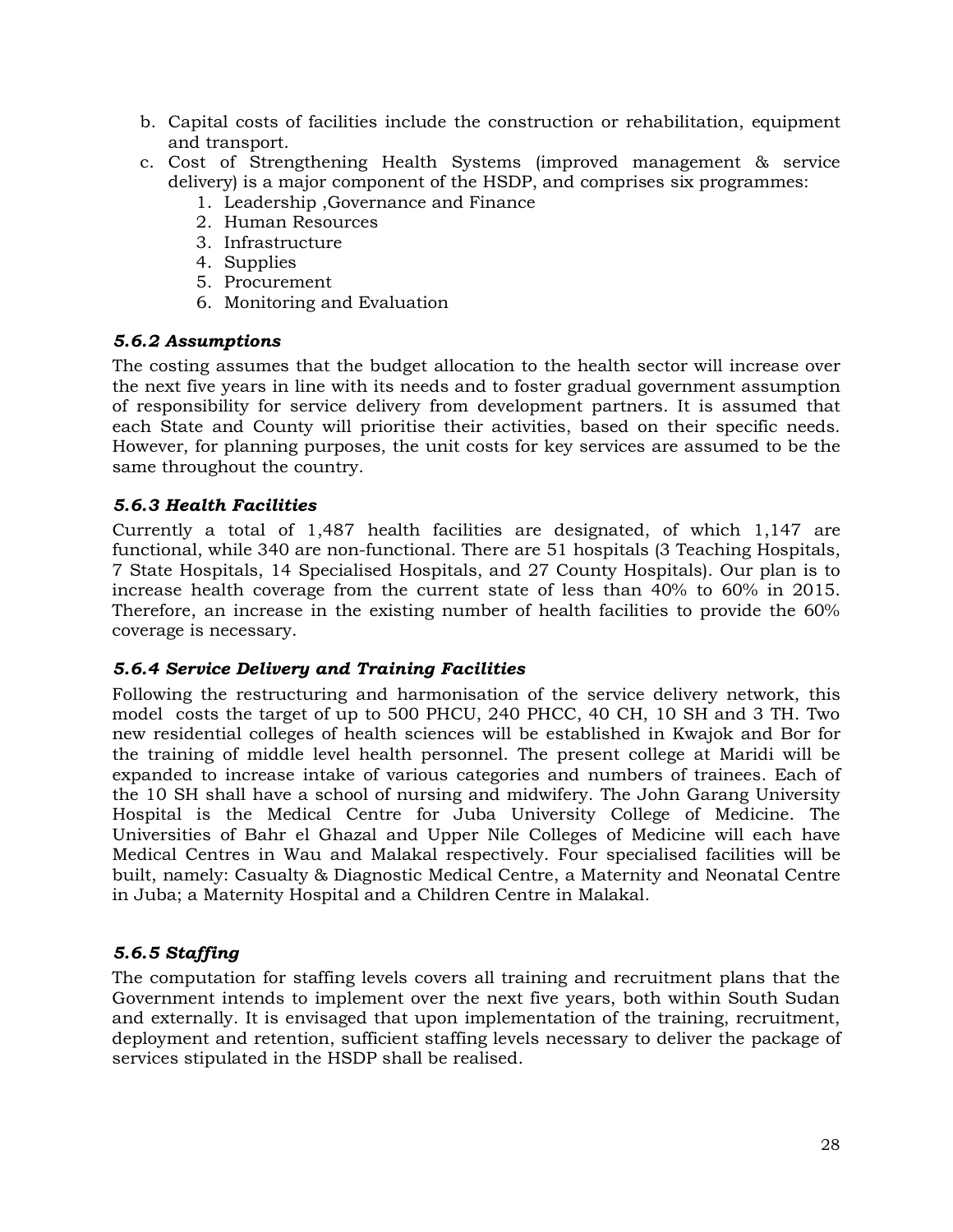b. Capital costs of facilities include the construction or rehabilitation, equipment and transport.
c. Cost of Strengthening Health Systems (improved management & service delivery) is a major component of the HSDP, and comprises six programmes:
   1. Leadership ,Governance and Finance
   2. Human Resources
   3. Infrastructure
   4. Supplies
   5. Procurement
   6. Monitoring and Evaluation

### *5.6.2 Assumptions*

The costing assumes that the budget allocation to the health sector will increase over the next five years in line with its needs and to foster gradual government assumption of responsibility for service delivery from development partners. It is assumed that each State and County will prioritise their activities, based on their specific needs. However, for planning purposes, the unit costs for key services are assumed to be the same throughout the country.

### *5.6.3 Health Facilities*

Currently a total of 1,487 health facilities are designated, of which 1,147 are functional, while 340 are non-functional. There are 51 hospitals (3 Teaching Hospitals, 7 State Hospitals, 14 Specialised Hospitals, and 27 County Hospitals). Our plan is to increase health coverage from the current state of less than 40% to 60% in 2015. Therefore, an increase in the existing number of health facilities to provide the 60% coverage is necessary.

### *5.6.4 Service Delivery and Training Facilities*

Following the restructuring and harmonisation of the service delivery network, this model costs the target of up to 500 PHCU, 240 PHCC, 40 CH, 10 SH and 3 TH. Two new residential colleges of health sciences will be established in Kwajok and Bor for the training of middle level health personnel. The present college at Maridi will be expanded to increase intake of various categories and numbers of trainees. Each of the 10 SH shall have a school of nursing and midwifery. The John Garang University Hospital is the Medical Centre for Juba University College of Medicine. The Universities of Bahr el Ghazal and Upper Nile Colleges of Medicine will each have Medical Centres in Wau and Malakal respectively. Four specialised facilities will be built, namely: Casualty & Diagnostic Medical Centre, a Maternity and Neonatal Centre in Juba; a Maternity Hospital and a Children Centre in Malakal.

### *5.6.5 Staffing*

The computation for staffing levels covers all training and recruitment plans that the Government intends to implement over the next five years, both within South Sudan and externally. It is envisaged that upon implementation of the training, recruitment, deployment and retention, sufficient staffing levels necessary to deliver the package of services stipulated in the HSDP shall be realised.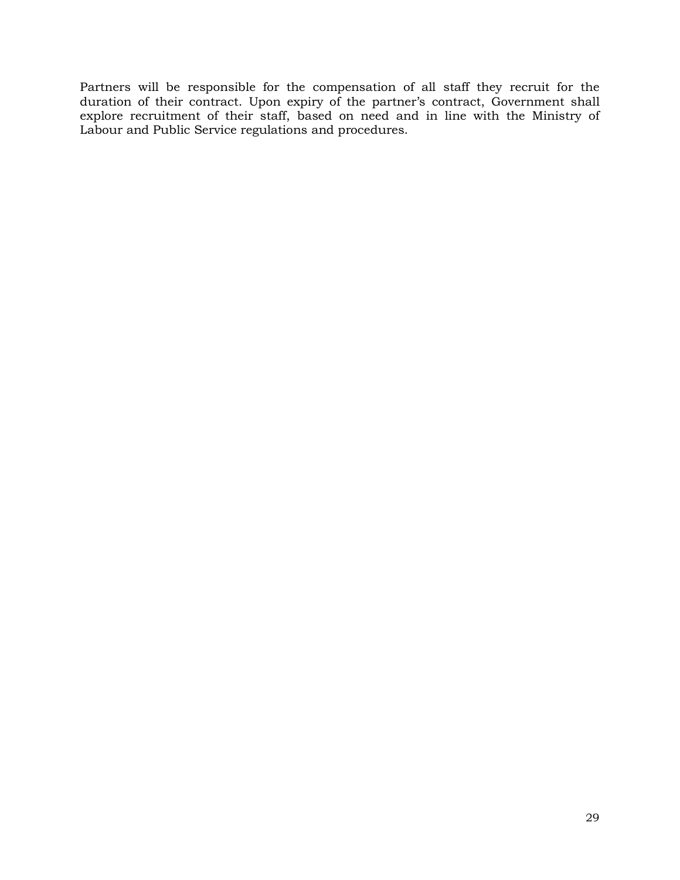Partners will be responsible for the compensation of all staff they recruit for the duration of their contract. Upon expiry of the partner's contract, Government shall explore recruitment of their staff, based on need and in line with the Ministry of Labour and Public Service regulations and procedures.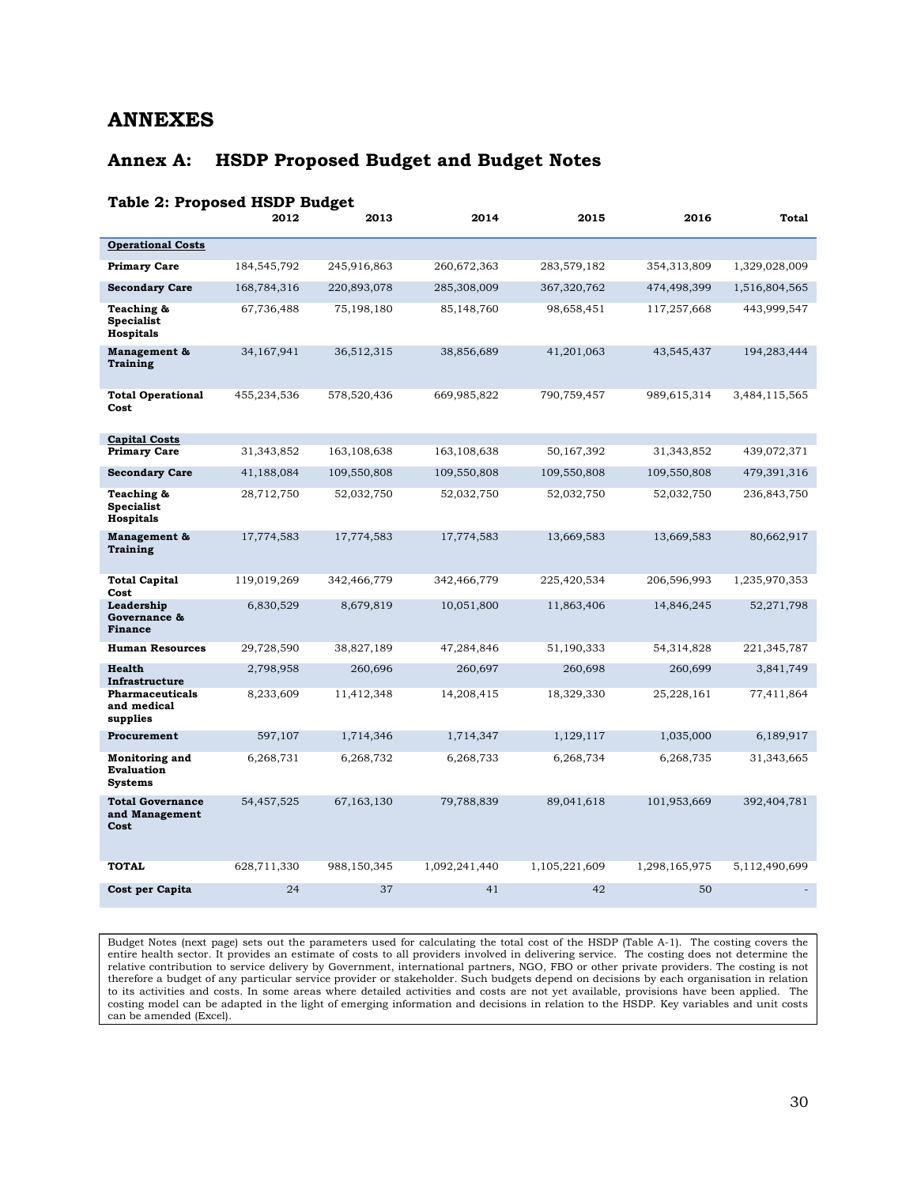# ANNEXES

## Annex A: HSDP Proposed Budget and Budget Notes

### Table 2: Proposed HSDP Budget

| | 2012 | 2013 | 2014 | 2015 | 2016 | Total |
|---|---|---|---|---|---|---|
| **Operational Costs** | | | | | | |
| **Primary Care** | 184,545,792 | 245,916,863 | 260,672,363 | 283,579,182 | 354,313,809 | 1,329,028,009 |
| **Secondary Care** | 168,784,316 | 220,893,078 | 285,308,009 | 367,320,762 | 474,498,399 | 1,516,804,565 |
| **Teaching & Specialist Hospitals** | 67,736,488 | 75,198,180 | 85,148,760 | 98,658,451 | 117,257,668 | 443,999,547 |
| **Management & Training** | 34,167,941 | 36,512,315 | 38,856,689 | 41,201,063 | 43,545,437 | 194,283,444 |
| **Total Operational Cost** | 455,234,536 | 578,520,436 | 669,985,822 | 790,759,457 | 989,615,314 | 3,484,115,565 |
| **Capital Costs** | | | | | | |
| **Primary Care** | 31,343,852 | 163,108,638 | 163,108,638 | 50,167,392 | 31,343,852 | 439,072,371 |
| **Secondary Care** | 41,188,084 | 109,550,808 | 109,550,808 | 109,550,808 | 109,550,808 | 479,391,316 |
| **Teaching & Specialist Hospitals** | 28,712,750 | 52,032,750 | 52,032,750 | 52,032,750 | 52,032,750 | 236,843,750 |
| **Management & Training** | 17,774,583 | 17,774,583 | 17,774,583 | 13,669,583 | 13,669,583 | 80,662,917 |
| **Total Capital Cost** | 119,019,269 | 342,466,779 | 342,466,779 | 225,420,534 | 206,596,993 | 1,235,970,353 |
| **Leadership Governance & Finance** | 6,830,529 | 8,679,819 | 10,051,800 | 11,863,406 | 14,846,245 | 52,271,798 |
| **Human Resources** | 29,728,590 | 38,827,189 | 47,284,846 | 51,190,333 | 54,314,828 | 221,345,787 |
| **Health Infrastructure** | 2,798,958 | 260,696 | 260,697 | 260,698 | 260,699 | 3,841,749 |
| **Pharmaceuticals and medical supplies** | 8,233,609 | 11,412,348 | 14,208,415 | 18,329,330 | 25,228,161 | 77,411,864 |
| **Procurement** | 597,107 | 1,714,346 | 1,714,347 | 1,129,117 | 1,035,000 | 6,189,917 |
| **Monitoring and Evaluation Systems** | 6,268,731 | 6,268,732 | 6,268,733 | 6,268,734 | 6,268,735 | 31,343,665 |
| **Total Governance and Management Cost** | 54,457,525 | 67,163,130 | 79,788,839 | 89,041,618 | 101,953,669 | 392,404,781 |
| **TOTAL** | 628,711,330 | 988,150,345 | 1,092,241,440 | 1,105,221,609 | 1,298,165,975 | 5,112,490,699 |
| **Cost per Capita** | 24 | 37 | 41 | 42 | 50 | - |

Budget Notes (next page) sets out the parameters used for calculating the total cost of the HSDP (Table A-1). The costing covers the entire health sector. It provides an estimate of costs to all providers involved in delivering service. The costing does not determine the relative contribution to service delivery by Government, international partners, NGO, FBO or other private providers. The costing is not therefore a budget of any particular service provider or stakeholder. Such budgets depend on decisions by each organisation in relation to its activities and costs. In some areas where detailed activities and costs are not yet available, provisions have been applied. The costing model can be adapted in the light of emerging information and decisions in relation to the HSDP. Key variables and unit costs can be amended (Excel).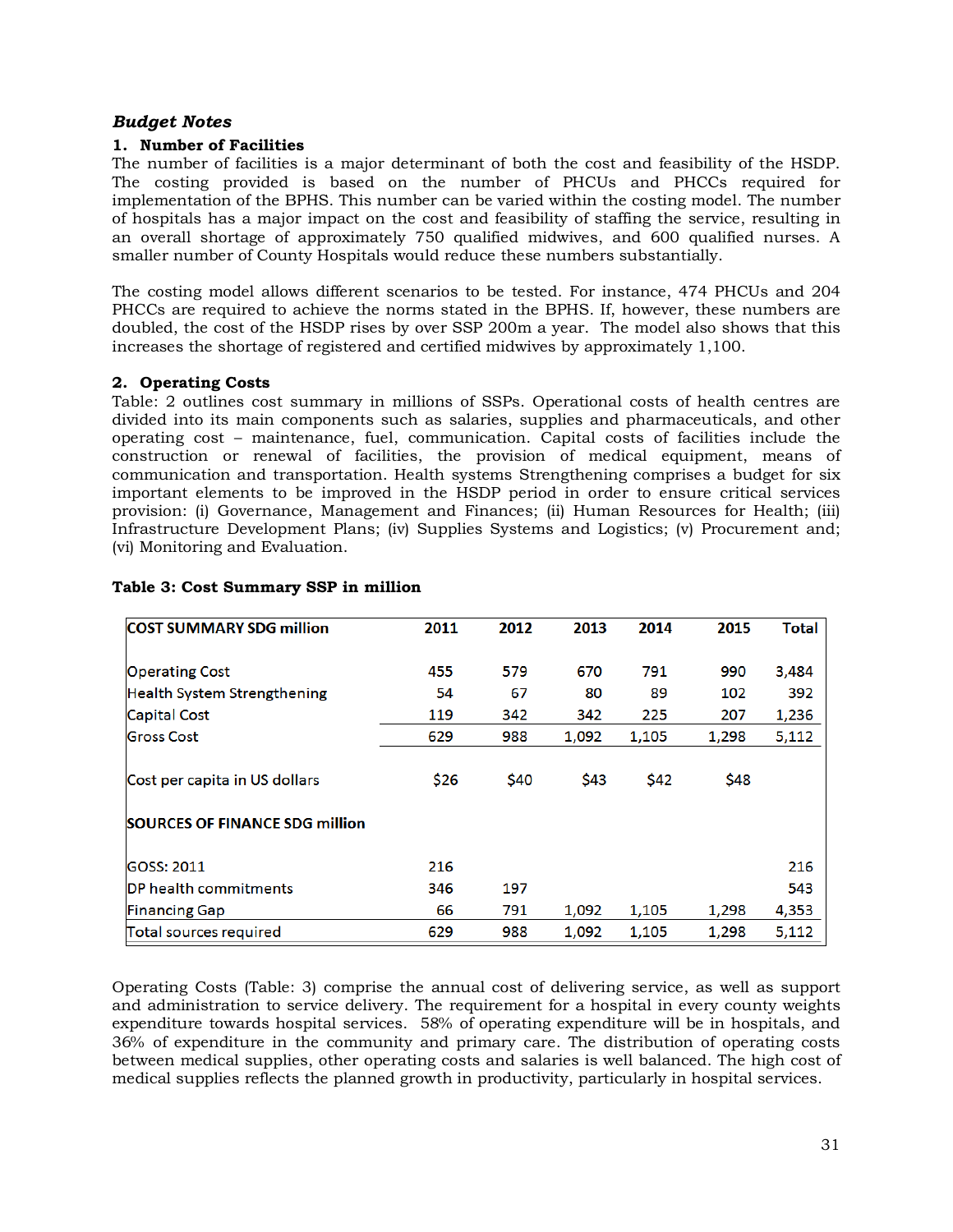### *Budget Notes*

**1. Number of Facilities**

The number of facilities is a major determinant of both the cost and feasibility of the HSDP. The costing provided is based on the number of PHCUs and PHCCs required for implementation of the BPHS. This number can be varied within the costing model. The number of hospitals has a major impact on the cost and feasibility of staffing the service, resulting in an overall shortage of approximately 750 qualified midwives, and 600 qualified nurses. A smaller number of County Hospitals would reduce these numbers substantially.

The costing model allows different scenarios to be tested. For instance, 474 PHCUs and 204 PHCCs are required to achieve the norms stated in the BPHS. If, however, these numbers are doubled, the cost of the HSDP rises by over SSP 200m a year. The model also shows that this increases the shortage of registered and certified midwives by approximately 1,100.

**2. Operating Costs**

Table: 2 outlines cost summary in millions of SSPs. Operational costs of health centres are divided into its main components such as salaries, supplies and pharmaceuticals, and other operating cost – maintenance, fuel, communication. Capital costs of facilities include the construction or renewal of facilities, the provision of medical equipment, means of communication and transportation. Health systems Strengthening comprises a budget for six important elements to be improved in the HSDP period in order to ensure critical services provision: (i) Governance, Management and Finances; (ii) Human Resources for Health; (iii) Infrastructure Development Plans; (iv) Supplies Systems and Logistics; (v) Procurement and; (vi) Monitoring and Evaluation.

**Table 3: Cost Summary SSP in million**

| COST SUMMARY SDG million | 2011 | 2012 | 2013 | 2014 | 2015 | Total |
|---|---|---|---|---|---|---|
| Operating Cost | 455 | 579 | 670 | 791 | 990 | 3,484 |
| Health System Strengthening | 54 | 67 | 80 | 89 | 102 | 392 |
| Capital Cost | 119 | 342 | 342 | 225 | 207 | 1,236 |
| Gross Cost | 629 | 988 | 1,092 | 1,105 | 1,298 | 5,112 |
| Cost per capita in US dollars | $26 | $40 | $43 | $42 | $48 | |
| **SOURCES OF FINANCE SDG million** | | | | | | |
| GOSS: 2011 | 216 | | | | | 216 |
| DP health commitments | 346 | 197 | | | | 543 |
| Financing Gap | 66 | 791 | 1,092 | 1,105 | 1,298 | 4,353 |
| Total sources required | 629 | 988 | 1,092 | 1,105 | 1,298 | 5,112 |

Operating Costs (Table: 3) comprise the annual cost of delivering service, as well as support and administration to service delivery. The requirement for a hospital in every county weights expenditure towards hospital services. 58% of operating expenditure will be in hospitals, and 36% of expenditure in the community and primary care. The distribution of operating costs between medical supplies, other operating costs and salaries is well balanced. The high cost of medical supplies reflects the planned growth in productivity, particularly in hospital services.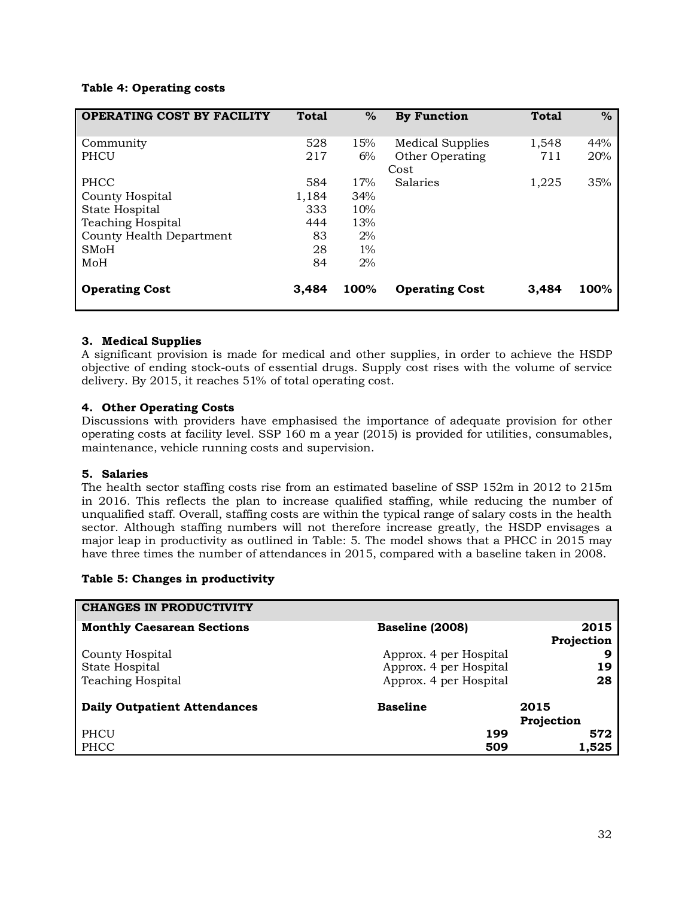**Table 4: Operating costs**

| OPERATING COST BY FACILITY | Total | % | By Function | Total | % |
|---|---|---|---|---|---|
| Community | 528 | 15% | Medical Supplies | 1,548 | 44% |
| PHCU | 217 | 6% | Other Operating Cost | 711 | 20% |
| PHCC | 584 | 17% | Salaries | 1,225 | 35% |
| County Hospital | 1,184 | 34% | | | |
| State Hospital | 333 | 10% | | | |
| Teaching Hospital | 444 | 13% | | | |
| County Health Department | 83 | 2% | | | |
| SMoH | 28 | 1% | | | |
| MoH | 84 | 2% | | | |
| **Operating Cost** | **3,484** | **100%** | **Operating Cost** | **3,484** | **100%** |

### 3. Medical Supplies

A significant provision is made for medical and other supplies, in order to achieve the HSDP objective of ending stock-outs of essential drugs. Supply cost rises with the volume of service delivery. By 2015, it reaches 51% of total operating cost.

### 4. Other Operating Costs

Discussions with providers have emphasised the importance of adequate provision for other operating costs at facility level. SSP 160 m a year (2015) is provided for utilities, consumables, maintenance, vehicle running costs and supervision.

### 5. Salaries

The health sector staffing costs rise from an estimated baseline of SSP 152m in 2012 to 215m in 2016. This reflects the plan to increase qualified staffing, while reducing the number of unqualified staff. Overall, staffing costs are within the typical range of salary costs in the health sector. Although staffing numbers will not therefore increase greatly, the HSDP envisages a major leap in productivity as outlined in Table: 5. The model shows that a PHCC in 2015 may have three times the number of attendances in 2015, compared with a baseline taken in 2008.

**Table 5: Changes in productivity**

| CHANGES IN PRODUCTIVITY | | |
|---|---|---|
| **Monthly Caesarean Sections** | **Baseline (2008)** | **2015 Projection** |
| County Hospital | Approx. 4 per Hospital | **9** |
| State Hospital | Approx. 4 per Hospital | **19** |
| Teaching Hospital | Approx. 4 per Hospital | **28** |
| **Daily Outpatient Attendances** | **Baseline** | **2015 Projection** |
| PHCU | **199** | **572** |
| PHCC | **509** | **1,525** |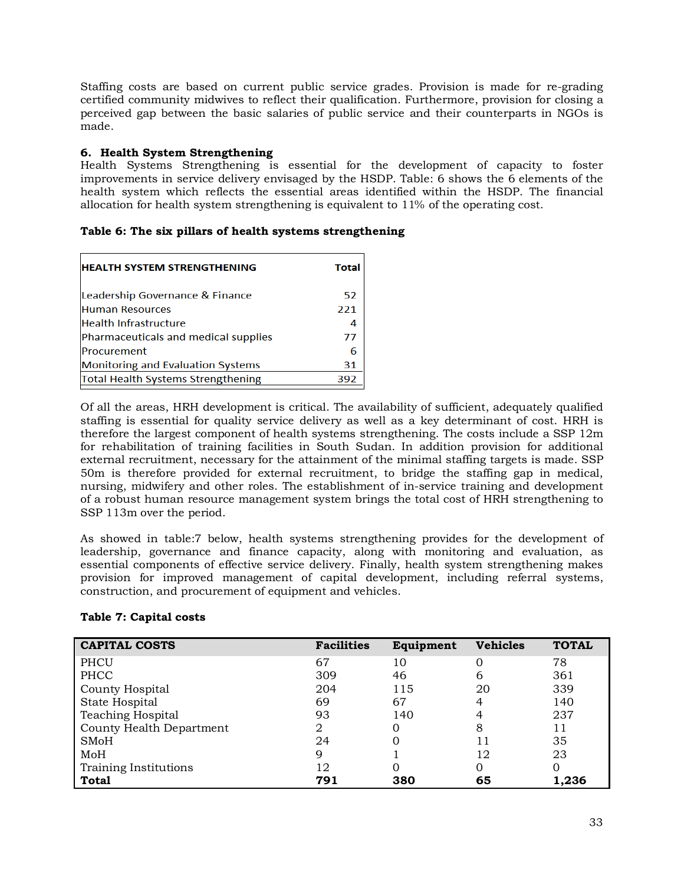Staffing costs are based on current public service grades. Provision is made for re-grading certified community midwives to reflect their qualification. Furthermore, provision for closing a perceived gap between the basic salaries of public service and their counterparts in NGOs is made.

## 6. Health System Strengthening

Health Systems Strengthening is essential for the development of capacity to foster improvements in service delivery envisaged by the HSDP. Table: 6 shows the 6 elements of the health system which reflects the essential areas identified within the HSDP. The financial allocation for health system strengthening is equivalent to 11% of the operating cost.

**Table 6: The six pillars of health systems strengthening**

| HEALTH SYSTEM STRENGTHENING | Total |
|---|---|
| Leadership Governance & Finance | 52 |
| Human Resources | 221 |
| Health Infrastructure | 4 |
| Pharmaceuticals and medical supplies | 77 |
| Procurement | 6 |
| Monitoring and Evaluation Systems | 31 |
| Total Health Systems Strengthening | 392 |

Of all the areas, HRH development is critical. The availability of sufficient, adequately qualified staffing is essential for quality service delivery as well as a key determinant of cost. HRH is therefore the largest component of health systems strengthening. The costs include a SSP 12m for rehabilitation of training facilities in South Sudan. In addition provision for additional external recruitment, necessary for the attainment of the minimal staffing targets is made. SSP 50m is therefore provided for external recruitment, to bridge the staffing gap in medical, nursing, midwifery and other roles. The establishment of in-service training and development of a robust human resource management system brings the total cost of HRH strengthening to SSP 113m over the period.

As showed in table:7 below, health systems strengthening provides for the development of leadership, governance and finance capacity, along with monitoring and evaluation, as essential components of effective service delivery. Finally, health system strengthening makes provision for improved management of capital development, including referral systems, construction, and procurement of equipment and vehicles.

**Table 7: Capital costs**

| CAPITAL COSTS | Facilities | Equipment | Vehicles | TOTAL |
|---|---|---|---|---|
| PHCU | 67 | 10 | 0 | 78 |
| PHCC | 309 | 46 | 6 | 361 |
| County Hospital | 204 | 115 | 20 | 339 |
| State Hospital | 69 | 67 | 4 | 140 |
| Teaching Hospital | 93 | 140 | 4 | 237 |
| County Health Department | 2 | 0 | 8 | 11 |
| SMoH | 24 | 0 | 11 | 35 |
| MoH | 9 | 1 | 12 | 23 |
| Training Institutions | 12 | 0 | 0 | 0 |
| **Total** | **791** | **380** | **65** | **1,236** |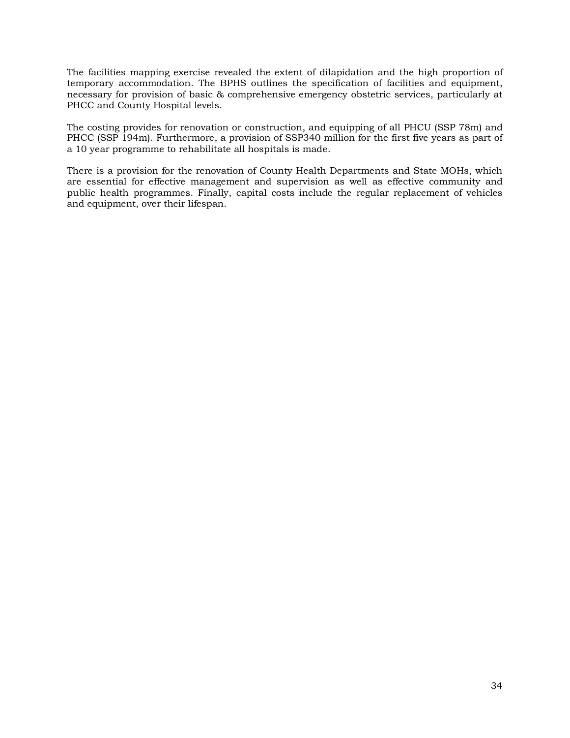The facilities mapping exercise revealed the extent of dilapidation and the high proportion of temporary accommodation. The BPHS outlines the specification of facilities and equipment, necessary for provision of basic & comprehensive emergency obstetric services, particularly at PHCC and County Hospital levels.

The costing provides for renovation or construction, and equipping of all PHCU (SSP 78m) and PHCC (SSP 194m). Furthermore, a provision of SSP340 million for the first five years as part of a 10 year programme to rehabilitate all hospitals is made.

There is a provision for the renovation of County Health Departments and State MOHs, which are essential for effective management and supervision as well as effective community and public health programmes. Finally, capital costs include the regular replacement of vehicles and equipment, over their lifespan.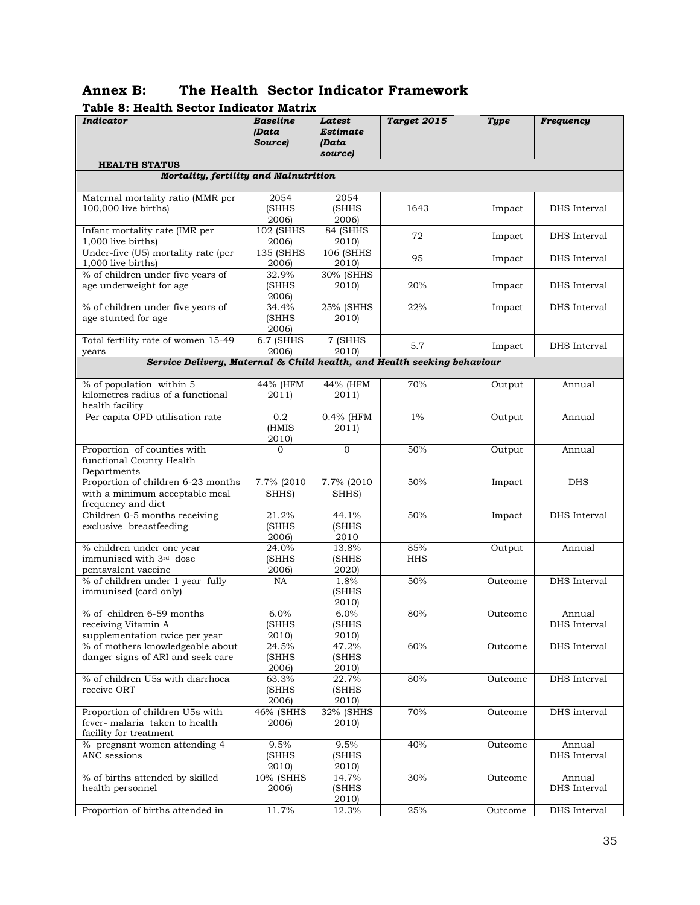# Annex B: The Health Sector Indicator Framework

### Table 8: Health Sector Indicator Matrix

| *Indicator* | *Baseline (Data Source)* | *Latest Estimate (Data source)* | *Target 2015* | *Type* | *Frequency* |
|---|---|---|---|---|---|
| **HEALTH STATUS** | | | | | |
| ***Mortality, fertility and Malnutrition*** | | | | | |
| Maternal mortality ratio (MMR per 100,000 live births) | 2054 (SHHS 2006) | 2054 (SHHS 2006) | 1643 | Impact | DHS Interval |
| Infant mortality rate (IMR per 1,000 live births) | 102 (SHHS 2006) | 84 (SHHS 2010) | 72 | Impact | DHS Interval |
| Under-five (U5) mortality rate (per 1,000 live births) | 135 (SHHS 2006) | 106 (SHHS 2010) | 95 | Impact | DHS Interval |
| % of children under five years of age underweight for age | 32.9% (SHHS 2006) | 30% (SHHS 2010) | 20% | Impact | DHS Interval |
| % of children under five years of age stunted for age | 34.4% (SHHS 2006) | 25% (SHHS 2010) | 22% | Impact | DHS Interval |
| Total fertility rate of women 15-49 years | 6.7 (SHHS 2006) | 7 (SHHS 2010) | 5.7 | Impact | DHS Interval |
| ***Service Delivery, Maternal & Child health, and Health seeking behaviour*** | | | | | |
| % of population within 5 kilometres radius of a functional health facility | 44% (HFM 2011) | 44% (HFM 2011) | 70% | Output | Annual |
| Per capita OPD utilisation rate | 0.2 (HMIS 2010) | 0.4% (HFM 2011) | 1% | Output | Annual |
| Proportion of counties with functional County Health Departments | 0 | 0 | 50% | Output | Annual |
| Proportion of children 6-23 months with a minimum acceptable meal frequency and diet | 7.7% (2010 SHHS) | 7.7% (2010 SHHS) | 50% | Impact | DHS |
| Children 0-5 months receiving exclusive breastfeeding | 21.2% (SHHS 2006) | 44.1% (SHHS 2010 | 50% | Impact | DHS Interval |
| % children under one year immunised with 3rd dose pentavalent vaccine | 24.0% (SHHS 2006) | 13.8% (SHHS 2020) | 85% HHS | Output | Annual |
| % of children under 1 year fully immunised (card only) | NA | 1.8% (SHHS 2010) | 50% | Outcome | DHS Interval |
| % of children 6-59 months receiving Vitamin A supplementation twice per year | 6.0% (SHHS 2010) | 6.0% (SHHS 2010) | 80% | Outcome | Annual DHS Interval |
| % of mothers knowledgeable about danger signs of ARI and seek care | 24.5% (SHHS 2006) | 47.2% (SHHS 2010) | 60% | Outcome | DHS Interval |
| % of children U5s with diarrhoea receive ORT | 63.3% (SHHS 2006) | 22.7% (SHHS 2010) | 80% | Outcome | DHS Interval |
| Proportion of children U5s with fever- malaria taken to health facility for treatment | 46% (SHHS 2006) | 32% (SHHS 2010) | 70% | Outcome | DHS interval |
| % pregnant women attending 4 ANC sessions | 9.5% (SHHS 2010) | 9.5% (SHHS 2010) | 40% | Outcome | Annual DHS Interval |
| % of births attended by skilled health personnel | 10% (SHHS 2006) | 14.7% (SHHS 2010) | 30% | Outcome | Annual DHS Interval |
| Proportion of births attended in | 11.7% | 12.3% | 25% | Outcome | DHS Interval |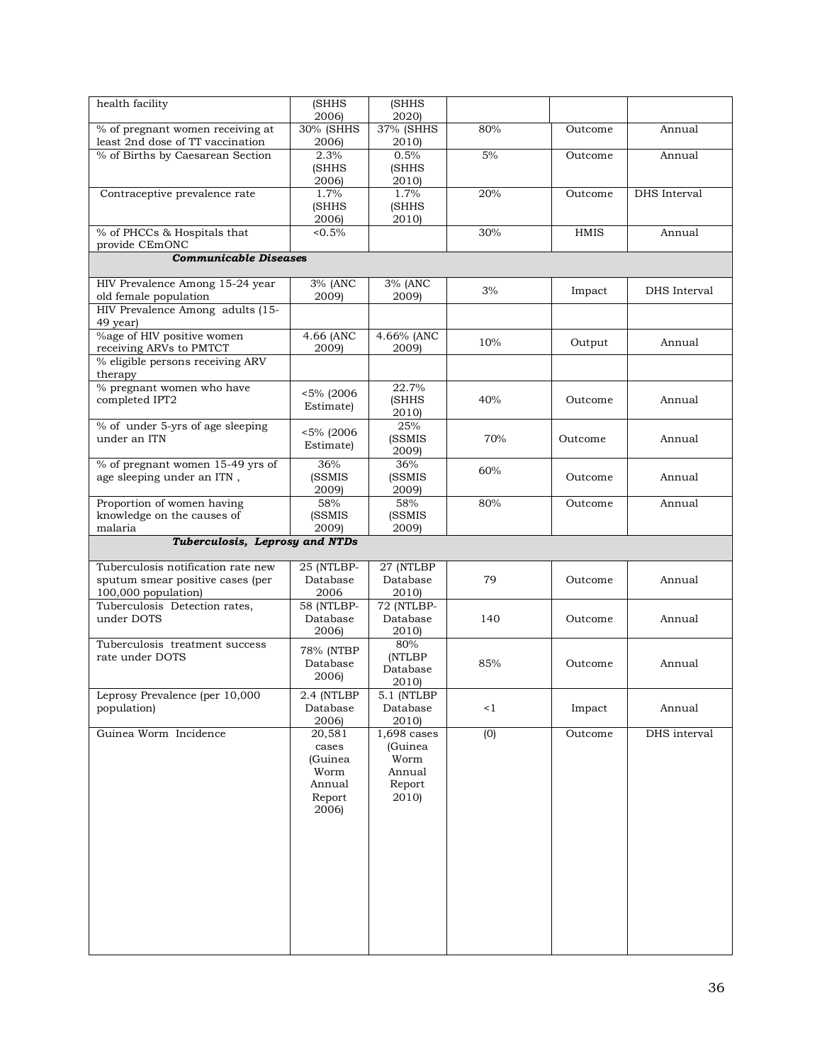| health facility | (SHHS 2006) | (SHHS 2020) | | | |
|---|---|---|---|---|---|
| % of pregnant women receiving at least 2nd dose of TT vaccination | 30% (SHHS 2006) | 37% (SHHS 2010) | 80% | Outcome | Annual |
| % of Births by Caesarean Section | 2.3% (SHHS 2006) | 0.5% (SHHS 2010) | 5% | Outcome | Annual |
| Contraceptive prevalence rate | 1.7% (SHHS 2006) | 1.7% (SHHS 2010) | 20% | Outcome | DHS Interval |
| % of PHCCs & Hospitals that provide CEmONC | <0.5% | | 30% | HMIS | Annual |
| ***Communicable Diseases*** | | | | | |
| HIV Prevalence Among 15-24 year old female population | 3% (ANC 2009) | 3% (ANC 2009) | 3% | Impact | DHS Interval |
| HIV Prevalence Among adults (15-49 year) | | | | | |
| %age of HIV positive women receiving ARVs to PMTCT | 4.66 (ANC 2009) | 4.66% (ANC 2009) | 10% | Output | Annual |
| % eligible persons receiving ARV therapy | | | | | |
| % pregnant women who have completed IPT2 | <5% (2006 Estimate) | 22.7% (SHHS 2010) | 40% | Outcome | Annual |
| % of under 5-yrs of age sleeping under an ITN | <5% (2006 Estimate) | 25% (SSMIS 2009) | 70% | Outcome | Annual |
| % of pregnant women 15-49 yrs of age sleeping under an ITN , | 36% (SSMIS 2009) | 36% (SSMIS 2009) | 60% | Outcome | Annual |
| Proportion of women having knowledge on the causes of malaria | 58% (SSMIS 2009) | 58% (SSMIS 2009) | 80% | Outcome | Annual |
| ***Tuberculosis, Leprosy and NTDs*** | | | | | |
| Tuberculosis notification rate new sputum smear positive cases (per 100,000 population) | 25 (NTLBP-Database 2006 | 27 (NTLBP Database 2010) | 79 | Outcome | Annual |
| Tuberculosis Detection rates, under DOTS | 58 (NTLBP-Database 2006) | 72 (NTLBP-Database 2010) | 140 | Outcome | Annual |
| Tuberculosis treatment success rate under DOTS | 78% (NTBP Database 2006) | 80% (NTLBP Database 2010) | 85% | Outcome | Annual |
| Leprosy Prevalence (per 10,000 population) | 2.4 (NTLBP Database 2006) | 5.1 (NTLBP Database 2010) | <1 | Impact | Annual |
| Guinea Worm Incidence | 20,581 cases (Guinea Worm Annual Report 2006) | 1,698 cases (Guinea Worm Annual Report 2010) | (0) | Outcome | DHS interval |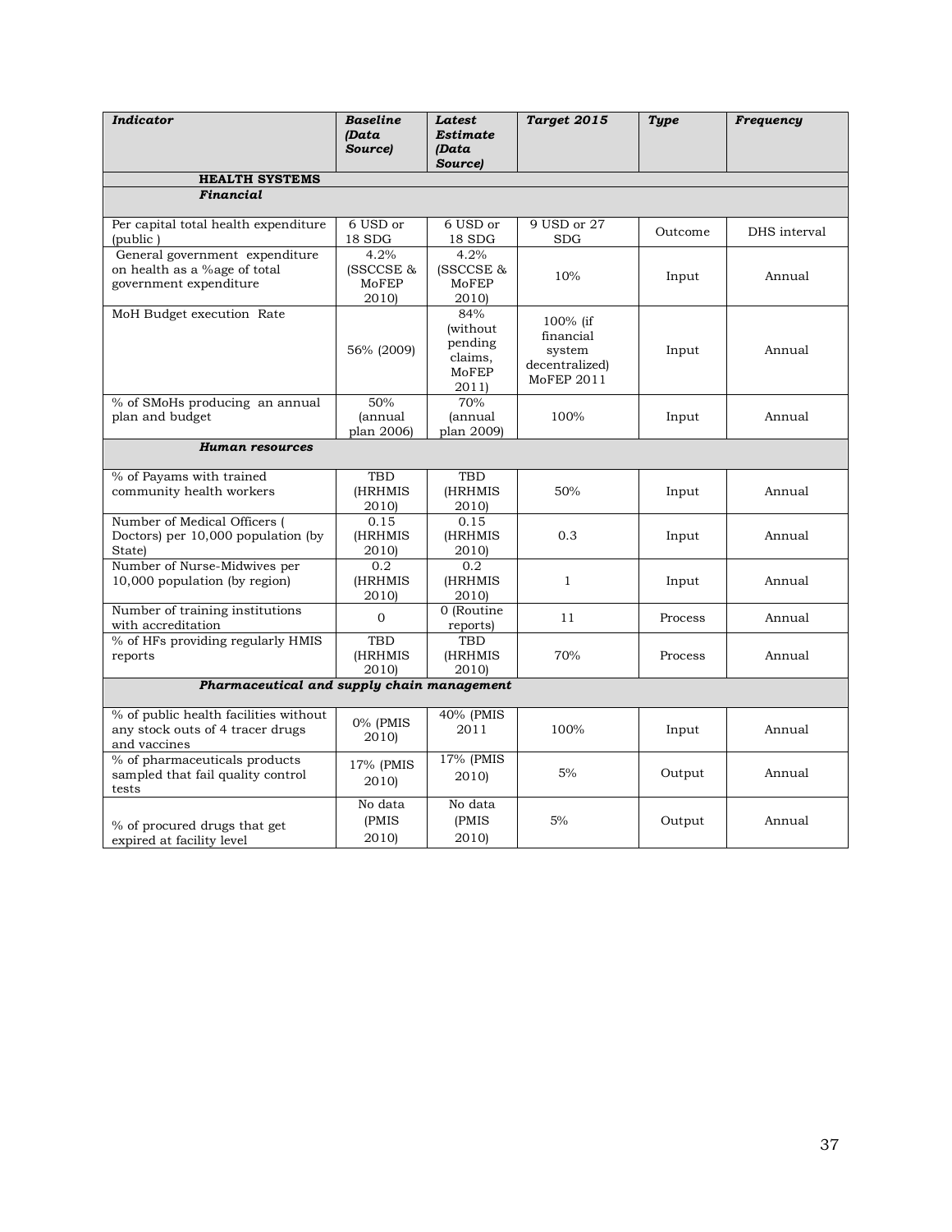| *Indicator* | *Baseline (Data Source)* | *Latest Estimate (Data Source)* | *Target 2015* | *Type* | *Frequency* |
|---|---|---|---|---|---|
| **HEALTH SYSTEMS** | | | | | |
| ***Financial*** | | | | | |
| Per capital total health expenditure (public ) | 6 USD or 18 SDG | 6 USD or 18 SDG | 9 USD or 27 SDG | Outcome | DHS interval |
| General government expenditure on health as a %age of total government expenditure | 4.2% (SSCCSE & MoFEP 2010) | 4.2% (SSCCSE & MoFEP 2010) | 10% | Input | Annual |
| MoH Budget execution Rate | 56% (2009) | 84% (without pending claims, MoFEP 2011) | 100% (if financial system decentralized) MoFEP 2011 | Input | Annual |
| % of SMoHs producing an annual plan and budget | 50% (annual plan 2006) | 70% (annual plan 2009) | 100% | Input | Annual |
| ***Human resources*** | | | | | |
| % of Payams with trained community health workers | TBD (HRHMIS 2010) | TBD (HRHMIS 2010) | 50% | Input | Annual |
| Number of Medical Officers ( Doctors) per 10,000 population (by State) | 0.15 (HRHMIS 2010) | 0.15 (HRHMIS 2010) | 0.3 | Input | Annual |
| Number of Nurse-Midwives per 10,000 population (by region) | 0.2 (HRHMIS 2010) | 0.2 (HRHMIS 2010) | 1 | Input | Annual |
| Number of training institutions with accreditation | 0 | 0 (Routine reports) | 11 | Process | Annual |
| % of HFs providing regularly HMIS reports | TBD (HRHMIS 2010) | TBD (HRHMIS 2010) | 70% | Process | Annual |
| ***Pharmaceutical and supply chain management*** | | | | | |
| % of public health facilities without any stock outs of 4 tracer drugs and vaccines | 0% (PMIS 2010) | 40% (PMIS 2011 | 100% | Input | Annual |
| % of pharmaceuticals products sampled that fail quality control tests | 17% (PMIS 2010) | 17% (PMIS 2010) | 5% | Output | Annual |
| % of procured drugs that get expired at facility level | No data (PMIS 2010) | No data (PMIS 2010) | 5% | Output | Annual |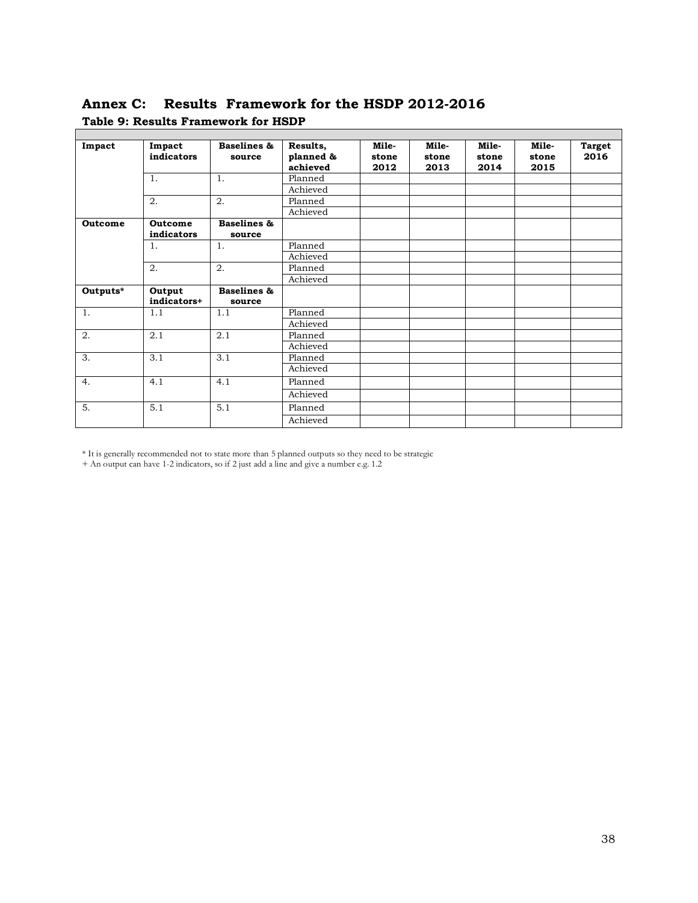## Annex C: Results Framework for the HSDP 2012-2016

**Table 9: Results Framework for HSDP**

| Impact | Impact indicators | Baselines & source | Results, planned & achieved | Mile-stone 2012 | Mile-stone 2013 | Mile-stone 2014 | Mile-stone 2015 | Target 2016 |
|---|---|---|---|---|---|---|---|---|
| | 1. | 1. | Planned | | | | | |
| | | | Achieved | | | | | |
| | 2. | 2. | Planned | | | | | |
| | | | Achieved | | | | | |
| **Outcome** | **Outcome indicators** | **Baselines & source** | | | | | | |
| | 1. | 1. | Planned | | | | | |
| | | | Achieved | | | | | |
| | 2. | 2. | Planned | | | | | |
| | | | Achieved | | | | | |
| **Outputs*** | **Output indicators+** | **Baselines & source** | | | | | | |
| 1. | 1.1 | 1.1 | Planned | | | | | |
| | | | Achieved | | | | | |
| 2. | 2.1 | 2.1 | Planned | | | | | |
| | | | Achieved | | | | | |
| 3. | 3.1 | 3.1 | Planned | | | | | |
| | | | Achieved | | | | | |
| 4. | 4.1 | 4.1 | Planned | | | | | |
| | | | Achieved | | | | | |
| 5. | 5.1 | 5.1 | Planned | | | | | |
| | | | Achieved | | | | | |

* It is generally recommended not to state more than 5 planned outputs so they need to be strategic

+ An output can have 1-2 indicators, so if 2 just add a line and give a number e.g. 1.2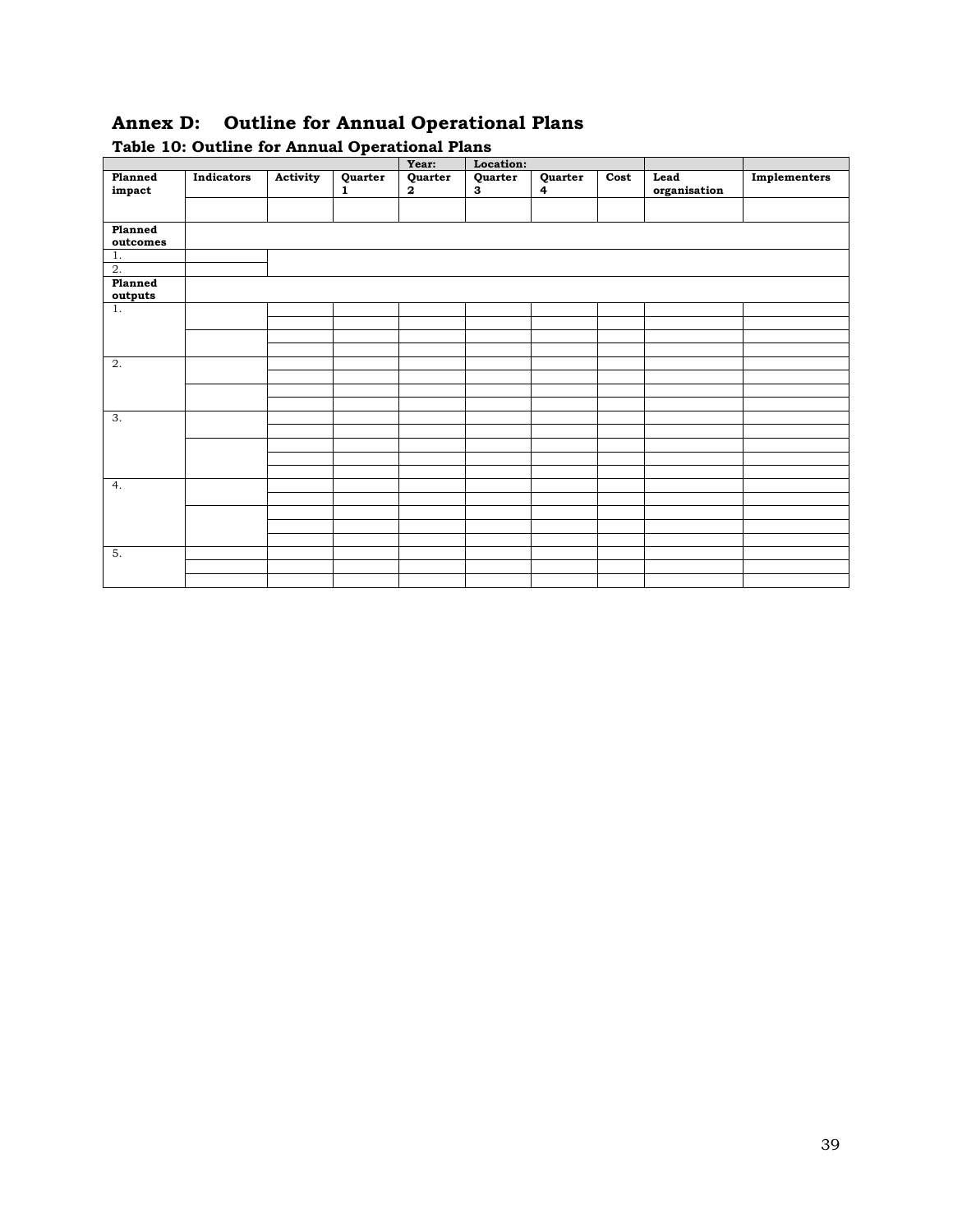# Annex D: Outline for Annual Operational Plans

### Table 10: Outline for Annual Operational Plans

| | | | | Year: | Location: | | | | |
|---|---|---|---|---|---|---|---|---|---|
| **Planned impact** | **Indicators** | **Activity** | **Quarter 1** | **Quarter 2** | **Quarter 3** | **Quarter 4** | **Cost** | **Lead organisation** | **Implementers** |
| | | | | | | | | | |
| **Planned outcomes** | | | | | | | | | |
| 1. | | | | | | | | | |
| 2. | | | | | | | | | |
| **Planned outputs** | | | | | | | | | |
| 1. | | | | | | | | | |
| | | | | | | | | | |
| | | | | | | | | | |
| | | | | | | | | | |
| 2. | | | | | | | | | |
| | | | | | | | | | |
| | | | | | | | | | |
| | | | | | | | | | |
| 3. | | | | | | | | | |
| | | | | | | | | | |
| | | | | | | | | | |
| | | | | | | | | | |
| | | | | | | | | | |
| 4. | | | | | | | | | |
| | | | | | | | | | |
| | | | | | | | | | |
| | | | | | | | | | |
| | | | | | | | | | |
| 5. | | | | | | | | | |
| | | | | | | | | | |
| | | | | | | | | | |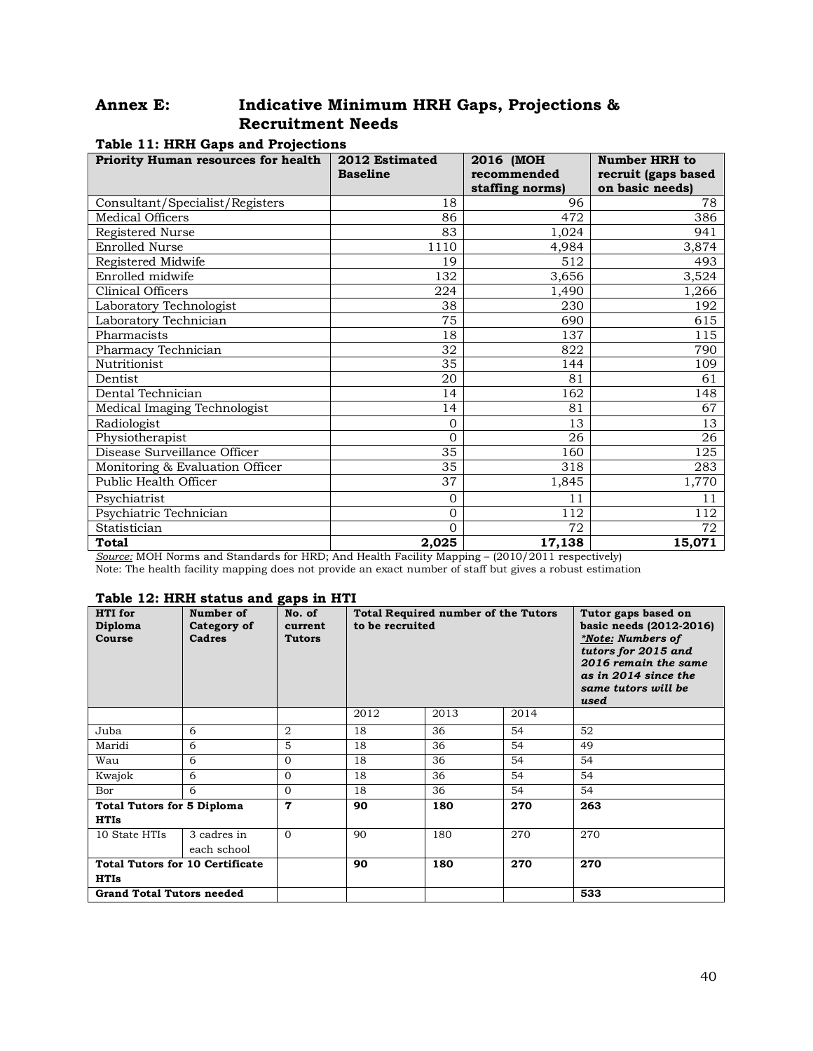## Annex E: Indicative Minimum HRH Gaps, Projections & Recruitment Needs

**Table 11: HRH Gaps and Projections**

| Priority Human resources for health | 2012 Estimated Baseline | 2016 (MOH recommended staffing norms) | Number HRH to recruit (gaps based on basic needs) |
|---|---|---|---|
| Consultant/Specialist/Registers | 18 | 96 | 78 |
| Medical Officers | 86 | 472 | 386 |
| Registered Nurse | 83 | 1,024 | 941 |
| Enrolled Nurse | 1110 | 4,984 | 3,874 |
| Registered Midwife | 19 | 512 | 493 |
| Enrolled midwife | 132 | 3,656 | 3,524 |
| Clinical Officers | 224 | 1,490 | 1,266 |
| Laboratory Technologist | 38 | 230 | 192 |
| Laboratory Technician | 75 | 690 | 615 |
| Pharmacists | 18 | 137 | 115 |
| Pharmacy Technician | 32 | 822 | 790 |
| Nutritionist | 35 | 144 | 109 |
| Dentist | 20 | 81 | 61 |
| Dental Technician | 14 | 162 | 148 |
| Medical Imaging Technologist | 14 | 81 | 67 |
| Radiologist | 0 | 13 | 13 |
| Physiotherapist | 0 | 26 | 26 |
| Disease Surveillance Officer | 35 | 160 | 125 |
| Monitoring & Evaluation Officer | 35 | 318 | 283 |
| Public Health Officer | 37 | 1,845 | 1,770 |
| Psychiatrist | 0 | 11 | 11 |
| Psychiatric Technician | 0 | 112 | 112 |
| Statistician | 0 | 72 | 72 |
| **Total** | **2,025** | **17,138** | **15,071** |

*Source:* MOH Norms and Standards for HRD; And Health Facility Mapping – (2010/2011 respectively)
Note: The health facility mapping does not provide an exact number of staff but gives a robust estimation

**Table 12: HRH status and gaps in HTI**

| HTI for Diploma Course | Number of Category of Cadres | No. of current Tutors | Total Required number of the Tutors to be recruited | | | Tutor gaps based on basic needs (2012-2016) *\*Note: Numbers of tutors for 2015 and 2016 remain the same as in 2014 since the same tutors will be used* |
|---|---|---|---|---|---|---|
| | | | 2012 | 2013 | 2014 | |
| Juba | 6 | 2 | 18 | 36 | 54 | 52 |
| Maridi | 6 | 5 | 18 | 36 | 54 | 49 |
| Wau | 6 | 0 | 18 | 36 | 54 | 54 |
| Kwajok | 6 | 0 | 18 | 36 | 54 | 54 |
| Bor | 6 | 0 | 18 | 36 | 54 | 54 |
| **Total Tutors for 5 Diploma HTIs** | | **7** | **90** | **180** | **270** | **263** |
| 10 State HTIs | 3 cadres in each school | 0 | 90 | 180 | 270 | 270 |
| **Total Tutors for 10 Certificate HTIs** | | | **90** | **180** | **270** | **270** |
| **Grand Total Tutors needed** | | | | | | **533** |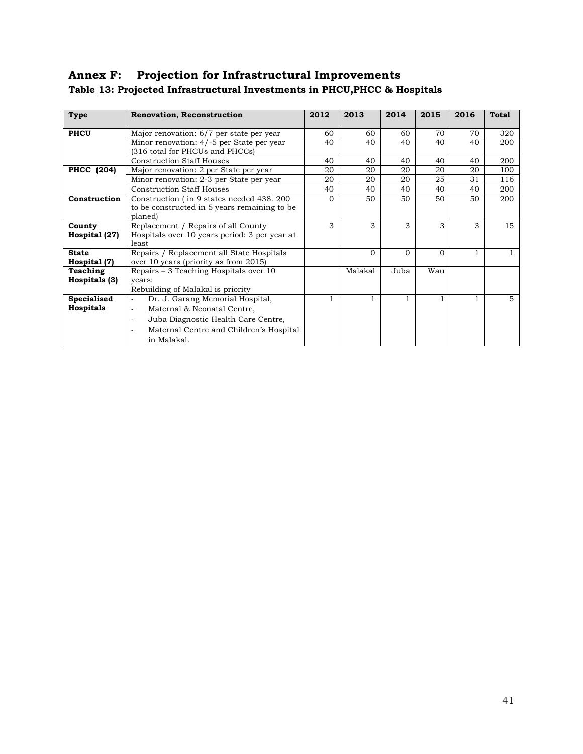# Annex F: Projection for Infrastructural Improvements

### Table 13: Projected Infrastructural Investments in PHCU,PHCC & Hospitals

| Type | Renovation, Reconstruction | 2012 | 2013 | 2014 | 2015 | 2016 | Total |
|---|---|---|---|---|---|---|---|
| **PHCU** | Major renovation: 6/7 per state per year | 60 | 60 | 60 | 70 | 70 | 320 |
| | Minor renovation: 4/-5 per State per year (316 total for PHCUs and PHCCs) | 40 | 40 | 40 | 40 | 40 | 200 |
| | Construction Staff Houses | 40 | 40 | 40 | 40 | 40 | 200 |
| **PHCC (204)** | Major renovation: 2 per State per year | 20 | 20 | 20 | 20 | 20 | 100 |
| | Minor renovation: 2-3 per State per year | 20 | 20 | 20 | 25 | 31 | 116 |
| | Construction Staff Houses | 40 | 40 | 40 | 40 | 40 | 200 |
| **Construction** | Construction ( in 9 states needed 438. 200 to be constructed in 5 years remaining to be planed) | 0 | 50 | 50 | 50 | 50 | 200 |
| **County Hospital (27)** | Replacement / Repairs of all County Hospitals over 10 years period: 3 per year at least | 3 | 3 | 3 | 3 | 3 | 15 |
| **State Hospital (7)** | Repairs / Replacement all State Hospitals over 10 years (priority as from 2015) | | 0 | 0 | 0 | 1 | 1 |
| **Teaching Hospitals (3)** | Repairs – 3 Teaching Hospitals over 10 years: Rebuilding of Malakal is priority | | Malakal | Juba | Wau | | |
| **Specialised Hospitals** | - Dr. J. Garang Memorial Hospital,<br>- Maternal & Neonatal Centre,<br>- Juba Diagnostic Health Care Centre,<br>- Maternal Centre and Children's Hospital in Malakal. | 1 | 1 | 1 | 1 | 1 | 5 |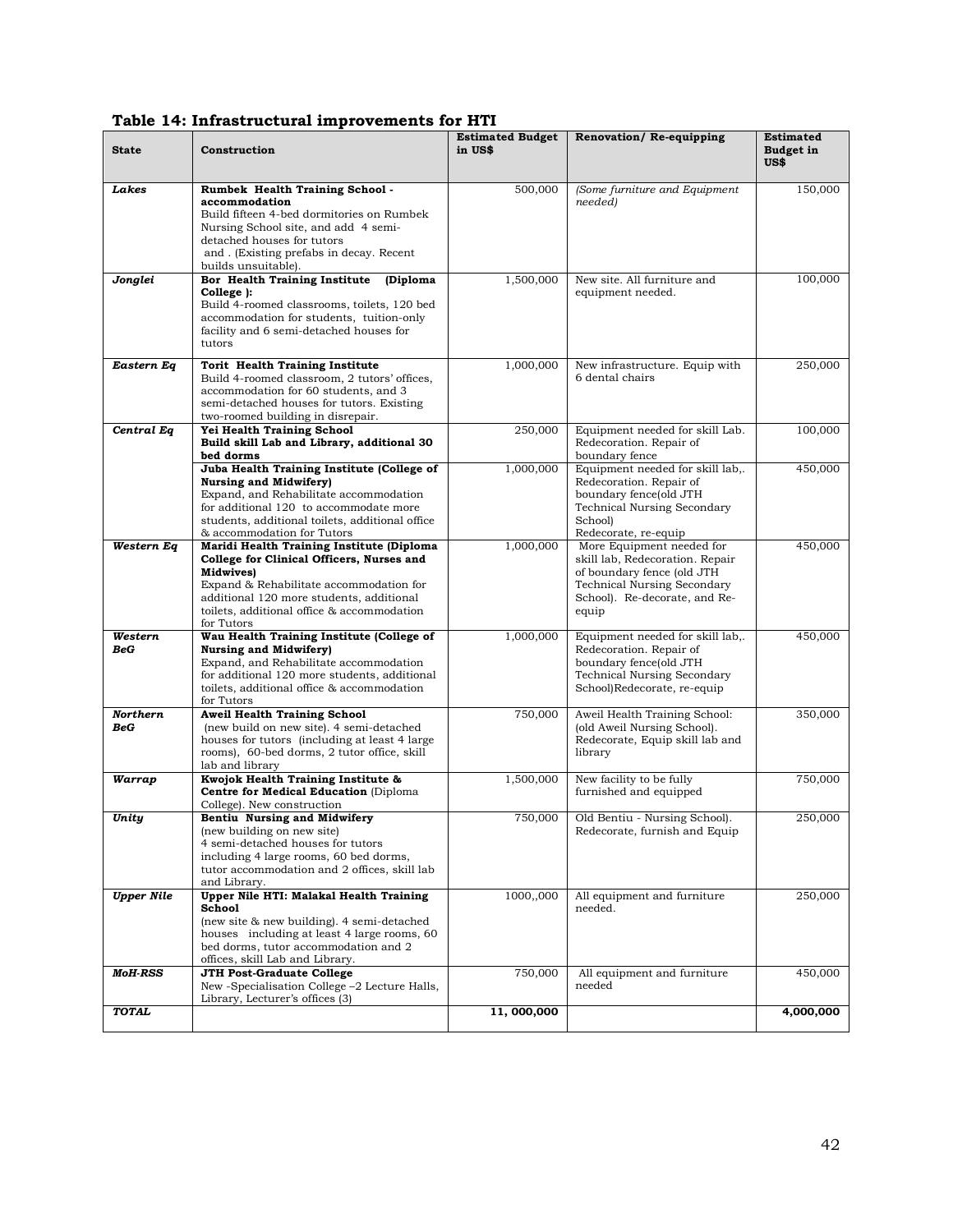**Table 14: Infrastructural improvements for HTI**

| State | Construction | Estimated Budget in US$ | Renovation/ Re-equipping | Estimated Budget in US$ |
|---|---|---|---|---|
| ***Lakes*** | **Rumbek Health Training School - accommodation** Build fifteen 4-bed dormitories on Rumbek Nursing School site, and add 4 semi-detached houses for tutors and . (Existing prefabs in decay. Recent builds unsuitable). | 500,000 | *(Some furniture and Equipment needed)* | 150,000 |
| ***Jonglei*** | **Bor Health Training Institute (Diploma College ):** Build 4-roomed classrooms, toilets, 120 bed accommodation for students, tuition-only facility and 6 semi-detached houses for tutors | 1,500,000 | New site. All furniture and equipment needed. | 100,000 |
| ***Eastern Eq*** | **Torit Health Training Institute** Build 4-roomed classroom, 2 tutors' offices, accommodation for 60 students, and 3 semi-detached houses for tutors. Existing two-roomed building in disrepair. | 1,000,000 | New infrastructure. Equip with 6 dental chairs | 250,000 |
| ***Central Eq*** | **Yei Health Training School** **Build skill Lab and Library, additional 30 bed dorms** | 250,000 | Equipment needed for skill Lab. Redecoration. Repair of boundary fence | 100,000 |
| | **Juba Health Training Institute (College of Nursing and Midwifery)** Expand, and Rehabilitate accommodation for additional 120 to accommodate more students, additional toilets, additional office & accommodation for Tutors | 1,000,000 | Equipment needed for skill lab,. Redecoration. Repair of boundary fence(old JTH Technical Nursing Secondary School) Redecorate, re-equip | 450,000 |
| ***Western Eq*** | **Maridi Health Training Institute (Diploma College for Clinical Officers, Nurses and Midwives)** Expand & Rehabilitate accommodation for additional 120 more students, additional toilets, additional office & accommodation for Tutors | 1,000,000 | More Equipment needed for skill lab, Redecoration. Repair of boundary fence (old JTH Technical Nursing Secondary School). Re-decorate, and Re-equip | 450,000 |
| ***Western BeG*** | **Wau Health Training Institute (College of Nursing and Midwifery)** Expand, and Rehabilitate accommodation for additional 120 more students, additional toilets, additional office & accommodation for Tutors | 1,000,000 | Equipment needed for skill lab,. Redecoration. Repair of boundary fence(old JTH Technical Nursing Secondary School)Redecorate, re-equip | 450,000 |
| ***Northern BeG*** | **Aweil Health Training School** (new build on new site). 4 semi-detached houses for tutors (including at least 4 large rooms), 60-bed dorms, 2 tutor office, skill lab and library | 750,000 | Aweil Health Training School: (old Aweil Nursing School). Redecorate, Equip skill lab and library | 350,000 |
| ***Warrap*** | **Kwojok Health Training Institute & Centre for Medical Education** (Diploma College). New construction | 1,500,000 | New facility to be fully furnished and equipped | 750,000 |
| ***Unity*** | **Bentiu Nursing and Midwifery** (new building on new site) 4 semi-detached houses for tutors including 4 large rooms, 60 bed dorms, tutor accommodation and 2 offices, skill lab and Library. | 750,000 | Old Bentiu - Nursing School). Redecorate, furnish and Equip | 250,000 |
| ***Upper Nile*** | **Upper Nile HTI: Malakal Health Training School** (new site & new building). 4 semi-detached houses including at least 4 large rooms, 60 bed dorms, tutor accommodation and 2 offices, skill Lab and Library. | 1000,,000 | All equipment and furniture needed. | 250,000 |
| ***MoH-RSS*** | **JTH Post-Graduate College** New -Specialisation College –2 Lecture Halls, Library, Lecturer's offices (3) | 750,000 | All equipment and furniture needed | 450,000 |
| ***TOTAL*** | | **11, 000,000** | | **4,000,000** |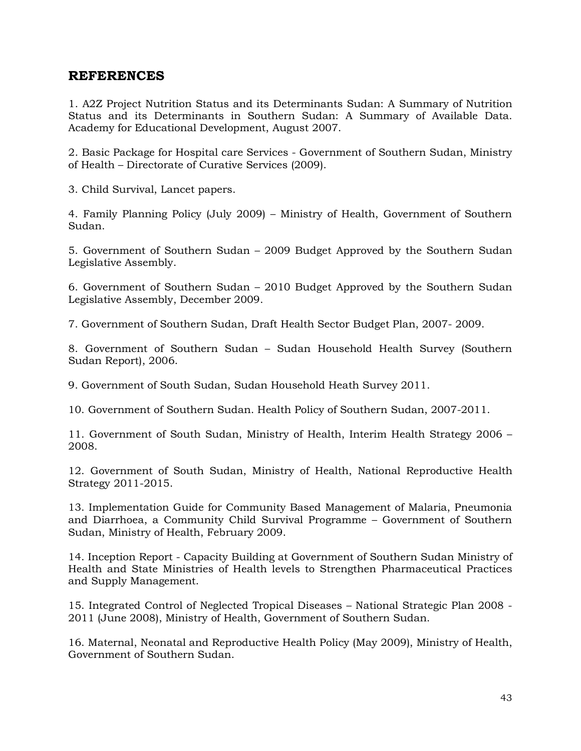## REFERENCES

1. A2Z Project Nutrition Status and its Determinants Sudan: A Summary of Nutrition Status and its Determinants in Southern Sudan: A Summary of Available Data. Academy for Educational Development, August 2007.

2. Basic Package for Hospital care Services - Government of Southern Sudan, Ministry of Health – Directorate of Curative Services (2009).

3. Child Survival, Lancet papers.

4. Family Planning Policy (July 2009) – Ministry of Health, Government of Southern Sudan.

5. Government of Southern Sudan – 2009 Budget Approved by the Southern Sudan Legislative Assembly.

6. Government of Southern Sudan – 2010 Budget Approved by the Southern Sudan Legislative Assembly, December 2009.

7. Government of Southern Sudan, Draft Health Sector Budget Plan, 2007- 2009.

8. Government of Southern Sudan – Sudan Household Health Survey (Southern Sudan Report), 2006.

9. Government of South Sudan, Sudan Household Heath Survey 2011.

10. Government of Southern Sudan. Health Policy of Southern Sudan, 2007-2011.

11. Government of South Sudan, Ministry of Health, Interim Health Strategy 2006 – 2008.

12. Government of South Sudan, Ministry of Health, National Reproductive Health Strategy 2011-2015.

13. Implementation Guide for Community Based Management of Malaria, Pneumonia and Diarrhoea, a Community Child Survival Programme – Government of Southern Sudan, Ministry of Health, February 2009.

14. Inception Report - Capacity Building at Government of Southern Sudan Ministry of Health and State Ministries of Health levels to Strengthen Pharmaceutical Practices and Supply Management.

15. Integrated Control of Neglected Tropical Diseases – National Strategic Plan 2008 - 2011 (June 2008), Ministry of Health, Government of Southern Sudan.

16. Maternal, Neonatal and Reproductive Health Policy (May 2009), Ministry of Health, Government of Southern Sudan.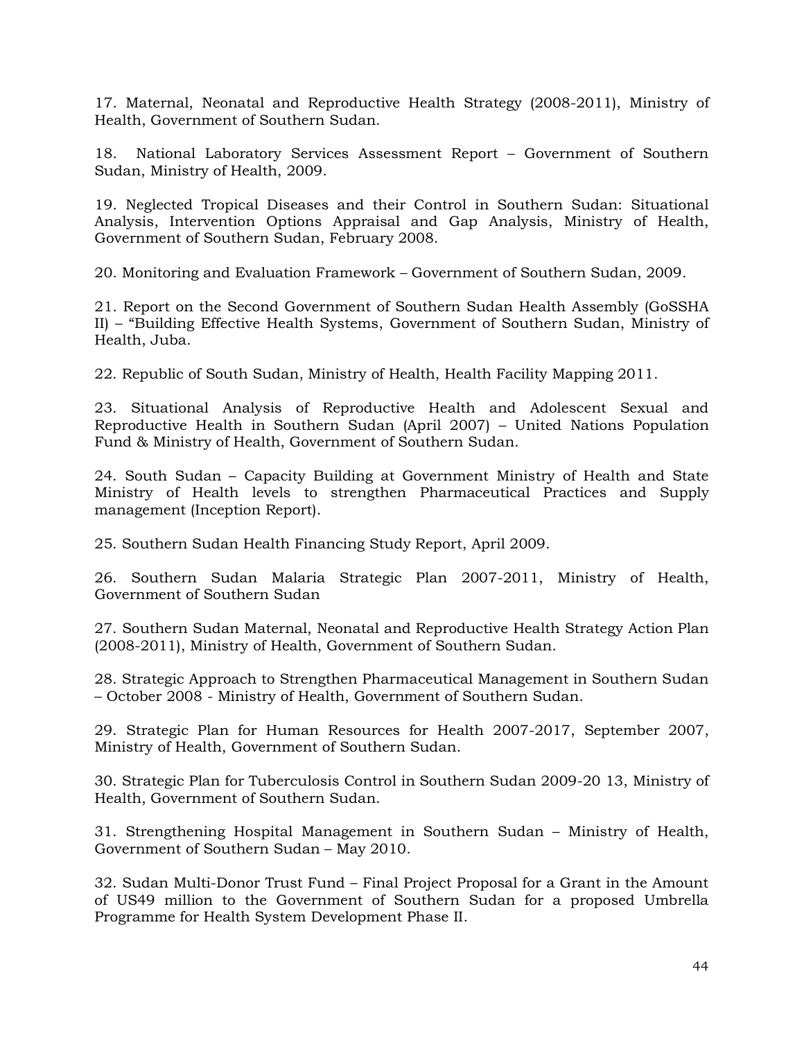17. Maternal, Neonatal and Reproductive Health Strategy (2008-2011), Ministry of Health, Government of Southern Sudan.

18. National Laboratory Services Assessment Report – Government of Southern Sudan, Ministry of Health, 2009.

19. Neglected Tropical Diseases and their Control in Southern Sudan: Situational Analysis, Intervention Options Appraisal and Gap Analysis, Ministry of Health, Government of Southern Sudan, February 2008.

20. Monitoring and Evaluation Framework – Government of Southern Sudan, 2009.

21. Report on the Second Government of Southern Sudan Health Assembly (GoSSHA II) – "Building Effective Health Systems, Government of Southern Sudan, Ministry of Health, Juba.

22. Republic of South Sudan, Ministry of Health, Health Facility Mapping 2011.

23. Situational Analysis of Reproductive Health and Adolescent Sexual and Reproductive Health in Southern Sudan (April 2007) – United Nations Population Fund & Ministry of Health, Government of Southern Sudan.

24. South Sudan – Capacity Building at Government Ministry of Health and State Ministry of Health levels to strengthen Pharmaceutical Practices and Supply management (Inception Report).

25. Southern Sudan Health Financing Study Report, April 2009.

26. Southern Sudan Malaria Strategic Plan 2007-2011, Ministry of Health, Government of Southern Sudan

27. Southern Sudan Maternal, Neonatal and Reproductive Health Strategy Action Plan (2008-2011), Ministry of Health, Government of Southern Sudan.

28. Strategic Approach to Strengthen Pharmaceutical Management in Southern Sudan – October 2008 - Ministry of Health, Government of Southern Sudan.

29. Strategic Plan for Human Resources for Health 2007-2017, September 2007, Ministry of Health, Government of Southern Sudan.

30. Strategic Plan for Tuberculosis Control in Southern Sudan 2009-20 13, Ministry of Health, Government of Southern Sudan.

31. Strengthening Hospital Management in Southern Sudan – Ministry of Health, Government of Southern Sudan – May 2010.

32. Sudan Multi-Donor Trust Fund – Final Project Proposal for a Grant in the Amount of US49 million to the Government of Southern Sudan for a proposed Umbrella Programme for Health System Development Phase II.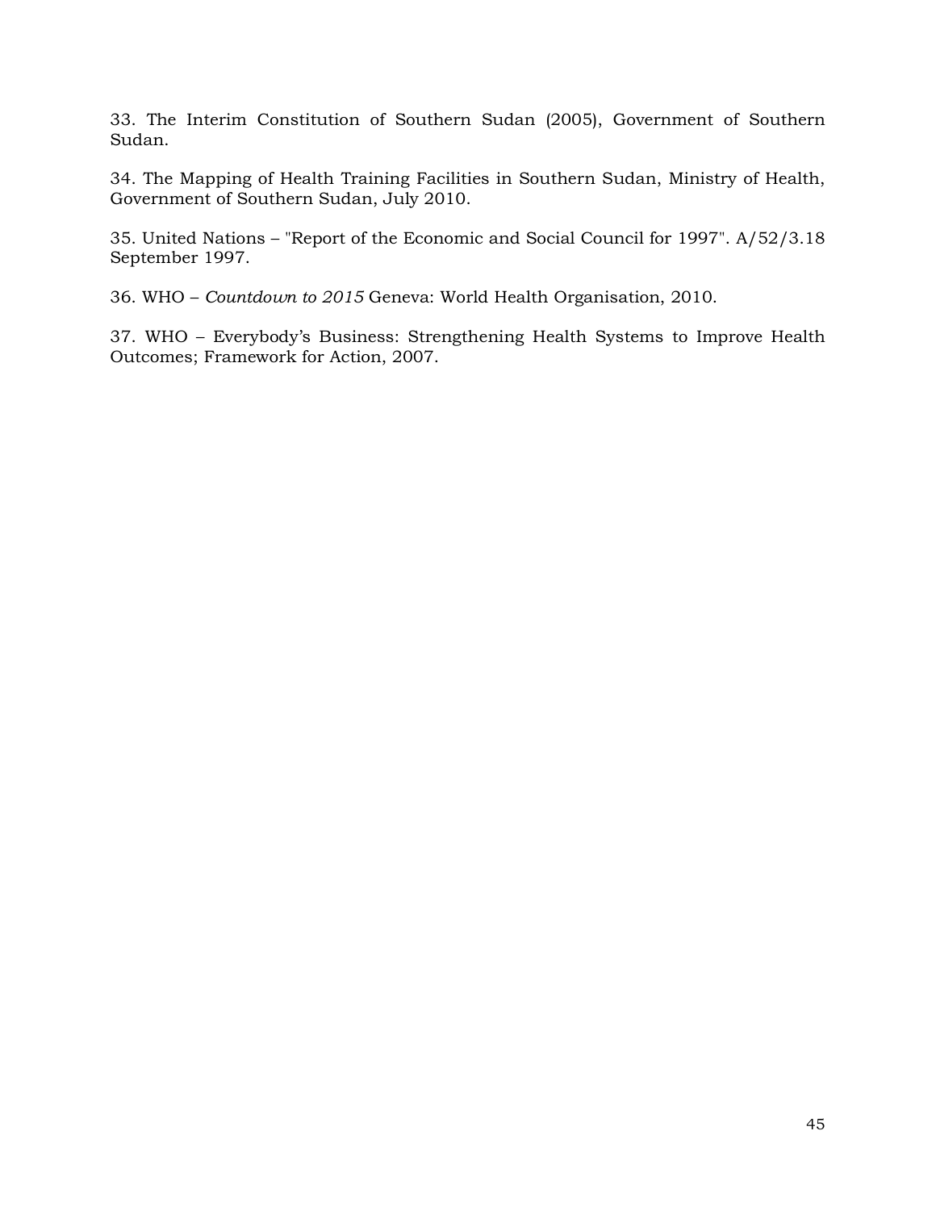33. The Interim Constitution of Southern Sudan (2005), Government of Southern Sudan.

34. The Mapping of Health Training Facilities in Southern Sudan, Ministry of Health, Government of Southern Sudan, July 2010.

35. United Nations – "Report of the Economic and Social Council for 1997". A/52/3.18 September 1997.

36. WHO – *Countdown to 2015* Geneva: World Health Organisation, 2010.

37. WHO – Everybody's Business: Strengthening Health Systems to Improve Health Outcomes; Framework for Action, 2007.